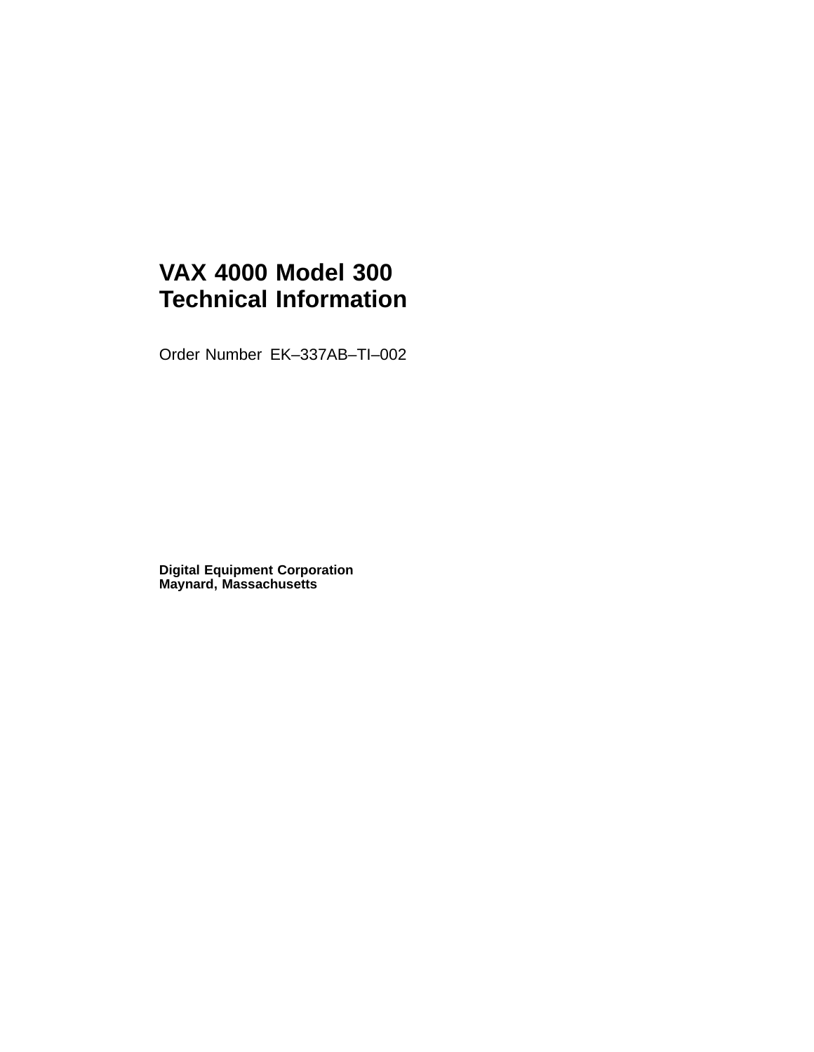# VAX 4000 Model 300 Technical Information

Order Number EK–337AB–TI–002

**Digital Equipment Corporation**
**Maynard, Massachusetts**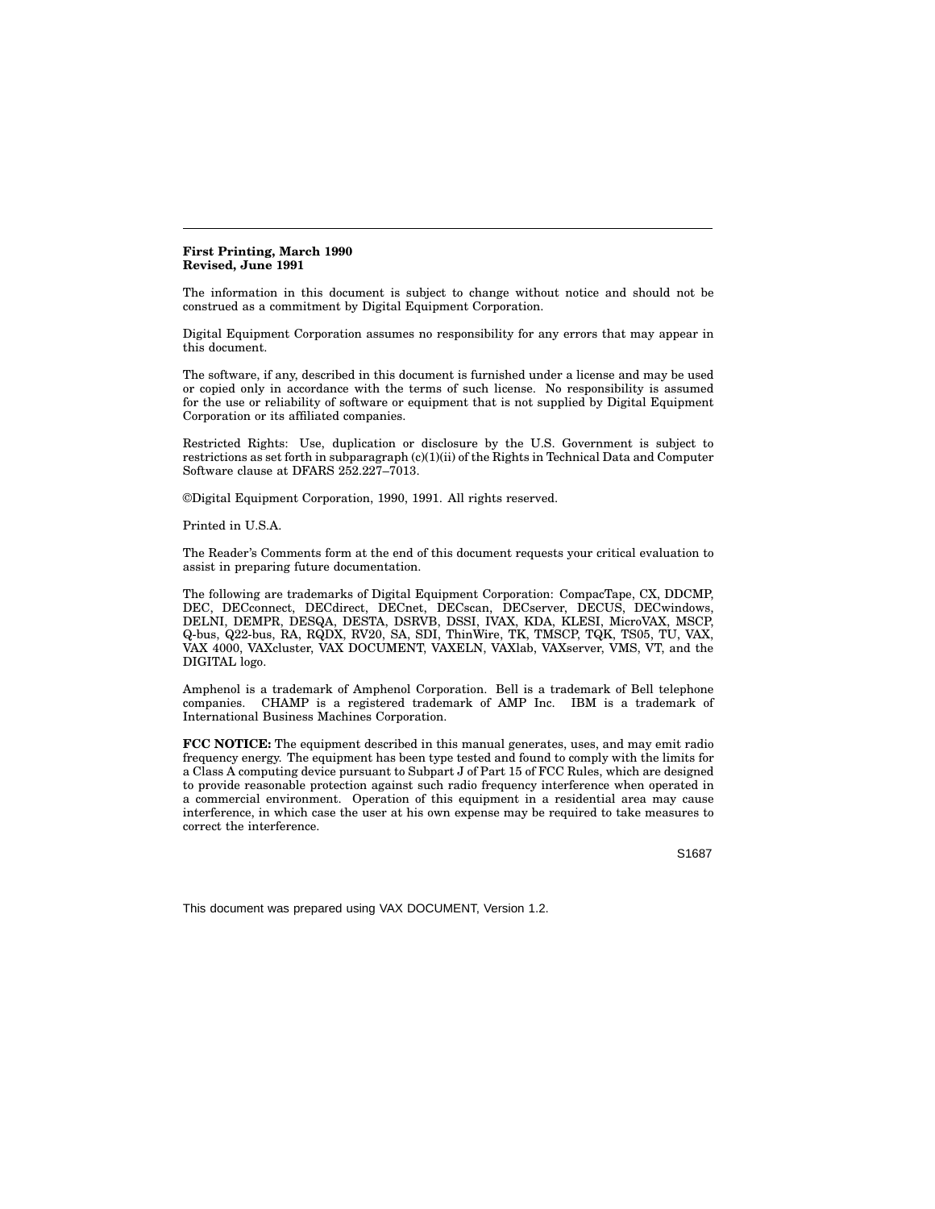**First Printing, March 1990**
**Revised, June 1991**

The information in this document is subject to change without notice and should not be construed as a commitment by Digital Equipment Corporation.

Digital Equipment Corporation assumes no responsibility for any errors that may appear in this document.

The software, if any, described in this document is furnished under a license and may be used or copied only in accordance with the terms of such license. No responsibility is assumed for the use or reliability of software or equipment that is not supplied by Digital Equipment Corporation or its affiliated companies.

Restricted Rights: Use, duplication or disclosure by the U.S. Government is subject to restrictions as set forth in subparagraph (c)(1)(ii) of the Rights in Technical Data and Computer Software clause at DFARS 252.227–7013.

©Digital Equipment Corporation, 1990, 1991. All rights reserved.

Printed in U.S.A.

The Reader's Comments form at the end of this document requests your critical evaluation to assist in preparing future documentation.

The following are trademarks of Digital Equipment Corporation: CompacTape, CX, DDCMP, DEC, DECconnect, DECdirect, DECnet, DECscan, DECserver, DECUS, DECwindows, DELNI, DEMPR, DESQA, DESTA, DSRVB, DSSI, IVAX, KDA, KLESI, MicroVAX, MSCP, Q-bus, Q22-bus, RA, RQDX, RV20, SA, SDI, ThinWire, TK, TMSCP, TQK, TS05, TU, VAX, VAX 4000, VAXcluster, VAX DOCUMENT, VAXELN, VAXlab, VAXserver, VMS, VT, and the DIGITAL logo.

Amphenol is a trademark of Amphenol Corporation. Bell is a trademark of Bell telephone companies. CHAMP is a registered trademark of AMP Inc. IBM is a trademark of International Business Machines Corporation.

**FCC NOTICE:** The equipment described in this manual generates, uses, and may emit radio frequency energy. The equipment has been type tested and found to comply with the limits for a Class A computing device pursuant to Subpart J of Part 15 of FCC Rules, which are designed to provide reasonable protection against such radio frequency interference when operated in a commercial environment. Operation of this equipment in a residential area may cause interference, in which case the user at his own expense may be required to take measures to correct the interference.

S1687

This document was prepared using VAX DOCUMENT, Version 1.2.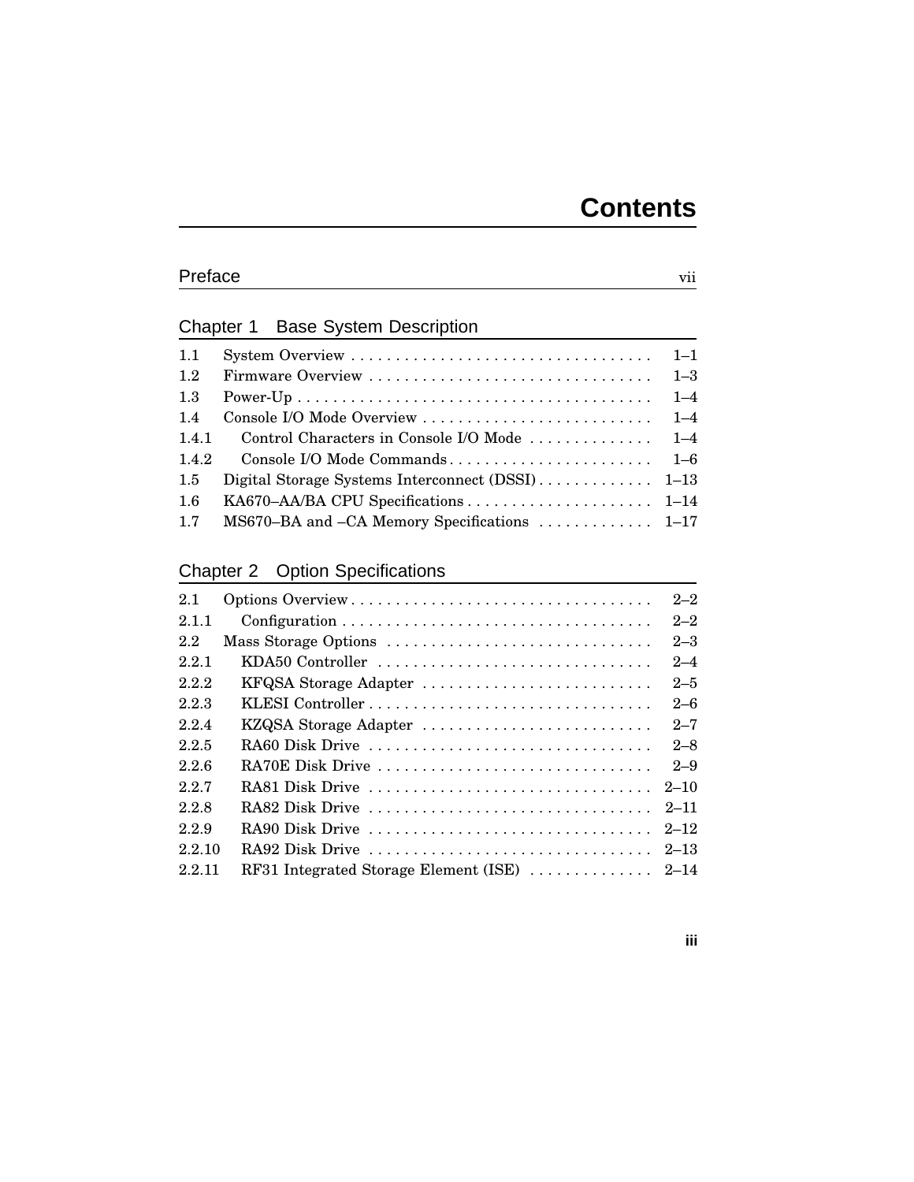# Contents

## Preface vii

## Chapter 1 Base System Description

| | | |
|---|---|---|
| 1.1 | System Overview | 1–1 |
| 1.2 | Firmware Overview | 1–3 |
| 1.3 | Power-Up | 1–4 |
| 1.4 | Console I/O Mode Overview | 1–4 |
| 1.4.1 | Control Characters in Console I/O Mode | 1–4 |
| 1.4.2 | Console I/O Mode Commands | 1–6 |
| 1.5 | Digital Storage Systems Interconnect (DSSI) | 1–13 |
| 1.6 | KA670–AA/BA CPU Specifications | 1–14 |
| 1.7 | MS670–BA and –CA Memory Specifications | 1–17 |

## Chapter 2 Option Specifications

| | | |
|---|---|---|
| 2.1 | Options Overview | 2–2 |
| 2.1.1 | Configuration | 2–2 |
| 2.2 | Mass Storage Options | 2–3 |
| 2.2.1 | KDA50 Controller | 2–4 |
| 2.2.2 | KFQSA Storage Adapter | 2–5 |
| 2.2.3 | KLESI Controller | 2–6 |
| 2.2.4 | KZQSA Storage Adapter | 2–7 |
| 2.2.5 | RA60 Disk Drive | 2–8 |
| 2.2.6 | RA70E Disk Drive | 2–9 |
| 2.2.7 | RA81 Disk Drive | 2–10 |
| 2.2.8 | RA82 Disk Drive | 2–11 |
| 2.2.9 | RA90 Disk Drive | 2–12 |
| 2.2.10 | RA92 Disk Drive | 2–13 |
| 2.2.11 | RF31 Integrated Storage Element (ISE) | 2–14 |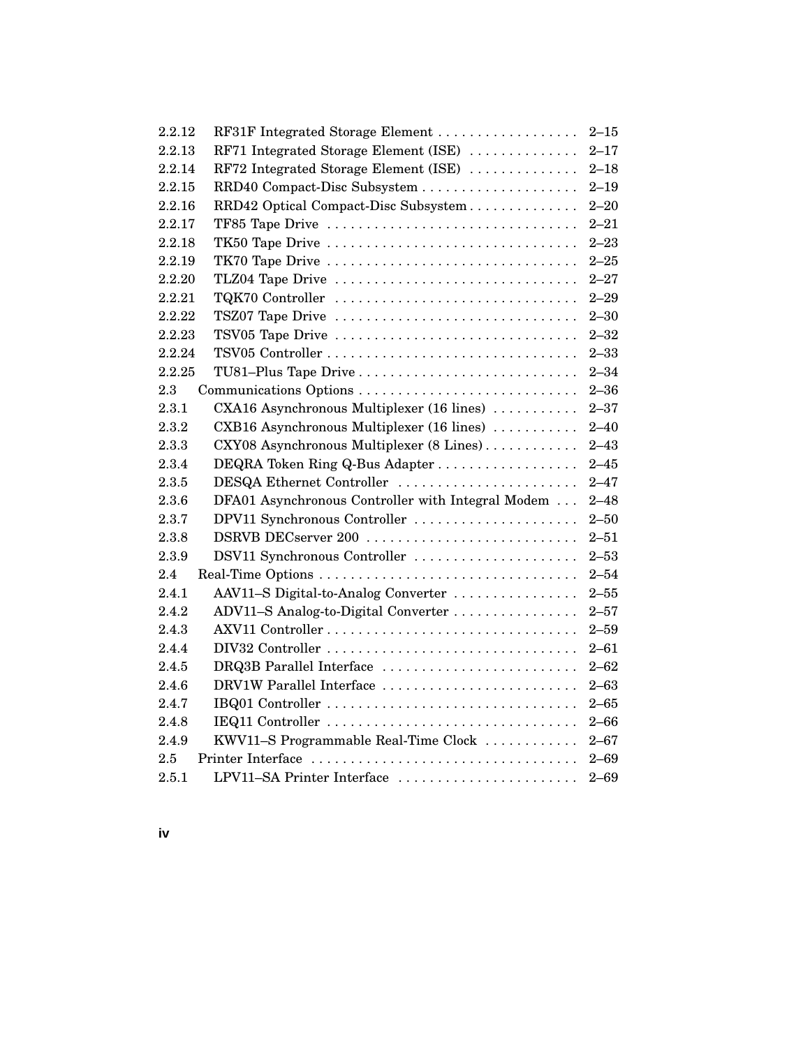| | | |
|---|---|---|
| 2.2.12 | RF31F Integrated Storage Element | 2–15 |
| 2.2.13 | RF71 Integrated Storage Element (ISE) | 2–17 |
| 2.2.14 | RF72 Integrated Storage Element (ISE) | 2–18 |
| 2.2.15 | RRD40 Compact-Disc Subsystem | 2–19 |
| 2.2.16 | RRD42 Optical Compact-Disc Subsystem | 2–20 |
| 2.2.17 | TF85 Tape Drive | 2–21 |
| 2.2.18 | TK50 Tape Drive | 2–23 |
| 2.2.19 | TK70 Tape Drive | 2–25 |
| 2.2.20 | TLZ04 Tape Drive | 2–27 |
| 2.2.21 | TQK70 Controller | 2–29 |
| 2.2.22 | TSZ07 Tape Drive | 2–30 |
| 2.2.23 | TSV05 Tape Drive | 2–32 |
| 2.2.24 | TSV05 Controller | 2–33 |
| 2.2.25 | TU81–Plus Tape Drive | 2–34 |
| 2.3 | Communications Options | 2–36 |
| 2.3.1 | CXA16 Asynchronous Multiplexer (16 lines) | 2–37 |
| 2.3.2 | CXB16 Asynchronous Multiplexer (16 lines) | 2–40 |
| 2.3.3 | CXY08 Asynchronous Multiplexer (8 Lines) | 2–43 |
| 2.3.4 | DEQRA Token Ring Q-Bus Adapter | 2–45 |
| 2.3.5 | DESQA Ethernet Controller | 2–47 |
| 2.3.6 | DFA01 Asynchronous Controller with Integral Modem | 2–48 |
| 2.3.7 | DPV11 Synchronous Controller | 2–50 |
| 2.3.8 | DSRVB DECserver 200 | 2–51 |
| 2.3.9 | DSV11 Synchronous Controller | 2–53 |
| 2.4 | Real-Time Options | 2–54 |
| 2.4.1 | AAV11–S Digital-to-Analog Converter | 2–55 |
| 2.4.2 | ADV11–S Analog-to-Digital Converter | 2–57 |
| 2.4.3 | AXV11 Controller | 2–59 |
| 2.4.4 | DIV32 Controller | 2–61 |
| 2.4.5 | DRQ3B Parallel Interface | 2–62 |
| 2.4.6 | DRV1W Parallel Interface | 2–63 |
| 2.4.7 | IBQ01 Controller | 2–65 |
| 2.4.8 | IEQ11 Controller | 2–66 |
| 2.4.9 | KWV11–S Programmable Real-Time Clock | 2–67 |
| 2.5 | Printer Interface | 2–69 |
| 2.5.1 | LPV11–SA Printer Interface | 2–69 |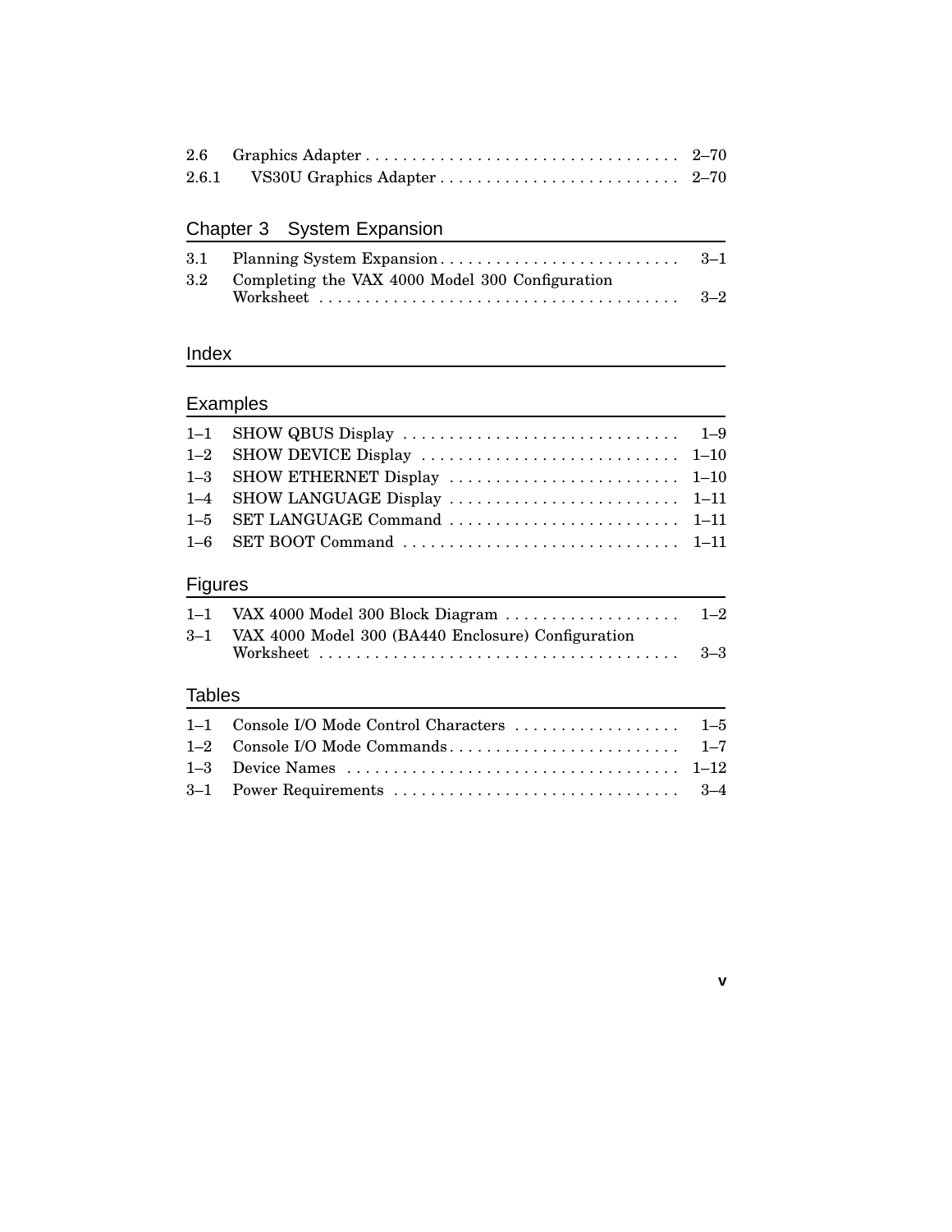| | | |
|---|---|---|
| 2.6 | Graphics Adapter | 2–70 |
| 2.6.1 | VS30U Graphics Adapter | 2–70 |

## Chapter 3 System Expansion

| | | |
|---|---|---|
| 3.1 | Planning System Expansion | 3–1 |
| 3.2 | Completing the VAX 4000 Model 300 Configuration Worksheet | 3–2 |

## Index

## Examples

| | | |
|---|---|---|
| 1–1 | SHOW QBUS Display | 1–9 |
| 1–2 | SHOW DEVICE Display | 1–10 |
| 1–3 | SHOW ETHERNET Display | 1–10 |
| 1–4 | SHOW LANGUAGE Display | 1–11 |
| 1–5 | SET LANGUAGE Command | 1–11 |
| 1–6 | SET BOOT Command | 1–11 |

## Figures

| | | |
|---|---|---|
| 1–1 | VAX 4000 Model 300 Block Diagram | 1–2 |
| 3–1 | VAX 4000 Model 300 (BA440 Enclosure) Configuration Worksheet | 3–3 |

## Tables

| | | |
|---|---|---|
| 1–1 | Console I/O Mode Control Characters | 1–5 |
| 1–2 | Console I/O Mode Commands | 1–7 |
| 1–3 | Device Names | 1–12 |
| 3–1 | Power Requirements | 3–4 |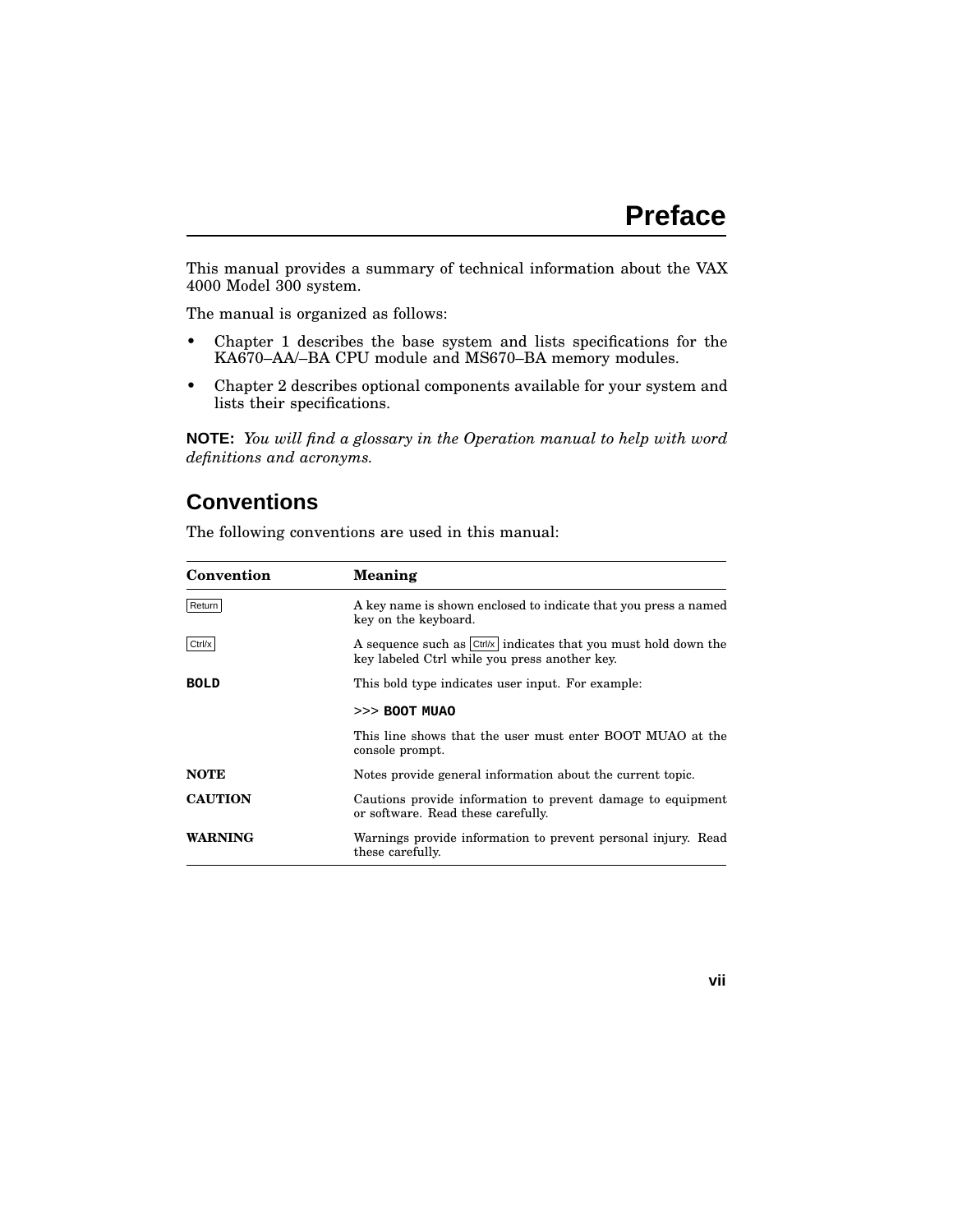# Preface

This manual provides a summary of technical information about the VAX 4000 Model 300 system.

The manual is organized as follows:

- Chapter 1 describes the base system and lists specifications for the KA670–AA/–BA CPU module and MS670–BA memory modules.
- Chapter 2 describes optional components available for your system and lists their specifications.

**NOTE:** *You will find a glossary in the Operation manual to help with word definitions and acronyms.*

## Conventions

The following conventions are used in this manual:

| Convention | Meaning |
| --- | --- |
| Return | A key name is shown enclosed to indicate that you press a named key on the keyboard. |
| Ctrl/x | A sequence such as Ctrl/x indicates that you must hold down the key labeled Ctrl while you press another key. |
| **BOLD** | This bold type indicates user input. For example: |
| | >>> **BOOT MUAO** |
| | This line shows that the user must enter BOOT MUAO at the console prompt. |
| **NOTE** | Notes provide general information about the current topic. |
| **CAUTION** | Cautions provide information to prevent damage to equipment or software. Read these carefully. |
| **WARNING** | Warnings provide information to prevent personal injury. Read these carefully. |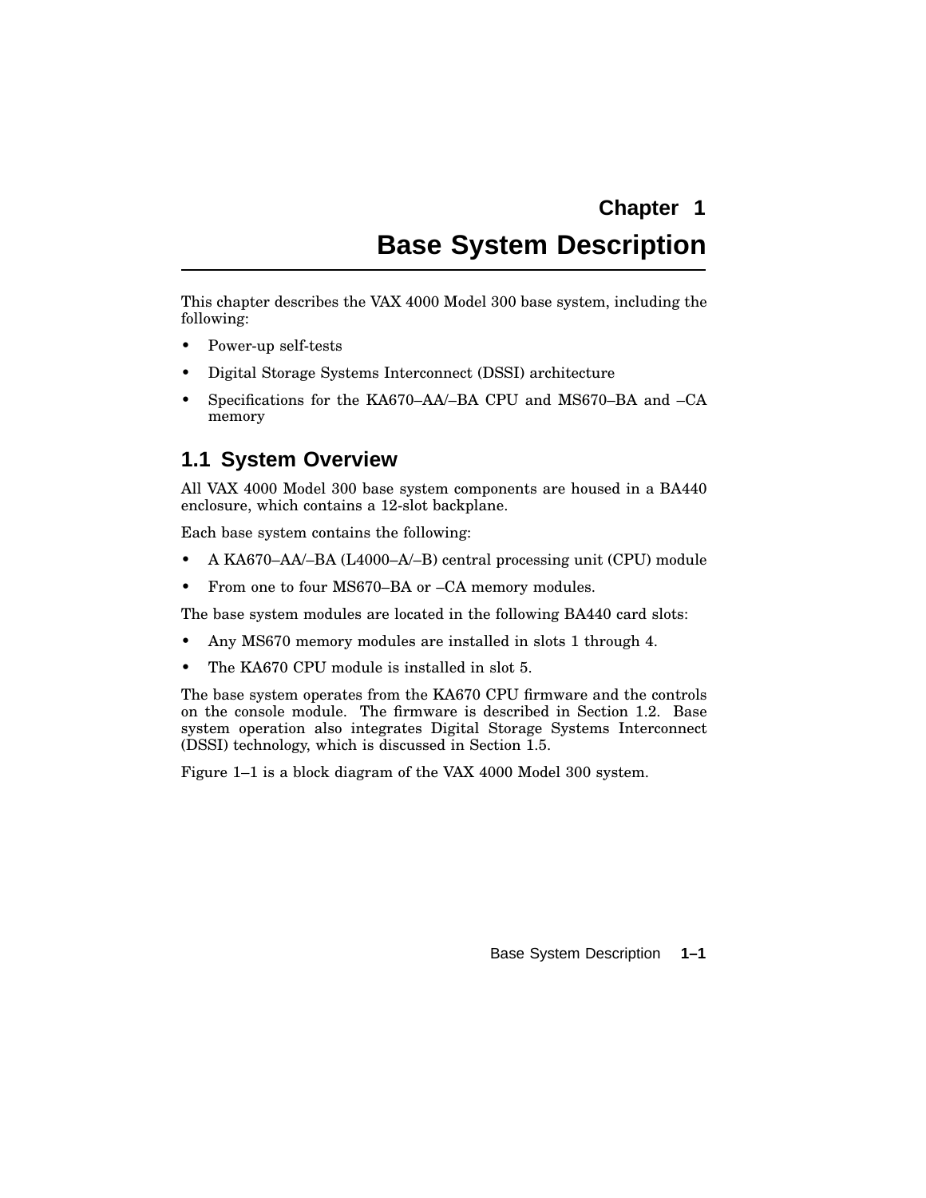# Chapter 1

# Base System Description

This chapter describes the VAX 4000 Model 300 base system, including the following:

- Power-up self-tests
- Digital Storage Systems Interconnect (DSSI) architecture
- Specifications for the KA670–AA/–BA CPU and MS670–BA and –CA memory

## 1.1 System Overview

All VAX 4000 Model 300 base system components are housed in a BA440 enclosure, which contains a 12-slot backplane.

Each base system contains the following:

- A KA670–AA/–BA (L4000–A/–B) central processing unit (CPU) module
- From one to four MS670–BA or –CA memory modules.

The base system modules are located in the following BA440 card slots:

- Any MS670 memory modules are installed in slots 1 through 4.
- The KA670 CPU module is installed in slot 5.

The base system operates from the KA670 CPU firmware and the controls on the console module. The firmware is described in Section 1.2. Base system operation also integrates Digital Storage Systems Interconnect (DSSI) technology, which is discussed in Section 1.5.

Figure 1–1 is a block diagram of the VAX 4000 Model 300 system.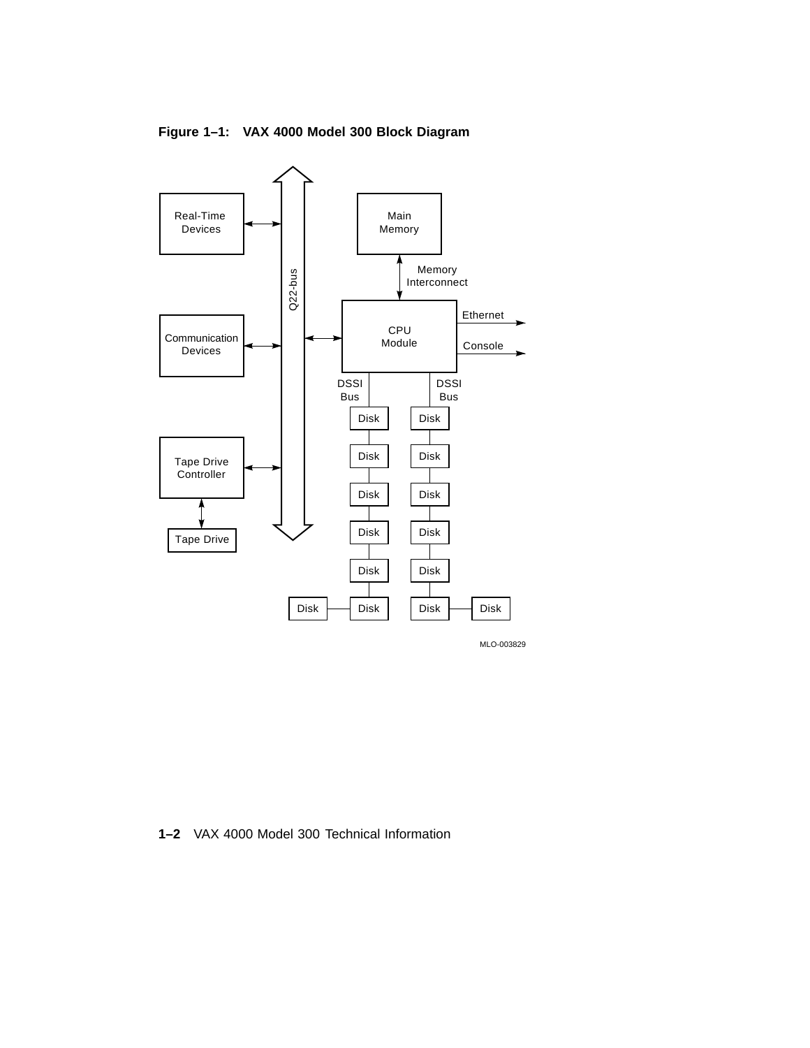**Figure 1–1: VAX 4000 Model 300 Block Diagram**

Real-Time Devices

Communication Devices

Tape Drive Controller

Tape Drive

Q22-bus

Main Memory

Memory Interconnect

CPU Module

Ethernet

Console

DSSI Bus

DSSI Bus

Disk Disk Disk Disk Disk Disk Disk

Disk Disk Disk Disk Disk Disk Disk

MLO-003829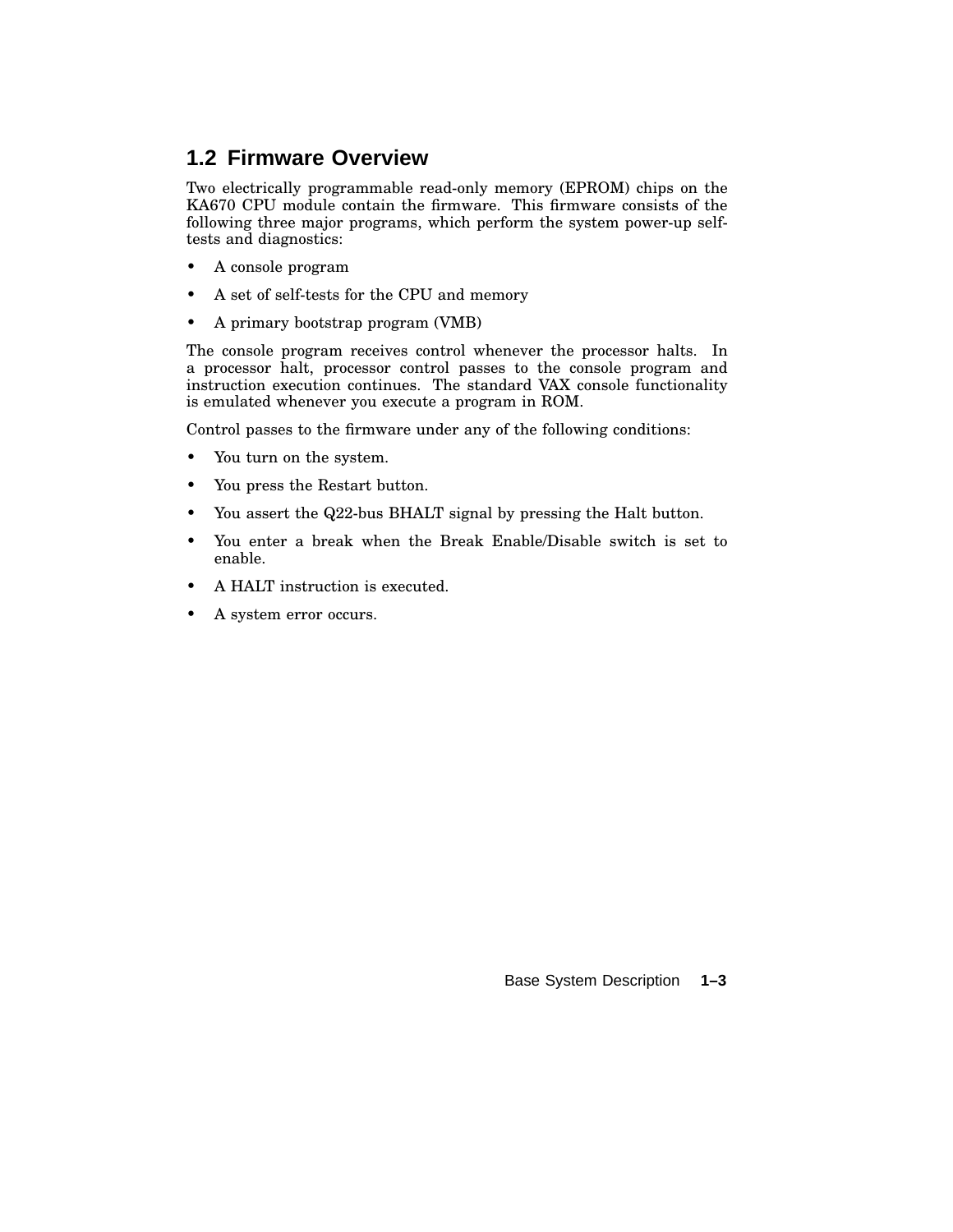## 1.2 Firmware Overview

Two electrically programmable read-only memory (EPROM) chips on the KA670 CPU module contain the firmware. This firmware consists of the following three major programs, which perform the system power-up self-tests and diagnostics:

- A console program
- A set of self-tests for the CPU and memory
- A primary bootstrap program (VMB)

The console program receives control whenever the processor halts. In a processor halt, processor control passes to the console program and instruction execution continues. The standard VAX console functionality is emulated whenever you execute a program in ROM.

Control passes to the firmware under any of the following conditions:

- You turn on the system.
- You press the Restart button.
- You assert the Q22-bus BHALT signal by pressing the Halt button.
- You enter a break when the Break Enable/Disable switch is set to enable.
- A HALT instruction is executed.
- A system error occurs.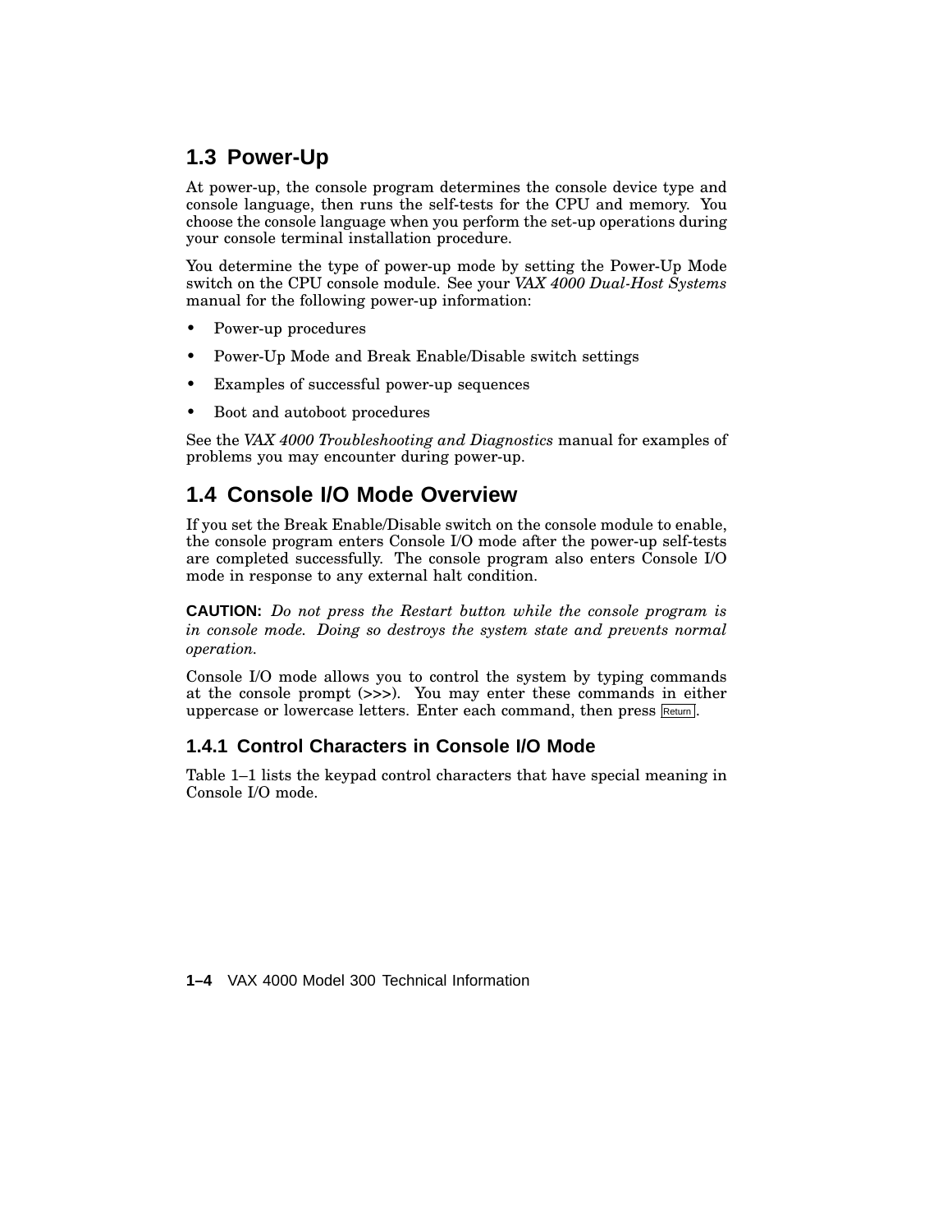## 1.3 Power-Up

At power-up, the console program determines the console device type and console language, then runs the self-tests for the CPU and memory. You choose the console language when you perform the set-up operations during your console terminal installation procedure.

You determine the type of power-up mode by setting the Power-Up Mode switch on the CPU console module. See your *VAX 4000 Dual-Host Systems* manual for the following power-up information:

- Power-up procedures
- Power-Up Mode and Break Enable/Disable switch settings
- Examples of successful power-up sequences
- Boot and autoboot procedures

See the *VAX 4000 Troubleshooting and Diagnostics* manual for examples of problems you may encounter during power-up.

## 1.4 Console I/O Mode Overview

If you set the Break Enable/Disable switch on the console module to enable, the console program enters Console I/O mode after the power-up self-tests are completed successfully. The console program also enters Console I/O mode in response to any external halt condition.

**CAUTION:** *Do not press the Restart button while the console program is in console mode. Doing so destroys the system state and prevents normal operation.*

Console I/O mode allows you to control the system by typing commands at the console prompt (>>>). You may enter these commands in either uppercase or lowercase letters. Enter each command, then press Return.

### 1.4.1 Control Characters in Console I/O Mode

Table 1–1 lists the keypad control characters that have special meaning in Console I/O mode.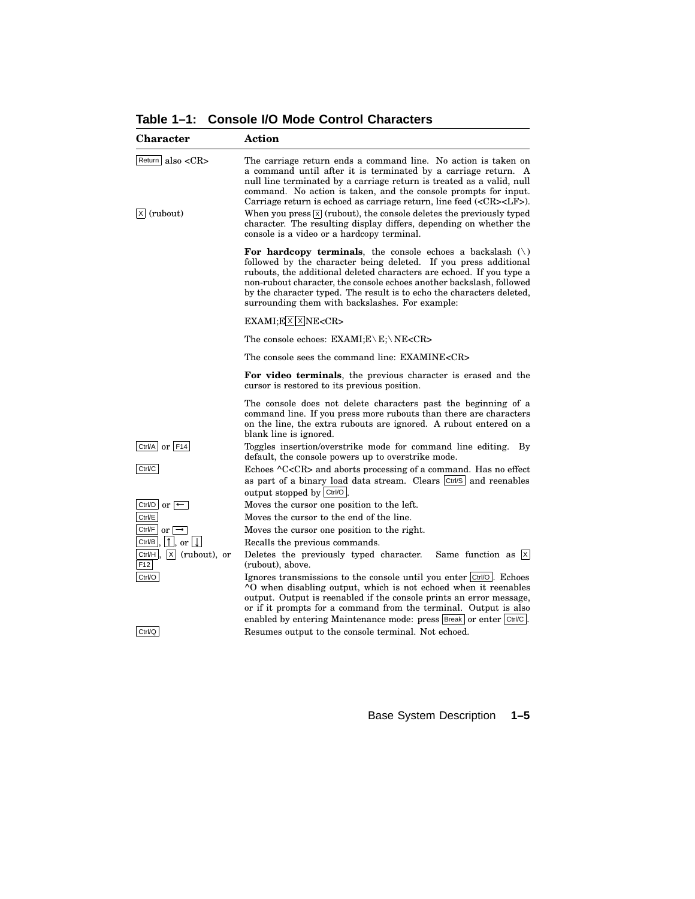**Table 1–1: Console I/O Mode Control Characters**

| Character | Action |
|---|---|
| Return also <CR> | The carriage return ends a command line. No action is taken on a command until after it is terminated by a carriage return. A null line terminated by a carriage return is treated as a valid, null command. No action is taken, and the console prompts for input. Carriage return is echoed as carriage return, line feed (<CR><LF>). |
| X (rubout) | When you press X (rubout), the console deletes the previously typed character. The resulting display differs, depending on whether the console is a video or a hardcopy terminal.<br><br>**For hardcopy terminals**, the console echoes a backslash (\) followed by the character being deleted. If you press additional rubouts, the additional deleted characters are echoed. If you type a non-rubout character, the console echoes another backslash, followed by the character typed. The result is to echo the characters deleted, surrounding them with backslashes. For example:<br><br>EXAMI;E X X NE<CR><br><br>The console echoes: EXAMI;E\E;\NE<CR><br><br>The console sees the command line: EXAMINE<CR><br><br>**For video terminals**, the previous character is erased and the cursor is restored to its previous position.<br><br>The console does not delete characters past the beginning of a command line. If you press more rubouts than there are characters on the line, the extra rubouts are ignored. A rubout entered on a blank line is ignored. |
| Ctrl/A or F14 | Toggles insertion/overstrike mode for command line editing. By default, the console powers up to overstrike mode. |
| Ctrl/C | Echoes ^C<CR> and aborts processing of a command. Has no effect as part of a binary load data stream. Clears Ctrl/S and reenables output stopped by Ctrl/O. |
| Ctrl/D or ← | Moves the cursor one position to the left. |
| Ctrl/E | Moves the cursor to the end of the line. |
| Ctrl/F or → | Moves the cursor one position to the right. |
| Ctrl/B, ↑, or ↓ | Recalls the previous commands. |
| Ctrl/H, X (rubout), or F12 | Deletes the previously typed character. Same function as X (rubout), above. |
| Ctrl/O | Ignores transmissions to the console until you enter Ctrl/O. Echoes ^O when disabling output, which is not echoed when it reenables output. Output is reenabled if the console prints an error message, or if it prompts for a command from the terminal. Output is also enabled by entering Maintenance mode: press Break or enter Ctrl/C. |
| Ctrl/Q | Resumes output to the console terminal. Not echoed. |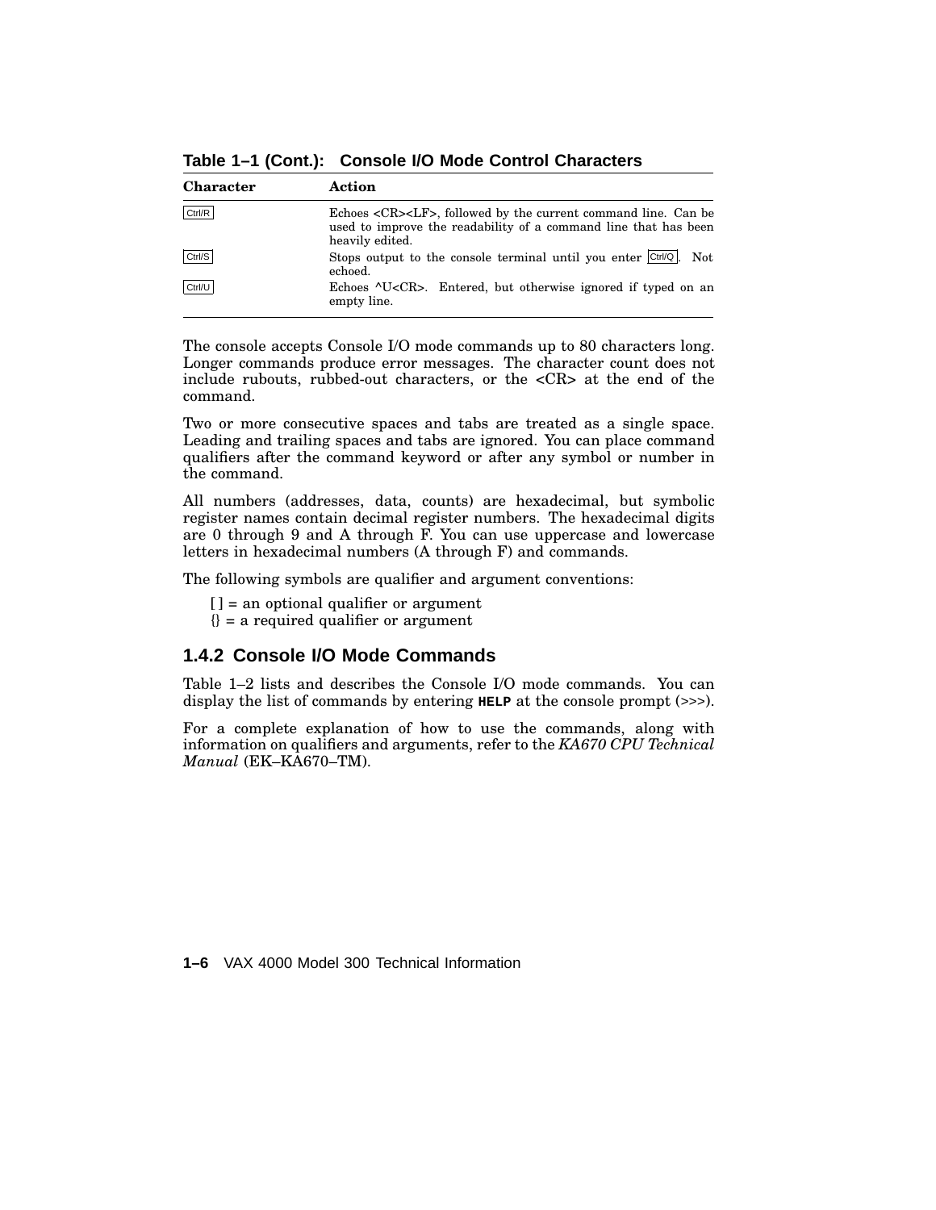**Table 1–1 (Cont.): Console I/O Mode Control Characters**

| Character | Action |
|---|---|
| Ctrl/R | Echoes <CR><LF>, followed by the current command line. Can be used to improve the readability of a command line that has been heavily edited. |
| Ctrl/S | Stops output to the console terminal until you enter Ctrl/Q. Not echoed. |
| Ctrl/U | Echoes ^U<CR>. Entered, but otherwise ignored if typed on an empty line. |

The console accepts Console I/O mode commands up to 80 characters long. Longer commands produce error messages. The character count does not include rubouts, rubbed-out characters, or the <CR> at the end of the command.

Two or more consecutive spaces and tabs are treated as a single space. Leading and trailing spaces and tabs are ignored. You can place command qualifiers after the command keyword or after any symbol or number in the command.

All numbers (addresses, data, counts) are hexadecimal, but symbolic register names contain decimal register numbers. The hexadecimal digits are 0 through 9 and A through F. You can use uppercase and lowercase letters in hexadecimal numbers (A through F) and commands.

The following symbols are qualifier and argument conventions:

[ ] = an optional qualifier or argument
{} = a required qualifier or argument

### 1.4.2 Console I/O Mode Commands

Table 1–2 lists and describes the Console I/O mode commands. You can display the list of commands by entering **HELP** at the console prompt (>>>).

For a complete explanation of how to use the commands, along with information on qualifiers and arguments, refer to the *KA670 CPU Technical Manual* (EK–KA670–TM).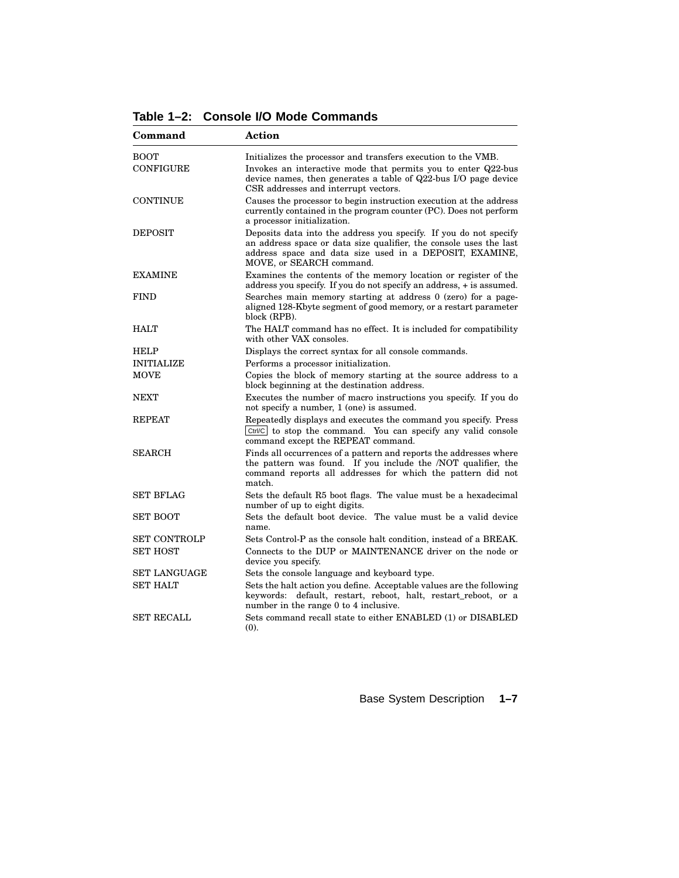**Table 1–2: Console I/O Mode Commands**

| Command | Action |
|---|---|
| BOOT | Initializes the processor and transfers execution to the VMB. |
| CONFIGURE | Invokes an interactive mode that permits you to enter Q22-bus device names, then generates a table of Q22-bus I/O page device CSR addresses and interrupt vectors. |
| CONTINUE | Causes the processor to begin instruction execution at the address currently contained in the program counter (PC). Does not perform a processor initialization. |
| DEPOSIT | Deposits data into the address you specify. If you do not specify an address space or data size qualifier, the console uses the last address space and data size used in a DEPOSIT, EXAMINE, MOVE, or SEARCH command. |
| EXAMINE | Examines the contents of the memory location or register of the address you specify. If you do not specify an address, + is assumed. |
| FIND | Searches main memory starting at address 0 (zero) for a page-aligned 128-Kbyte segment of good memory, or a restart parameter block (RPB). |
| HALT | The HALT command has no effect. It is included for compatibility with other VAX consoles. |
| HELP | Displays the correct syntax for all console commands. |
| INITIALIZE | Performs a processor initialization. |
| MOVE | Copies the block of memory starting at the source address to a block beginning at the destination address. |
| NEXT | Executes the number of macro instructions you specify. If you do not specify a number, 1 (one) is assumed. |
| REPEAT | Repeatedly displays and executes the command you specify. Press Ctrl/C to stop the command. You can specify any valid console command except the REPEAT command. |
| SEARCH | Finds all occurrences of a pattern and reports the addresses where the pattern was found. If you include the /NOT qualifier, the command reports all addresses for which the pattern did not match. |
| SET BFLAG | Sets the default R5 boot flags. The value must be a hexadecimal number of up to eight digits. |
| SET BOOT | Sets the default boot device. The value must be a valid device name. |
| SET CONTROLP | Sets Control-P as the console halt condition, instead of a BREAK. |
| SET HOST | Connects to the DUP or MAINTENANCE driver on the node or device you specify. |
| SET LANGUAGE | Sets the console language and keyboard type. |
| SET HALT | Sets the halt action you define. Acceptable values are the following keywords: default, restart, reboot, halt, restart_reboot, or a number in the range 0 to 4 inclusive. |
| SET RECALL | Sets command recall state to either ENABLED (1) or DISABLED (0). |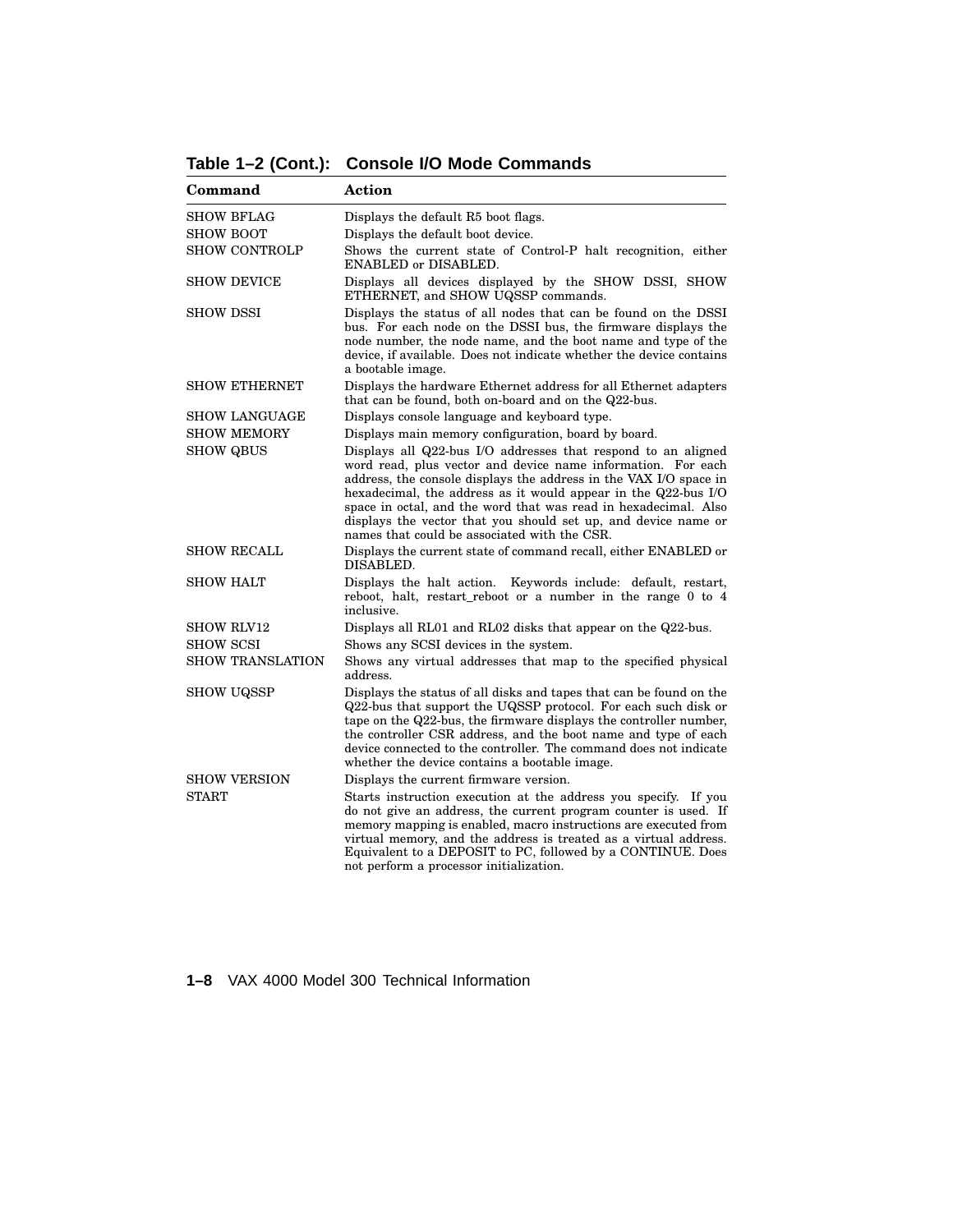**Table 1–2 (Cont.): Console I/O Mode Commands**

| Command | Action |
|---|---|
| SHOW BFLAG | Displays the default R5 boot flags. |
| SHOW BOOT | Displays the default boot device. |
| SHOW CONTROLP | Shows the current state of Control-P halt recognition, either ENABLED or DISABLED. |
| SHOW DEVICE | Displays all devices displayed by the SHOW DSSI, SHOW ETHERNET, and SHOW UQSSP commands. |
| SHOW DSSI | Displays the status of all nodes that can be found on the DSSI bus. For each node on the DSSI bus, the firmware displays the node number, the node name, and the boot name and type of the device, if available. Does not indicate whether the device contains a bootable image. |
| SHOW ETHERNET | Displays the hardware Ethernet address for all Ethernet adapters that can be found, both on-board and on the Q22-bus. |
| SHOW LANGUAGE | Displays console language and keyboard type. |
| SHOW MEMORY | Displays main memory configuration, board by board. |
| SHOW QBUS | Displays all Q22-bus I/O addresses that respond to an aligned word read, plus vector and device name information. For each address, the console displays the address in the VAX I/O space in hexadecimal, the address as it would appear in the Q22-bus I/O space in octal, and the word that was read in hexadecimal. Also displays the vector that you should set up, and device name or names that could be associated with the CSR. |
| SHOW RECALL | Displays the current state of command recall, either ENABLED or DISABLED. |
| SHOW HALT | Displays the halt action. Keywords include: default, restart, reboot, halt, restart_reboot or a number in the range 0 to 4 inclusive. |
| SHOW RLV12 | Displays all RL01 and RL02 disks that appear on the Q22-bus. |
| SHOW SCSI | Shows any SCSI devices in the system. |
| SHOW TRANSLATION | Shows any virtual addresses that map to the specified physical address. |
| SHOW UQSSP | Displays the status of all disks and tapes that can be found on the Q22-bus that support the UQSSP protocol. For each such disk or tape on the Q22-bus, the firmware displays the controller number, the controller CSR address, and the boot name and type of each device connected to the controller. The command does not indicate whether the device contains a bootable image. |
| SHOW VERSION | Displays the current firmware version. |
| START | Starts instruction execution at the address you specify. If you do not give an address, the current program counter is used. If memory mapping is enabled, macro instructions are executed from virtual memory, and the address is treated as a virtual address. Equivalent to a DEPOSIT to PC, followed by a CONTINUE. Does not perform a processor initialization. |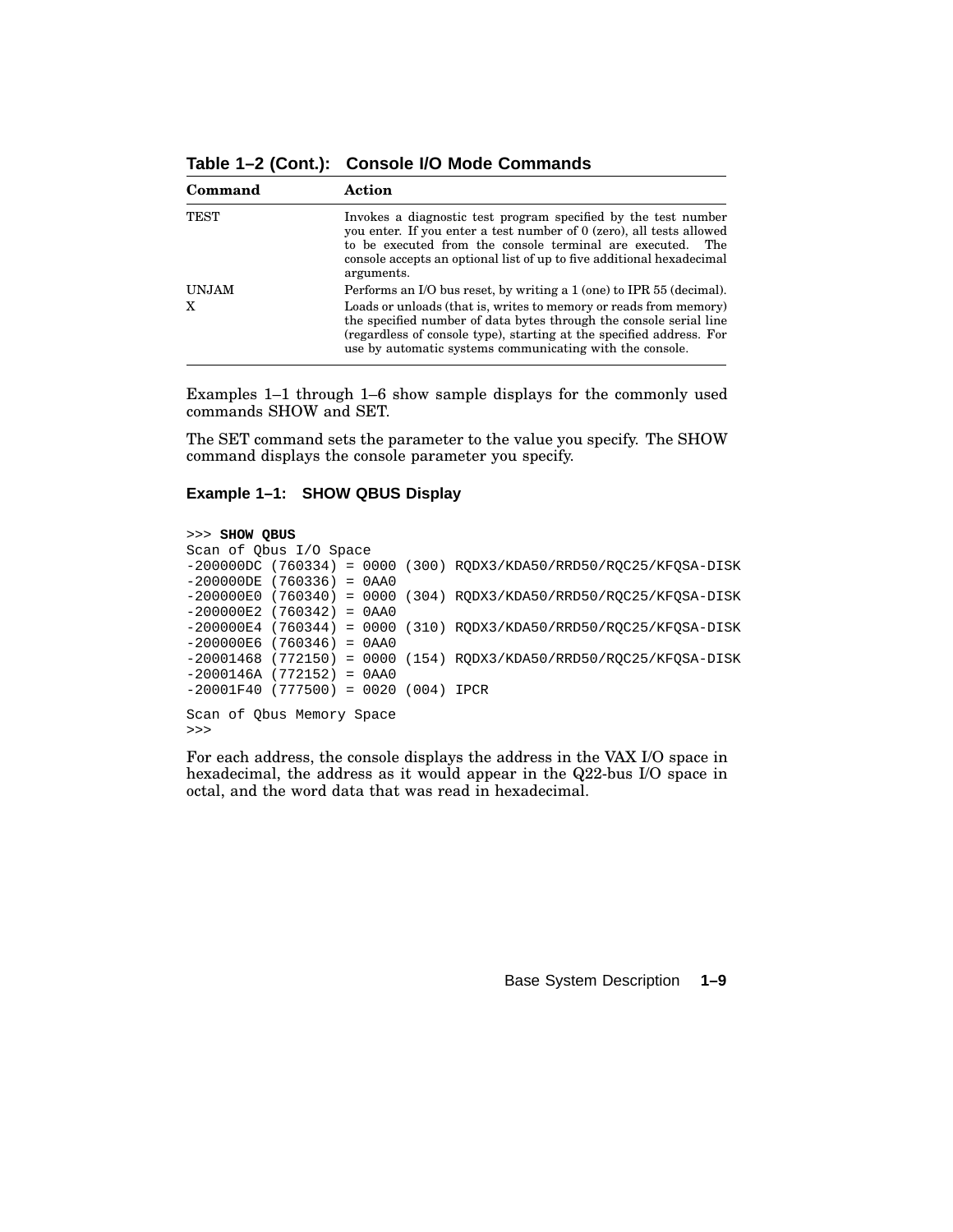**Table 1–2 (Cont.): Console I/O Mode Commands**

| Command | Action |
| --- | --- |
| TEST | Invokes a diagnostic test program specified by the test number you enter. If you enter a test number of 0 (zero), all tests allowed to be executed from the console terminal are executed. The console accepts an optional list of up to five additional hexadecimal arguments. |
| UNJAM | Performs an I/O bus reset, by writing a 1 (one) to IPR 55 (decimal). |
| X | Loads or unloads (that is, writes to memory or reads from memory) the specified number of data bytes through the console serial line (regardless of console type), starting at the specified address. For use by automatic systems communicating with the console. |

Examples 1–1 through 1–6 show sample displays for the commonly used commands SHOW and SET.

The SET command sets the parameter to the value you specify. The SHOW command displays the console parameter you specify.

#### Example 1–1: SHOW QBUS Display

```
>>> SHOW QBUS
Scan of Qbus I/O Space
-200000DC (760334) = 0000 (300) RQDX3/KDA50/RRD50/RQC25/KFQSA-DISK
-200000DE (760336) = 0AA0
-200000E0 (760340) = 0000 (304) RQDX3/KDA50/RRD50/RQC25/KFQSA-DISK
-200000E2 (760342) = 0AA0
-200000E4 (760344) = 0000 (310) RQDX3/KDA50/RRD50/RQC25/KFQSA-DISK
-200000E6 (760346) = 0AA0
-20001468 (772150) = 0000 (154) RQDX3/KDA50/RRD50/RQC25/KFQSA-DISK
-2000146A (772152) = 0AA0
-20001F40 (777500) = 0020 (004) IPCR

Scan of Qbus Memory Space
>>>
```

For each address, the console displays the address in the VAX I/O space in hexadecimal, the address as it would appear in the Q22-bus I/O space in octal, and the word data that was read in hexadecimal.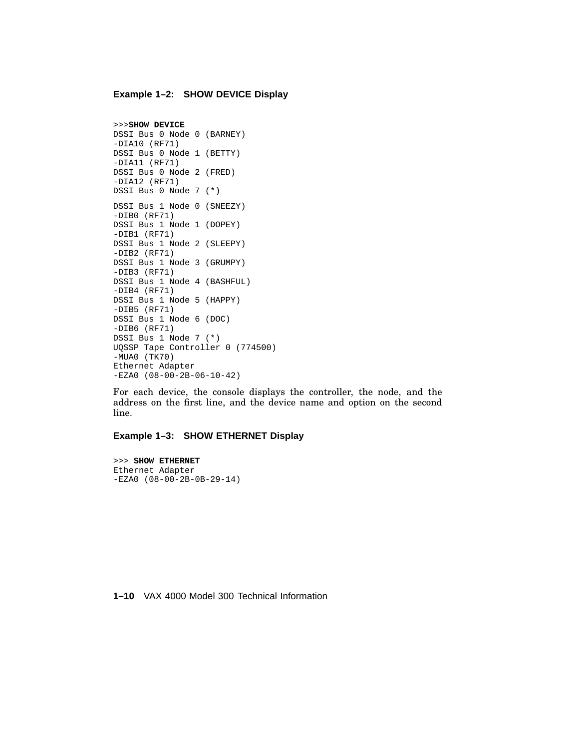**Example 1–2: SHOW DEVICE Display**

```
>>>SHOW DEVICE
DSSI Bus 0 Node 0 (BARNEY)
-DIA10 (RF71)
DSSI Bus 0 Node 1 (BETTY)
-DIA11 (RF71)
DSSI Bus 0 Node 2 (FRED)
-DIA12 (RF71)
DSSI Bus 0 Node 7 (*)

DSSI Bus 1 Node 0 (SNEEZY)
-DIB0 (RF71)
DSSI Bus 1 Node 1 (DOPEY)
-DIB1 (RF71)
DSSI Bus 1 Node 2 (SLEEPY)
-DIB2 (RF71)
DSSI Bus 1 Node 3 (GRUMPY)
-DIB3 (RF71)
DSSI Bus 1 Node 4 (BASHFUL)
-DIB4 (RF71)
DSSI Bus 1 Node 5 (HAPPY)
-DIB5 (RF71)
DSSI Bus 1 Node 6 (DOC)
-DIB6 (RF71)
DSSI Bus 1 Node 7 (*)
UQSSP Tape Controller 0 (774500)
-MUA0 (TK70)
Ethernet Adapter
-EZA0 (08-00-2B-06-10-42)
```

For each device, the console displays the controller, the node, and the address on the first line, and the device name and option on the second line.

**Example 1–3: SHOW ETHERNET Display**

```
>>> SHOW ETHERNET
Ethernet Adapter
-EZA0 (08-00-2B-0B-29-14)
```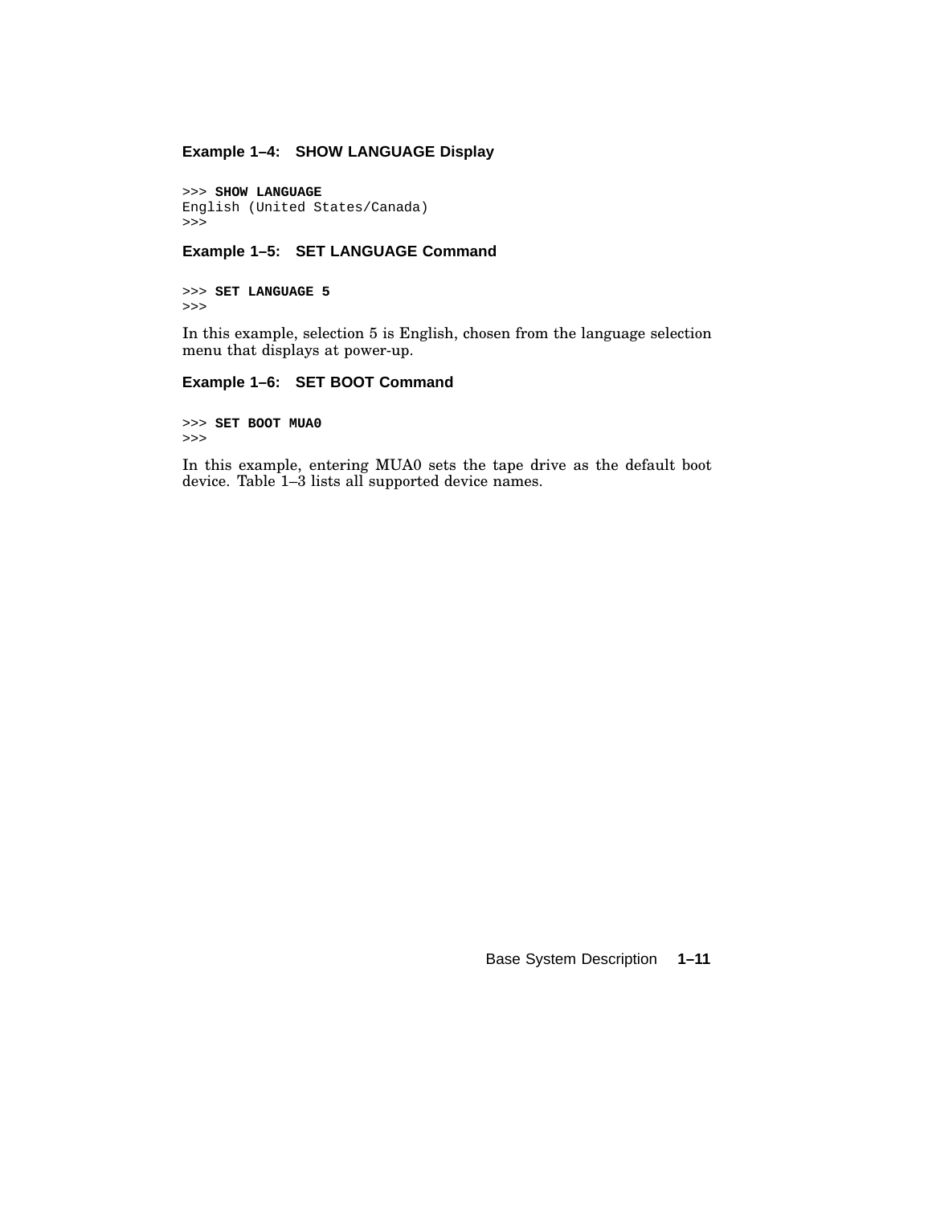**Example 1–4: SHOW LANGUAGE Display**

```
>>> SHOW LANGUAGE
English (United States/Canada)
>>>
```

**Example 1–5: SET LANGUAGE Command**

```
>>> SET LANGUAGE 5
>>>
```

In this example, selection 5 is English, chosen from the language selection menu that displays at power-up.

**Example 1–6: SET BOOT Command**

```
>>> SET BOOT MUA0
>>>
```

In this example, entering MUA0 sets the tape drive as the default boot device. Table 1–3 lists all supported device names.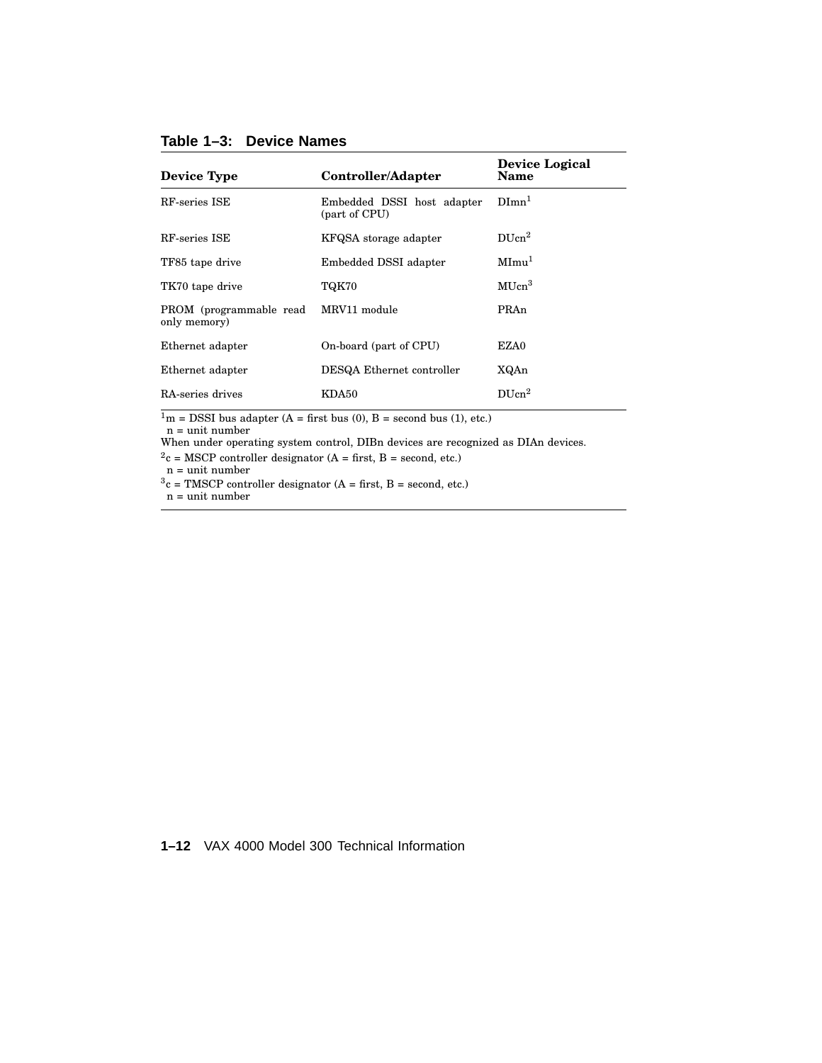**Table 1–3: Device Names**

| Device Type | Controller/Adapter | Device Logical Name |
|---|---|---|
| RF-series ISE | Embedded DSSI host adapter (part of CPU) | DImn[1] |
| RF-series ISE | KFQSA storage adapter | DUcn[2] |
| TF85 tape drive | Embedded DSSI adapter | MImu[1] |
| TK70 tape drive | TQK70 | MUcn[3] |
| PROM (programmable read only memory) | MRV11 module | PRAn |
| Ethernet adapter | On-board (part of CPU) | EZA0 |
| Ethernet adapter | DESQA Ethernet controller | XQAn |
| RA-series drives | KDA50 | DUcn[2] |

[1]m = DSSI bus adapter (A = first bus (0), B = second bus (1), etc.)
n = unit number
When under operating system control, DIBn devices are recognized as DIAn devices.

[2]c = MSCP controller designator (A = first, B = second, etc.)
n = unit number

[3]c = TMSCP controller designator (A = first, B = second, etc.)
n = unit number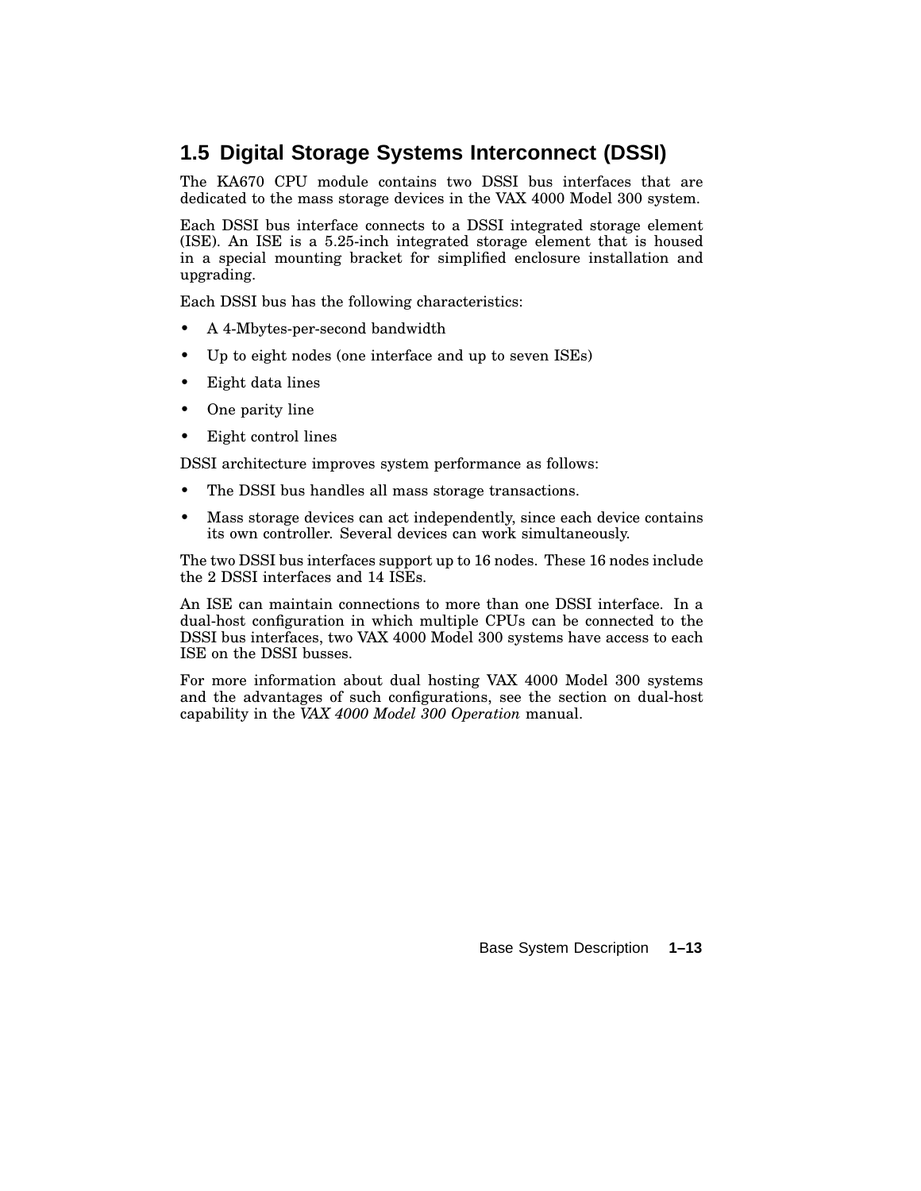## 1.5 Digital Storage Systems Interconnect (DSSI)

The KA670 CPU module contains two DSSI bus interfaces that are dedicated to the mass storage devices in the VAX 4000 Model 300 system.

Each DSSI bus interface connects to a DSSI integrated storage element (ISE). An ISE is a 5.25-inch integrated storage element that is housed in a special mounting bracket for simplified enclosure installation and upgrading.

Each DSSI bus has the following characteristics:

- A 4-Mbytes-per-second bandwidth
- Up to eight nodes (one interface and up to seven ISEs)
- Eight data lines
- One parity line
- Eight control lines

DSSI architecture improves system performance as follows:

- The DSSI bus handles all mass storage transactions.
- Mass storage devices can act independently, since each device contains its own controller. Several devices can work simultaneously.

The two DSSI bus interfaces support up to 16 nodes. These 16 nodes include the 2 DSSI interfaces and 14 ISEs.

An ISE can maintain connections to more than one DSSI interface. In a dual-host configuration in which multiple CPUs can be connected to the DSSI bus interfaces, two VAX 4000 Model 300 systems have access to each ISE on the DSSI busses.

For more information about dual hosting VAX 4000 Model 300 systems and the advantages of such configurations, see the section on dual-host capability in the *VAX 4000 Model 300 Operation* manual.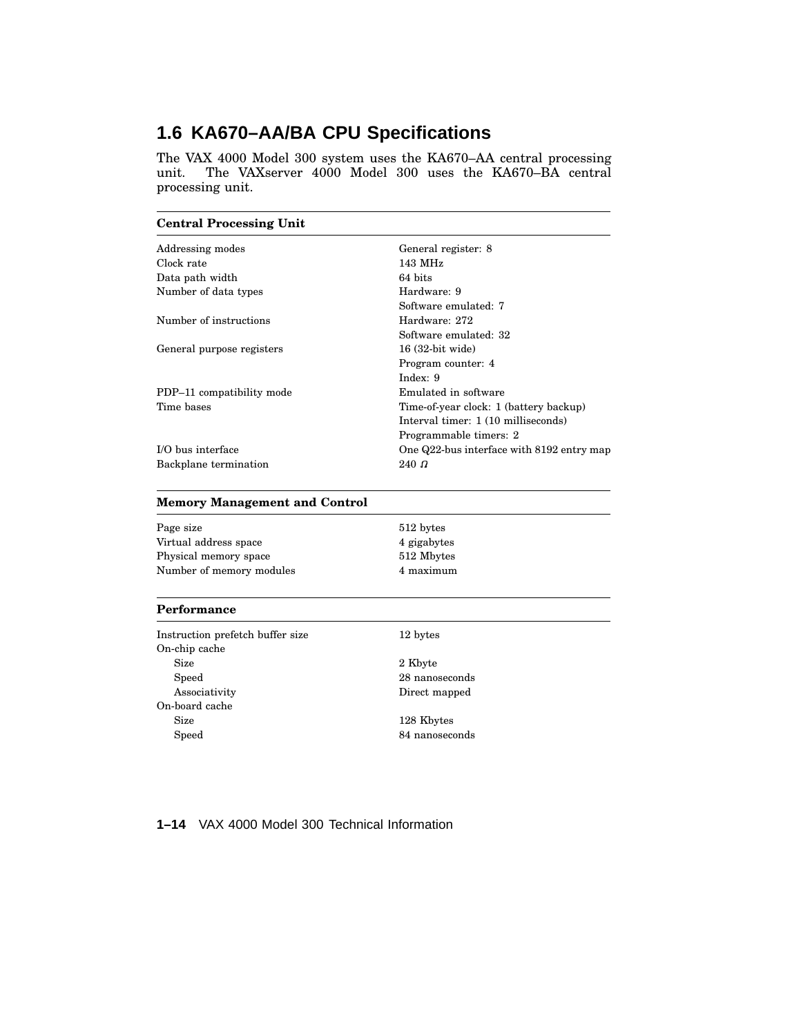## 1.6 KA670–AA/BA CPU Specifications

The VAX 4000 Model 300 system uses the KA670–AA central processing unit. The VAXserver 4000 Model 300 uses the KA670–BA central processing unit.

| Central Processing Unit | |
|---|---|
| Addressing modes | General register: 8 |
| Clock rate | 143 MHz |
| Data path width | 64 bits |
| Number of data types | Hardware: 9 |
| | Software emulated: 7 |
| Number of instructions | Hardware: 272 |
| | Software emulated: 32 |
| General purpose registers | 16 (32-bit wide) |
| | Program counter: 4 |
| | Index: 9 |
| PDP–11 compatibility mode | Emulated in software |
| Time bases | Time-of-year clock: 1 (battery backup) |
| | Interval timer: 1 (10 milliseconds) |
| | Programmable timers: 2 |
| I/O bus interface | One Q22-bus interface with 8192 entry map |
| Backplane termination | 240 $\Omega$ |

| Memory Management and Control | |
|---|---|
| Page size | 512 bytes |
| Virtual address space | 4 gigabytes |
| Physical memory space | 512 Mbytes |
| Number of memory modules | 4 maximum |

| Performance | |
|---|---|
| Instruction prefetch buffer size | 12 bytes |
| On-chip cache | |
| Size | 2 Kbyte |
| Speed | 28 nanoseconds |
| Associativity | Direct mapped |
| On-board cache | |
| Size | 128 Kbytes |
| Speed | 84 nanoseconds |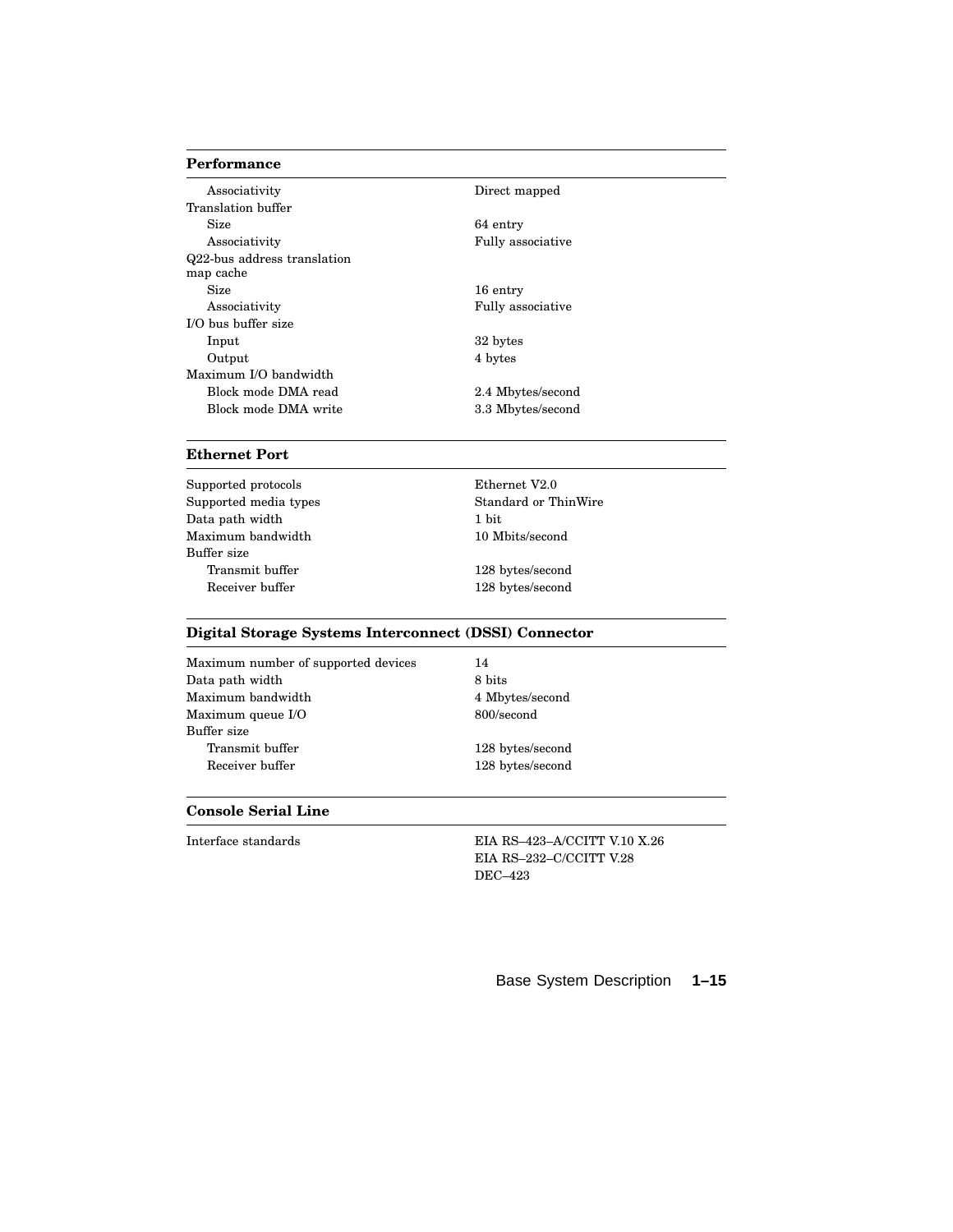| Performance | |
|---|---|
| Associativity | Direct mapped |
| Translation buffer | |
| Size | 64 entry |
| Associativity | Fully associative |
| Q22-bus address translation map cache | |
| Size | 16 entry |
| Associativity | Fully associative |
| I/O bus buffer size | |
| Input | 32 bytes |
| Output | 4 bytes |
| Maximum I/O bandwidth | |
| Block mode DMA read | 2.4 Mbytes/second |
| Block mode DMA write | 3.3 Mbytes/second |

| Ethernet Port | |
|---|---|
| Supported protocols | Ethernet V2.0 |
| Supported media types | Standard or ThinWire |
| Data path width | 1 bit |
| Maximum bandwidth | 10 Mbits/second |
| Buffer size | |
| Transmit buffer | 128 bytes/second |
| Receiver buffer | 128 bytes/second |

| Digital Storage Systems Interconnect (DSSI) Connector | |
|---|---|
| Maximum number of supported devices | 14 |
| Data path width | 8 bits |
| Maximum bandwidth | 4 Mbytes/second |
| Maximum queue I/O | 800/second |
| Buffer size | |
| Transmit buffer | 128 bytes/second |
| Receiver buffer | 128 bytes/second |

| Console Serial Line | |
|---|---|
| Interface standards | EIA RS–423–A/CCITT V.10 X.26<br>EIA RS–232–C/CCITT V.28<br>DEC–423 |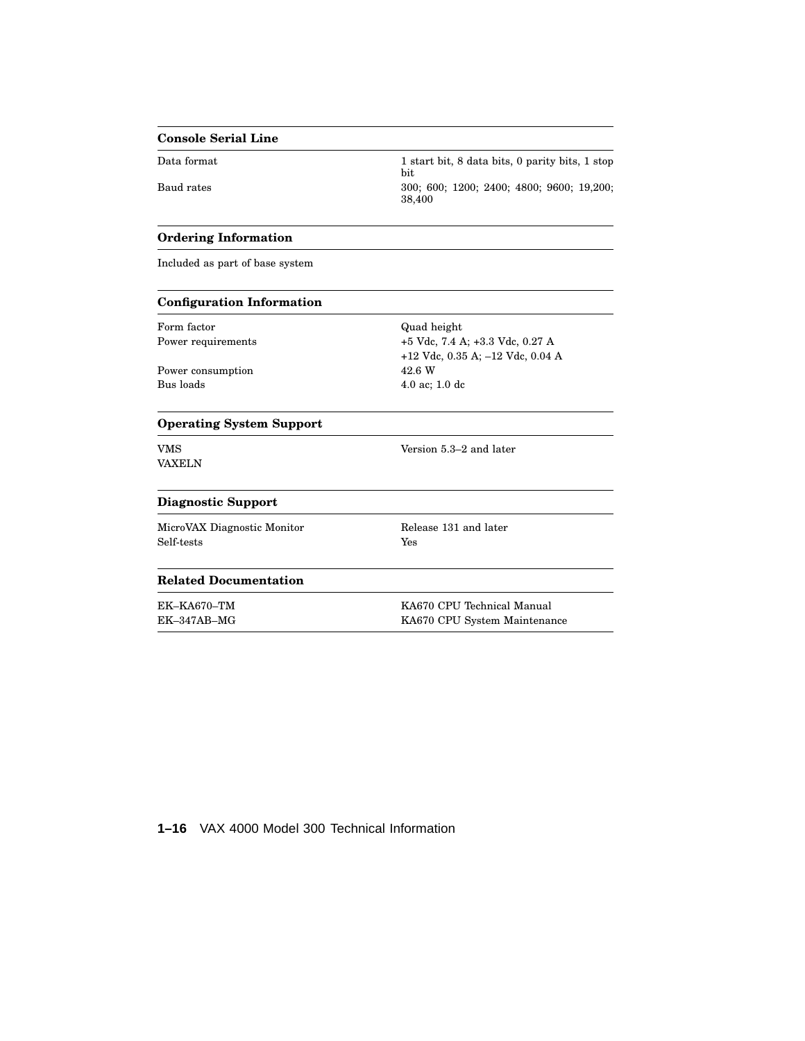| **Console Serial Line** | |
|---|---|
| Data format | 1 start bit, 8 data bits, 0 parity bits, 1 stop bit |
| Baud rates | 300; 600; 1200; 2400; 4800; 9600; 19,200; 38,400 |

| **Ordering Information** |
|---|
| Included as part of base system |

| **Configuration Information** | |
|---|---|
| Form factor | Quad height |
| Power requirements | +5 Vdc, 7.4 A; +3.3 Vdc, 0.27 A<br>+12 Vdc, 0.35 A; –12 Vdc, 0.04 A |
| Power consumption | 42.6 W |
| Bus loads | 4.0 ac; 1.0 dc |

| **Operating System Support** | |
|---|---|
| VMS | Version 5.3–2 and later |
| VAXELN | |

| **Diagnostic Support** | |
|---|---|
| MicroVAX Diagnostic Monitor | Release 131 and later |
| Self-tests | Yes |

| **Related Documentation** | |
|---|---|
| EK–KA670–TM | KA670 CPU Technical Manual |
| EK–347AB–MG | KA670 CPU System Maintenance |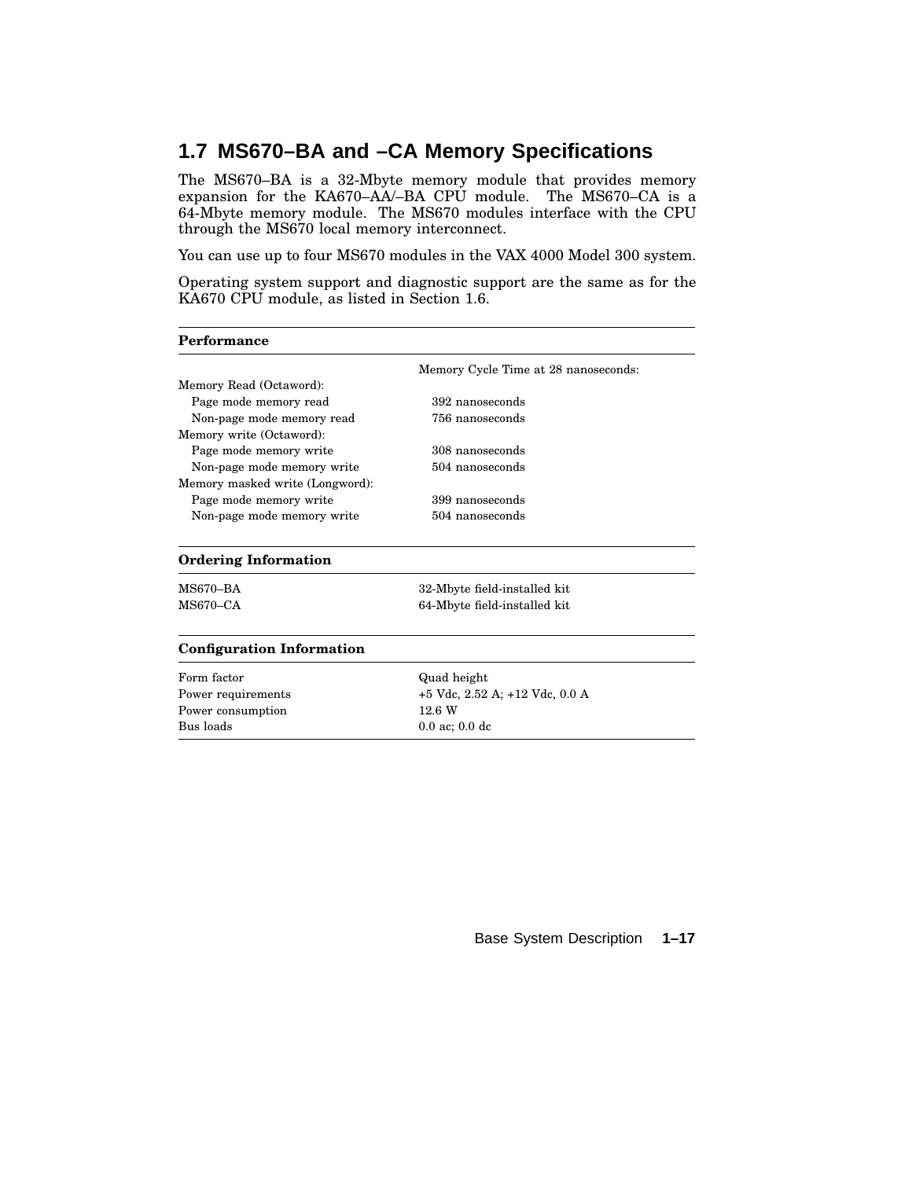## 1.7 MS670–BA and –CA Memory Specifications

The MS670–BA is a 32-Mbyte memory module that provides memory expansion for the KA670–AA/–BA CPU module. The MS670–CA is a 64-Mbyte memory module. The MS670 modules interface with the CPU through the MS670 local memory interconnect.

You can use up to four MS670 modules in the VAX 4000 Model 300 system.

Operating system support and diagnostic support are the same as for the KA670 CPU module, as listed in Section 1.6.

| **Performance** | |
|---|---|
| | Memory Cycle Time at 28 nanoseconds: |
| Memory Read (Octaword): | |
| Page mode memory read | 392 nanoseconds |
| Non-page mode memory read | 756 nanoseconds |
| Memory write (Octaword): | |
| Page mode memory write | 308 nanoseconds |
| Non-page mode memory write | 504 nanoseconds |
| Memory masked write (Longword): | |
| Page mode memory write | 399 nanoseconds |
| Non-page mode memory write | 504 nanoseconds |

| **Ordering Information** | |
|---|---|
| MS670–BA | 32-Mbyte field-installed kit |
| MS670–CA | 64-Mbyte field-installed kit |

| **Configuration Information** | |
|---|---|
| Form factor | Quad height |
| Power requirements | +5 Vdc, 2.52 A; +12 Vdc, 0.0 A |
| Power consumption | 12.6 W |
| Bus loads | 0.0 ac; 0.0 dc |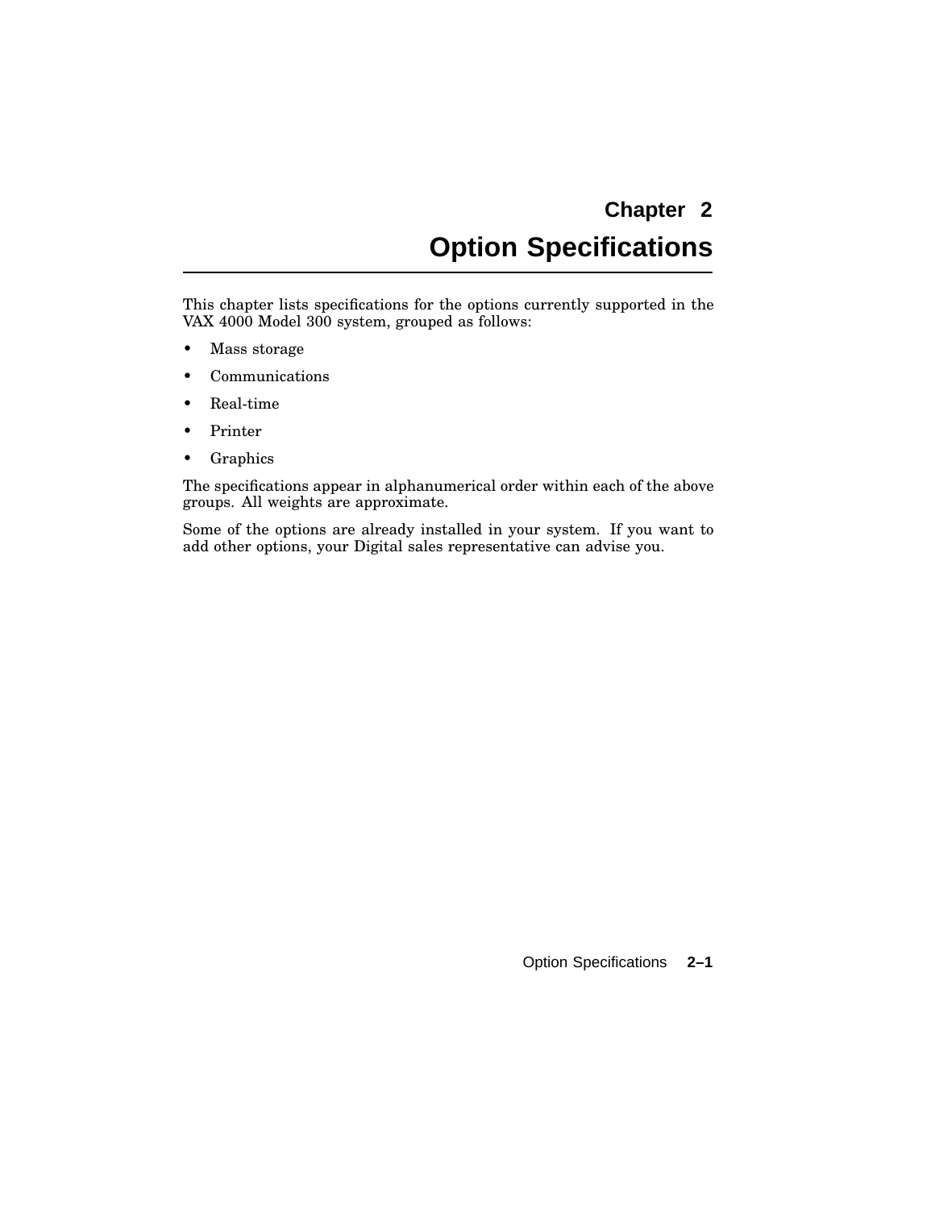# Chapter 2
# Option Specifications

This chapter lists specifications for the options currently supported in the VAX 4000 Model 300 system, grouped as follows:

- Mass storage
- Communications
- Real-time
- Printer
- Graphics

The specifications appear in alphanumerical order within each of the above groups. All weights are approximate.

Some of the options are already installed in your system. If you want to add other options, your Digital sales representative can advise you.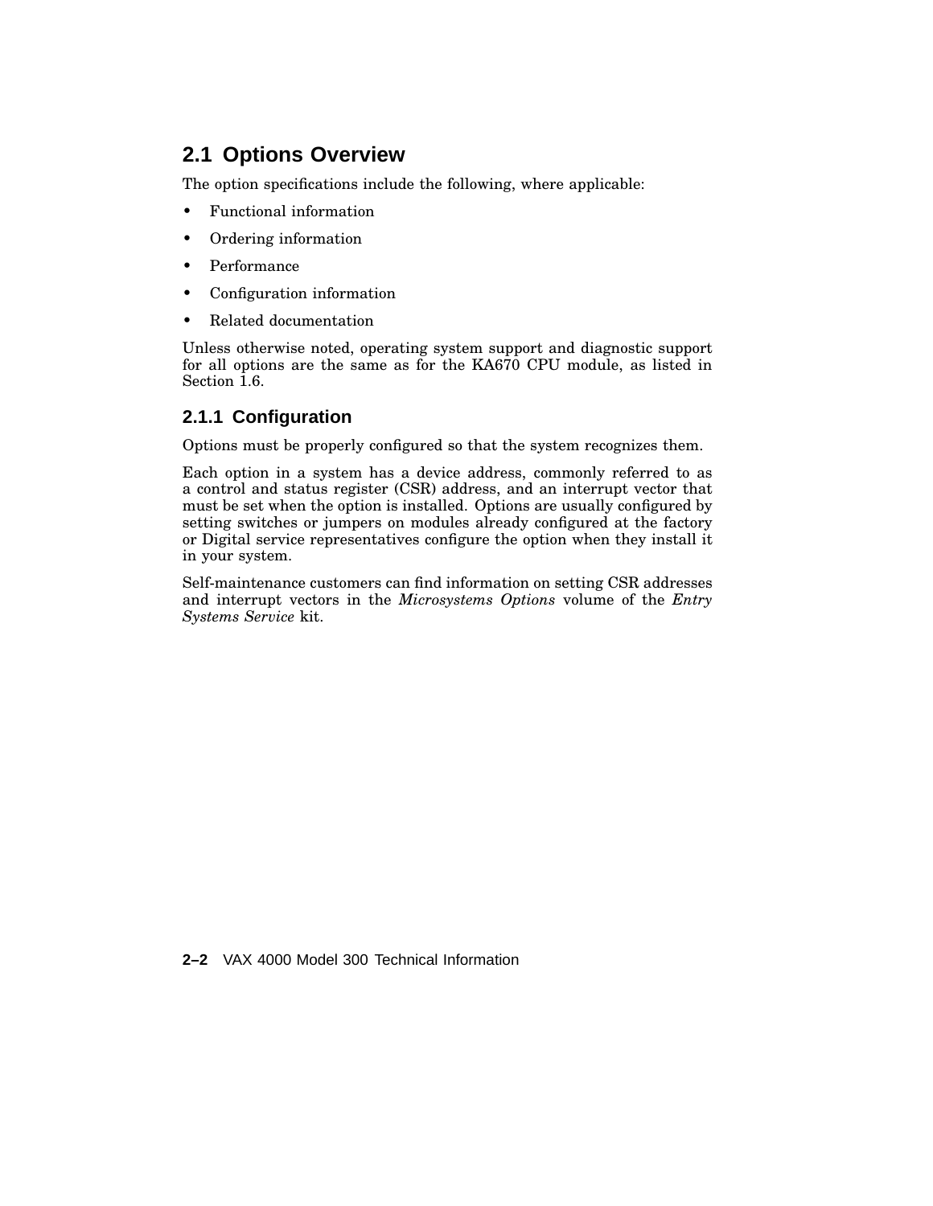## 2.1 Options Overview

The option specifications include the following, where applicable:

- Functional information
- Ordering information
- Performance
- Configuration information
- Related documentation

Unless otherwise noted, operating system support and diagnostic support for all options are the same as for the KA670 CPU module, as listed in Section 1.6.

### 2.1.1 Configuration

Options must be properly configured so that the system recognizes them.

Each option in a system has a device address, commonly referred to as a control and status register (CSR) address, and an interrupt vector that must be set when the option is installed. Options are usually configured by setting switches or jumpers on modules already configured at the factory or Digital service representatives configure the option when they install it in your system.

Self-maintenance customers can find information on setting CSR addresses and interrupt vectors in the *Microsystems Options* volume of the *Entry Systems Service* kit.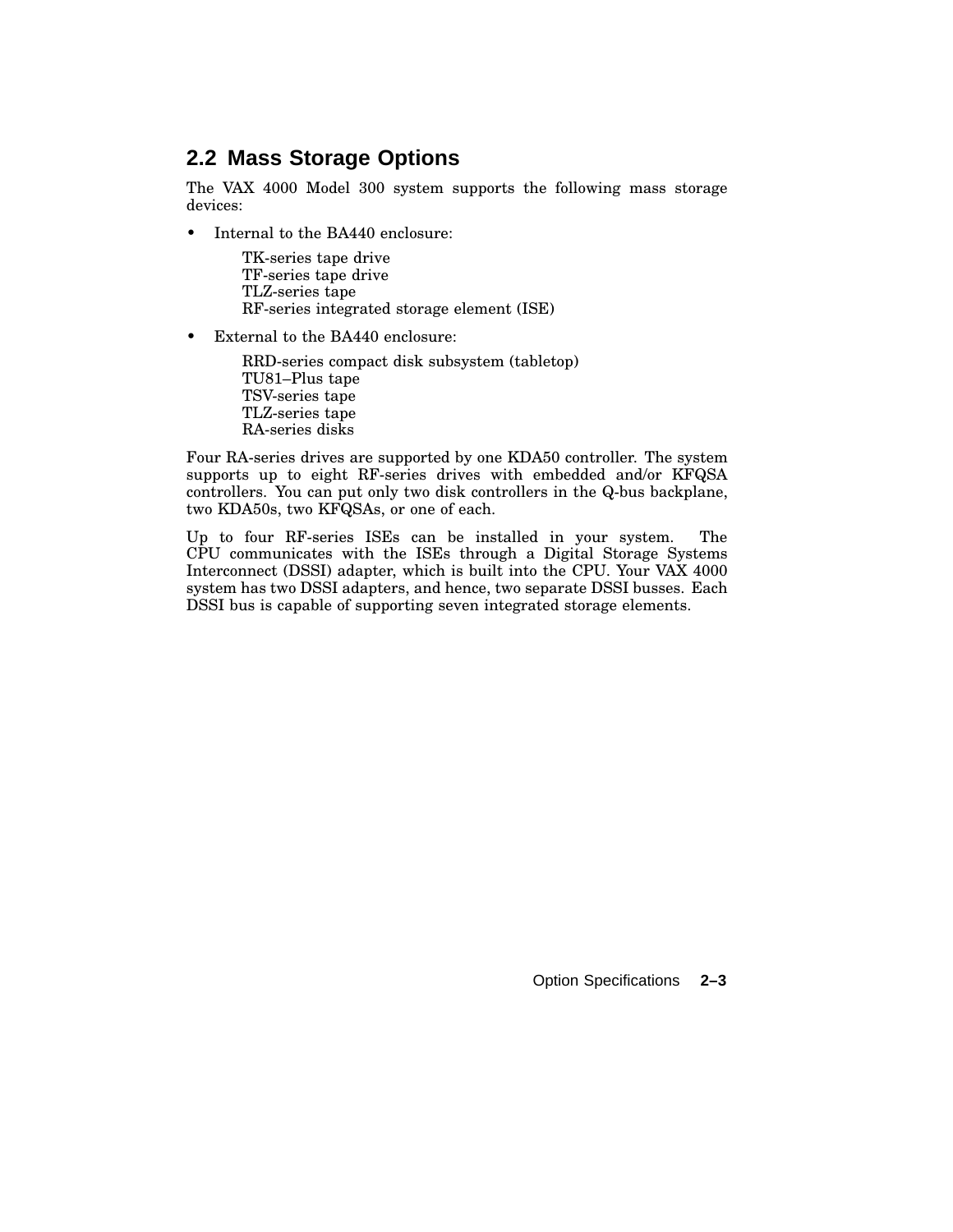## 2.2 Mass Storage Options

The VAX 4000 Model 300 system supports the following mass storage devices:

- Internal to the BA440 enclosure:

  TK-series tape drive
  TF-series tape drive
  TLZ-series tape
  RF-series integrated storage element (ISE)

- External to the BA440 enclosure:

  RRD-series compact disk subsystem (tabletop)
  TU81–Plus tape
  TSV-series tape
  TLZ-series tape
  RA-series disks

Four RA-series drives are supported by one KDA50 controller. The system supports up to eight RF-series drives with embedded and/or KFQSA controllers. You can put only two disk controllers in the Q-bus backplane, two KDA50s, two KFQSAs, or one of each.

Up to four RF-series ISEs can be installed in your system. The CPU communicates with the ISEs through a Digital Storage Systems Interconnect (DSSI) adapter, which is built into the CPU. Your VAX 4000 system has two DSSI adapters, and hence, two separate DSSI busses. Each DSSI bus is capable of supporting seven integrated storage elements.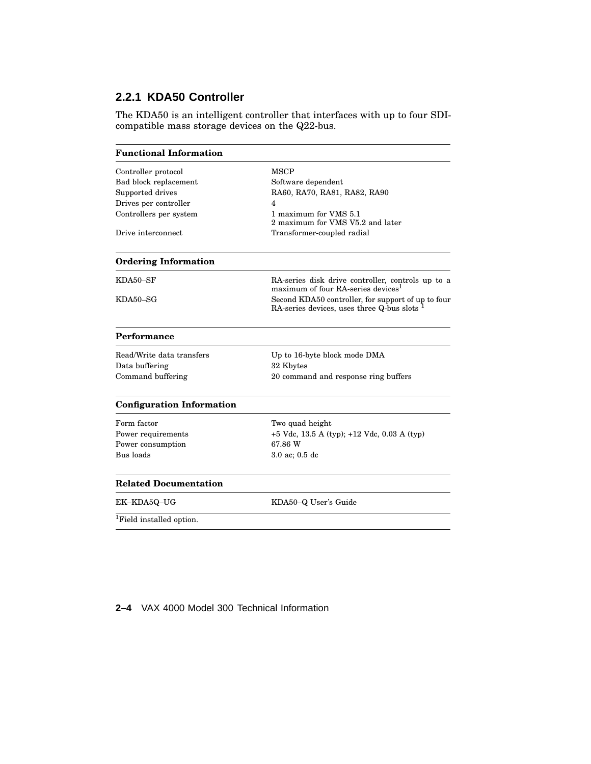### 2.2.1 KDA50 Controller

The KDA50 is an intelligent controller that interfaces with up to four SDI-compatible mass storage devices on the Q22-bus.

| **Functional Information** | |
|---|---|
| Controller protocol | MSCP |
| Bad block replacement | Software dependent |
| Supported drives | RA60, RA70, RA81, RA82, RA90 |
| Drives per controller | 4 |
| Controllers per system | 1 maximum for VMS 5.1<br>2 maximum for VMS V5.2 and later |
| Drive interconnect | Transformer-coupled radial |

| **Ordering Information** | |
|---|---|
| KDA50–SF | RA-series disk drive controller, controls up to a maximum of four RA-series devices[1] |
| KDA50–SG | Second KDA50 controller, for support of up to four RA-series devices, uses three Q-bus slots [1] |

| **Performance** | |
|---|---|
| Read/Write data transfers | Up to 16-byte block mode DMA |
| Data buffering | 32 Kbytes |
| Command buffering | 20 command and response ring buffers |

| **Configuration Information** | |
|---|---|
| Form factor | Two quad height |
| Power requirements | +5 Vdc, 13.5 A (typ); +12 Vdc, 0.03 A (typ) |
| Power consumption | 67.86 W |
| Bus loads | 3.0 ac; 0.5 dc |

| **Related Documentation** | |
|---|---|
| EK–KDA5Q–UG | KDA50–Q User's Guide |

[1]Field installed option.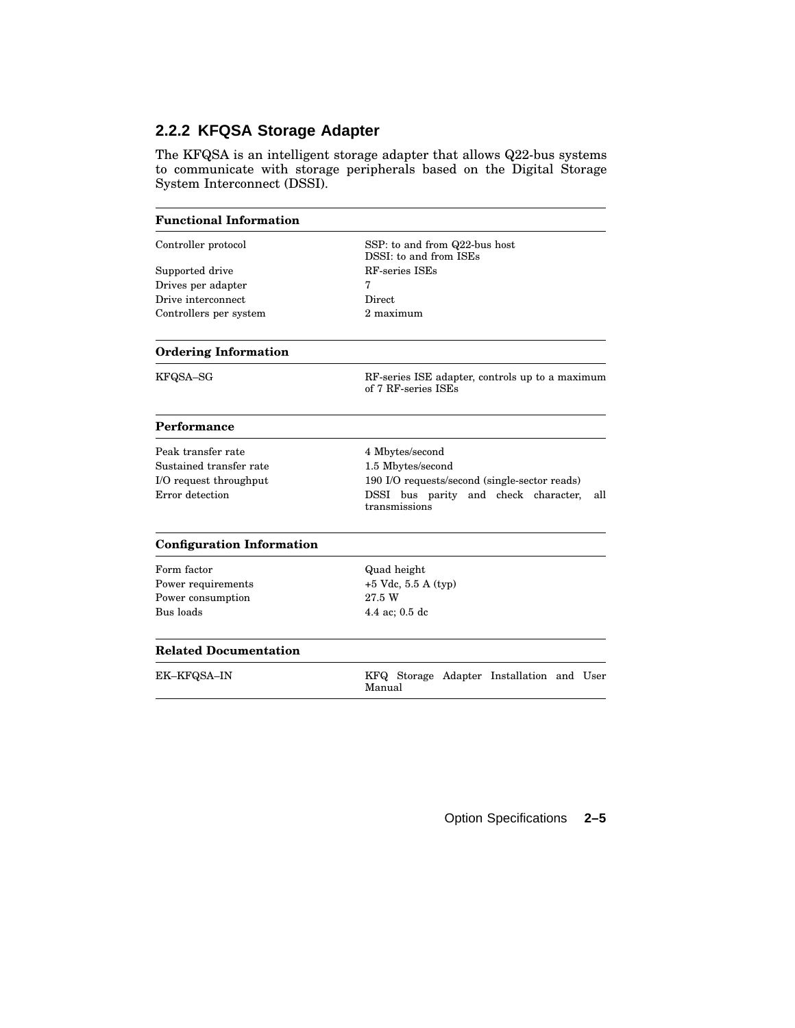### 2.2.2 KFQSA Storage Adapter

The KFQSA is an intelligent storage adapter that allows Q22-bus systems to communicate with storage peripherals based on the Digital Storage System Interconnect (DSSI).

| **Functional Information** | |
|---|---|
| Controller protocol | SSP: to and from Q22-bus host<br>DSSI: to and from ISEs |
| Supported drive | RF-series ISEs |
| Drives per adapter | 7 |
| Drive interconnect | Direct |
| Controllers per system | 2 maximum |

| **Ordering Information** | |
|---|---|
| KFQSA–SG | RF-series ISE adapter, controls up to a maximum of 7 RF-series ISEs |

| **Performance** | |
|---|---|
| Peak transfer rate | 4 Mbytes/second |
| Sustained transfer rate | 1.5 Mbytes/second |
| I/O request throughput | 190 I/O requests/second (single-sector reads) |
| Error detection | DSSI bus parity and check character, all transmissions |

| **Configuration Information** | |
|---|---|
| Form factor | Quad height |
| Power requirements | +5 Vdc, 5.5 A (typ) |
| Power consumption | 27.5 W |
| Bus loads | 4.4 ac; 0.5 dc |

| **Related Documentation** | |
|---|---|
| EK–KFQSA–IN | KFQ Storage Adapter Installation and User Manual |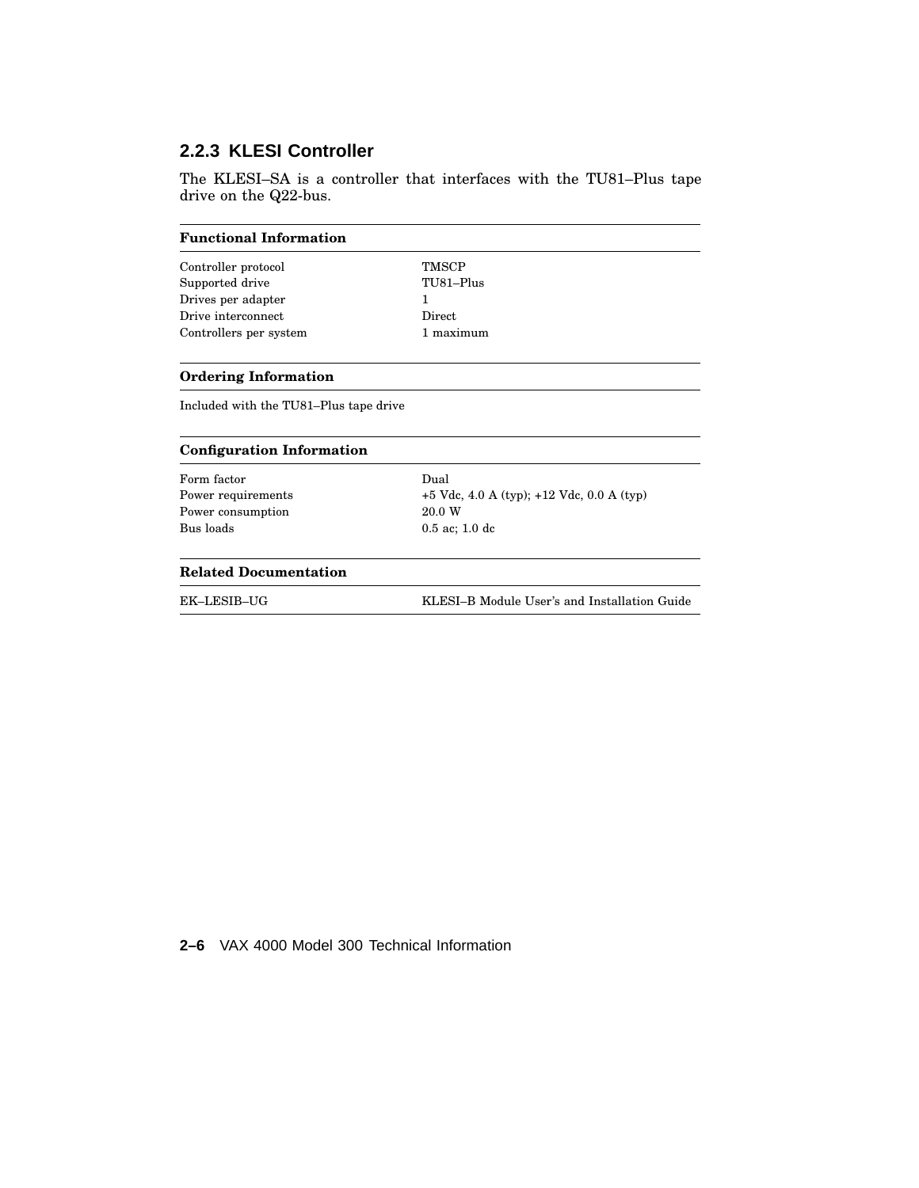### 2.2.3 KLESI Controller

The KLESI–SA is a controller that interfaces with the TU81–Plus tape drive on the Q22-bus.

| **Functional Information** | |
|---|---|
| Controller protocol | TMSCP |
| Supported drive | TU81–Plus |
| Drives per adapter | 1 |
| Drive interconnect | Direct |
| Controllers per system | 1 maximum |

**Ordering Information**

Included with the TU81–Plus tape drive

| **Configuration Information** | |
|---|---|
| Form factor | Dual |
| Power requirements | +5 Vdc, 4.0 A (typ); +12 Vdc, 0.0 A (typ) |
| Power consumption | 20.0 W |
| Bus loads | 0.5 ac; 1.0 dc |

| **Related Documentation** | |
|---|---|
| EK–LESIB–UG | KLESI–B Module User's and Installation Guide |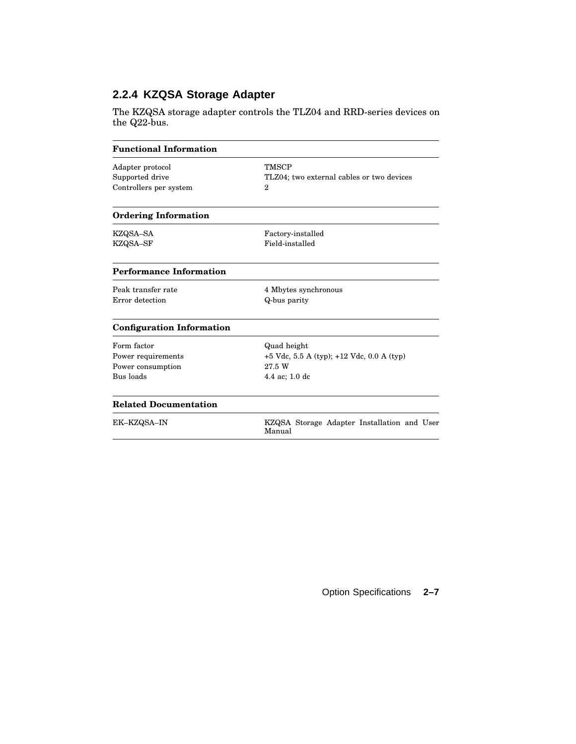### 2.2.4 KZQSA Storage Adapter

The KZQSA storage adapter controls the TLZ04 and RRD-series devices on the Q22-bus.

| **Functional Information** | |
|---|---|
| Adapter protocol | TMSCP |
| Supported drive | TLZ04; two external cables or two devices |
| Controllers per system | 2 |

| **Ordering Information** | |
|---|---|
| KZQSA–SA | Factory-installed |
| KZQSA–SF | Field-installed |

| **Performance Information** | |
|---|---|
| Peak transfer rate | 4 Mbytes synchronous |
| Error detection | Q-bus parity |

| **Configuration Information** | |
|---|---|
| Form factor | Quad height |
| Power requirements | +5 Vdc, 5.5 A (typ); +12 Vdc, 0.0 A (typ) |
| Power consumption | 27.5 W |
| Bus loads | 4.4 ac; 1.0 dc |

| **Related Documentation** | |
|---|---|
| EK–KZQSA–IN | KZQSA Storage Adapter Installation and User Manual |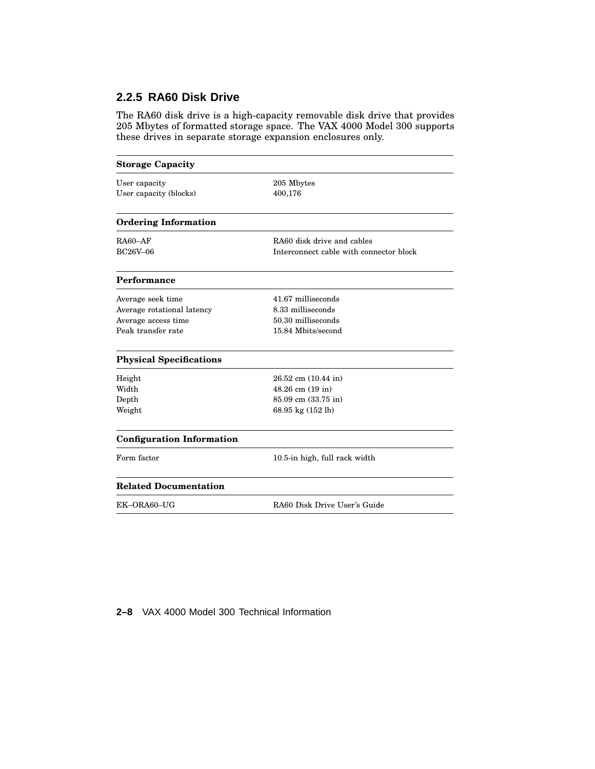### 2.2.5 RA60 Disk Drive

The RA60 disk drive is a high-capacity removable disk drive that provides 205 Mbytes of formatted storage space. The VAX 4000 Model 300 supports these drives in separate storage expansion enclosures only.

| **Storage Capacity** | |
|---|---|
| User capacity | 205 Mbytes |
| User capacity (blocks) | 400,176 |
| **Ordering Information** | |
| RA60–AF | RA60 disk drive and cables |
| BC26V–06 | Interconnect cable with connector block |
| **Performance** | |
| Average seek time | 41.67 milliseconds |
| Average rotational latency | 8.33 milliseconds |
| Average access time | 50.30 milliseconds |
| Peak transfer rate | 15.84 Mbits/second |
| **Physical Specifications** | |
| Height | 26.52 cm (10.44 in) |
| Width | 48.26 cm (19 in) |
| Depth | 85.09 cm (33.75 in) |
| Weight | 68.95 kg (152 lb) |
| **Configuration Information** | |
| Form factor | 10.5-in high, full rack width |
| **Related Documentation** | |
| EK–ORA60–UG | RA60 Disk Drive User's Guide |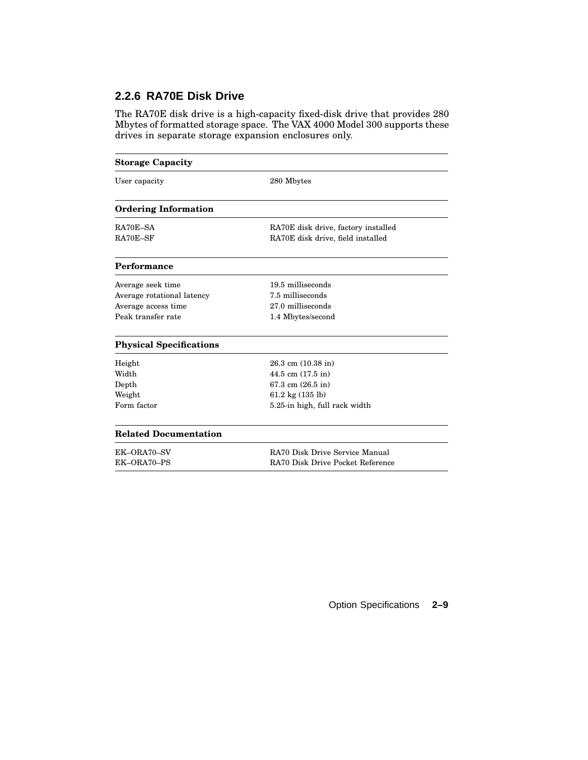### 2.2.6 RA70E Disk Drive

The RA70E disk drive is a high-capacity fixed-disk drive that provides 280 Mbytes of formatted storage space. The VAX 4000 Model 300 supports these drives in separate storage expansion enclosures only.

| **Storage Capacity** | |
|---|---|
| User capacity | 280 Mbytes |
| **Ordering Information** | |
| RA70E–SA | RA70E disk drive, factory installed |
| RA70E–SF | RA70E disk drive, field installed |
| **Performance** | |
| Average seek time | 19.5 milliseconds |
| Average rotational latency | 7.5 milliseconds |
| Average access time | 27.0 milliseconds |
| Peak transfer rate | 1.4 Mbytes/second |
| **Physical Specifications** | |
| Height | 26.3 cm (10.38 in) |
| Width | 44.5 cm (17.5 in) |
| Depth | 67.3 cm (26.5 in) |
| Weight | 61.2 kg (135 lb) |
| Form factor | 5.25-in high, full rack width |
| **Related Documentation** | |
| EK–ORA70–SV | RA70 Disk Drive Service Manual |
| EK–ORA70–PS | RA70 Disk Drive Pocket Reference |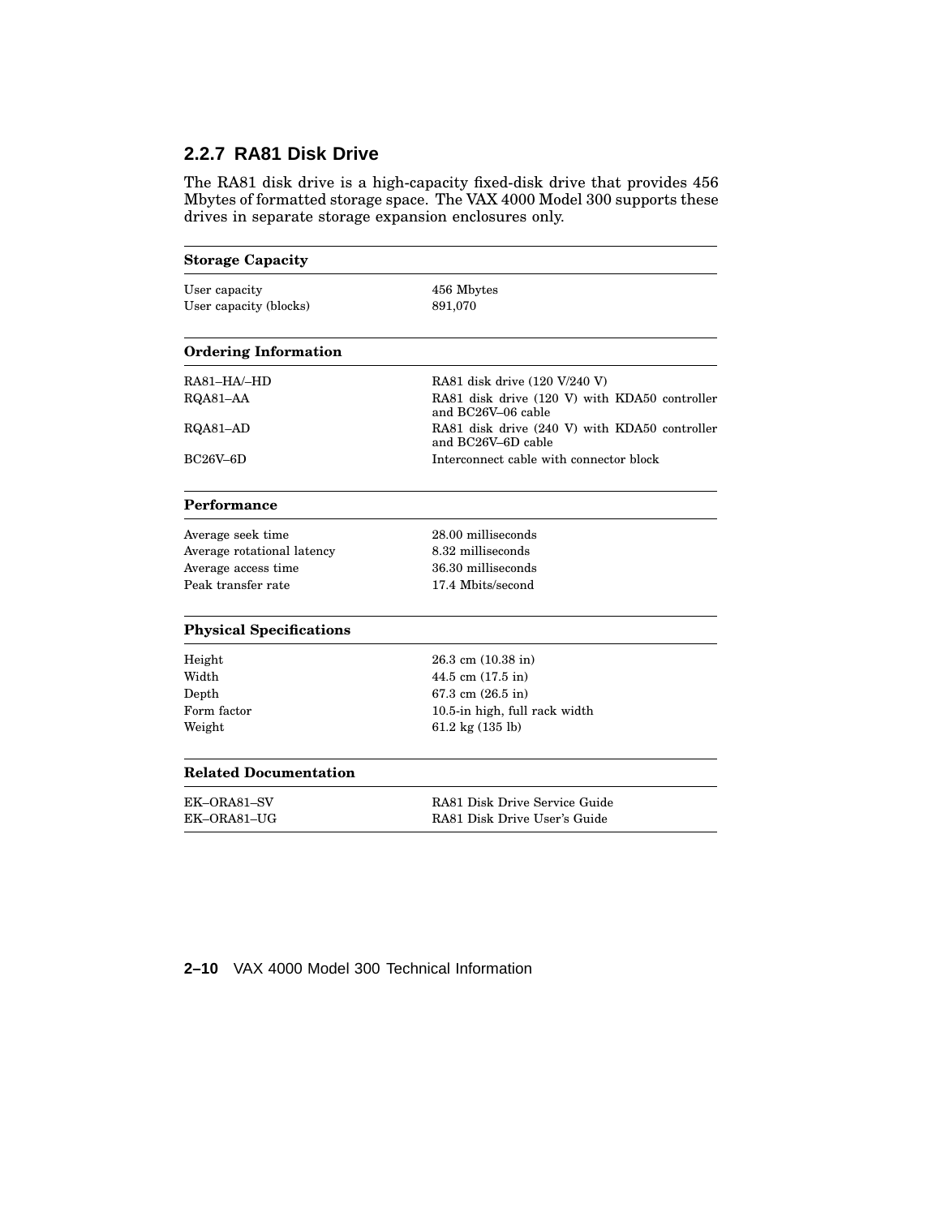### 2.2.7 RA81 Disk Drive

The RA81 disk drive is a high-capacity fixed-disk drive that provides 456 Mbytes of formatted storage space. The VAX 4000 Model 300 supports these drives in separate storage expansion enclosures only.

| **Storage Capacity** | |
|---|---|
| User capacity | 456 Mbytes |
| User capacity (blocks) | 891,070 |

| **Ordering Information** | |
|---|---|
| RA81–HA/–HD | RA81 disk drive (120 V/240 V) |
| RQA81–AA | RA81 disk drive (120 V) with KDA50 controller and BC26V–06 cable |
| RQA81–AD | RA81 disk drive (240 V) with KDA50 controller and BC26V–6D cable |
| BC26V–6D | Interconnect cable with connector block |

| **Performance** | |
|---|---|
| Average seek time | 28.00 milliseconds |
| Average rotational latency | 8.32 milliseconds |
| Average access time | 36.30 milliseconds |
| Peak transfer rate | 17.4 Mbits/second |

| **Physical Specifications** | |
|---|---|
| Height | 26.3 cm (10.38 in) |
| Width | 44.5 cm (17.5 in) |
| Depth | 67.3 cm (26.5 in) |
| Form factor | 10.5-in high, full rack width |
| Weight | 61.2 kg (135 lb) |

| **Related Documentation** | |
|---|---|
| EK–ORA81–SV | RA81 Disk Drive Service Guide |
| EK–ORA81–UG | RA81 Disk Drive User's Guide |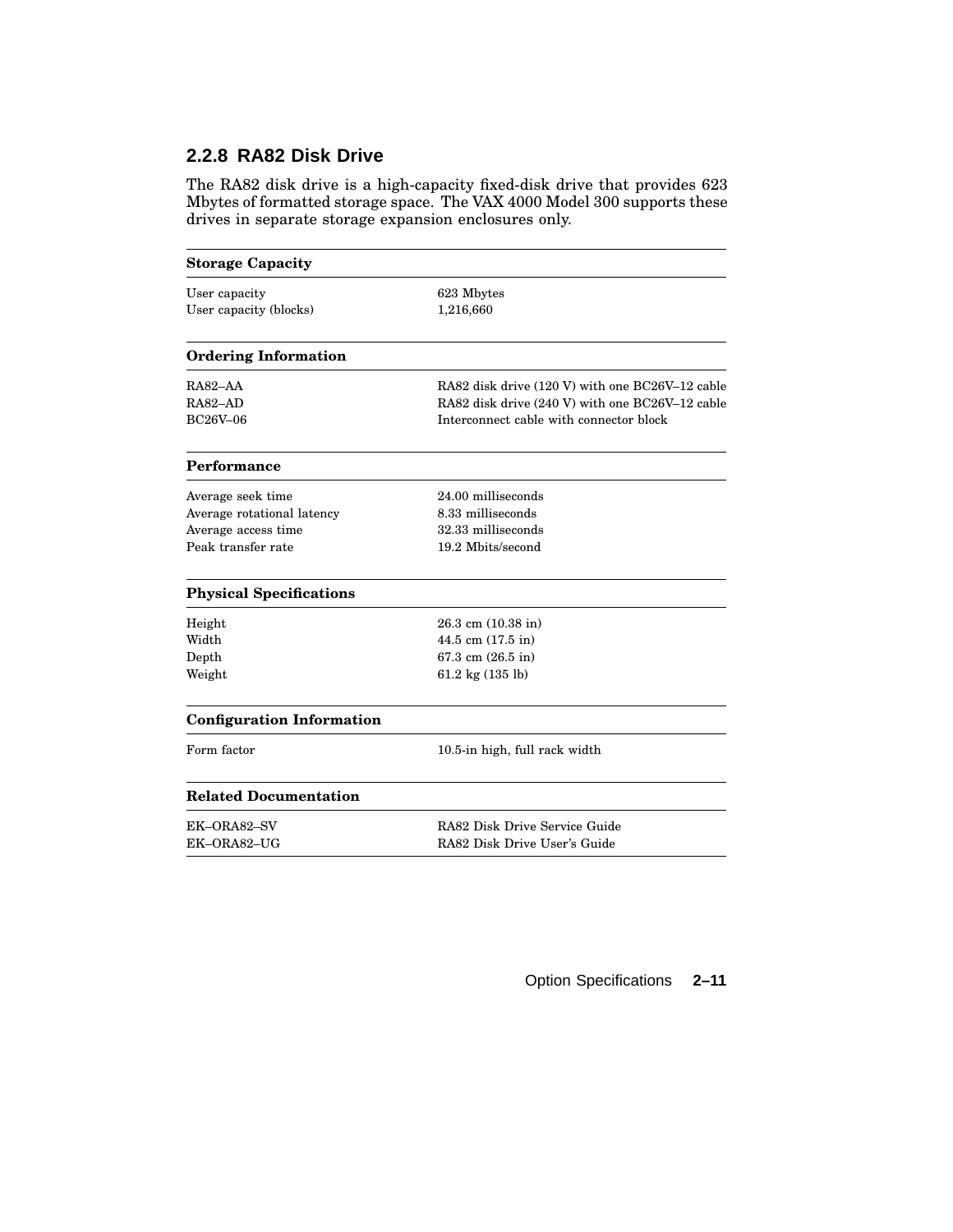### 2.2.8 RA82 Disk Drive

The RA82 disk drive is a high-capacity fixed-disk drive that provides 623 Mbytes of formatted storage space. The VAX 4000 Model 300 supports these drives in separate storage expansion enclosures only.

| **Storage Capacity** | |
|---|---|
| User capacity | 623 Mbytes |
| User capacity (blocks) | 1,216,660 |
| **Ordering Information** | |
| RA82–AA | RA82 disk drive (120 V) with one BC26V–12 cable |
| RA82–AD | RA82 disk drive (240 V) with one BC26V–12 cable |
| BC26V–06 | Interconnect cable with connector block |
| **Performance** | |
| Average seek time | 24.00 milliseconds |
| Average rotational latency | 8.33 milliseconds |
| Average access time | 32.33 milliseconds |
| Peak transfer rate | 19.2 Mbits/second |
| **Physical Specifications** | |
| Height | 26.3 cm (10.38 in) |
| Width | 44.5 cm (17.5 in) |
| Depth | 67.3 cm (26.5 in) |
| Weight | 61.2 kg (135 lb) |
| **Configuration Information** | |
| Form factor | 10.5-in high, full rack width |
| **Related Documentation** | |
| EK–ORA82–SV | RA82 Disk Drive Service Guide |
| EK–ORA82–UG | RA82 Disk Drive User's Guide |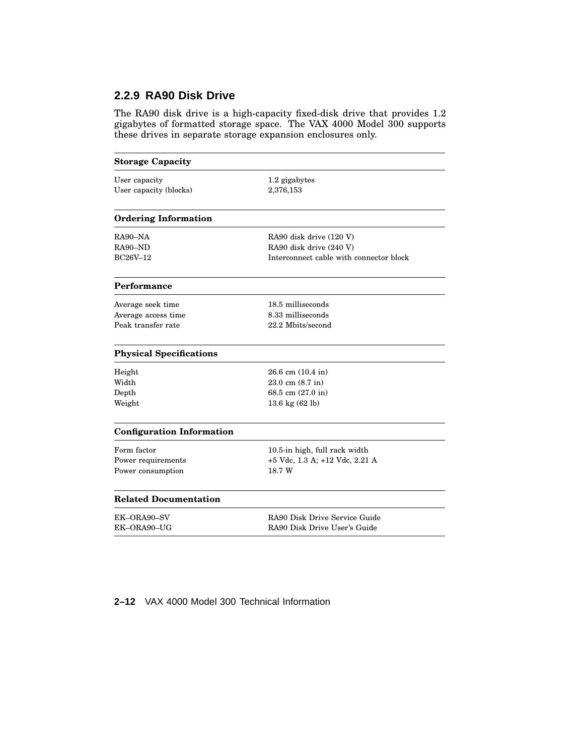### 2.2.9 RA90 Disk Drive

The RA90 disk drive is a high-capacity fixed-disk drive that provides 1.2 gigabytes of formatted storage space. The VAX 4000 Model 300 supports these drives in separate storage expansion enclosures only.

| **Storage Capacity** | |
|---|---|
| User capacity | 1.2 gigabytes |
| User capacity (blocks) | 2,376,153 |

| **Ordering Information** | |
|---|---|
| RA90–NA | RA90 disk drive (120 V) |
| RA90–ND | RA90 disk drive (240 V) |
| BC26V–12 | Interconnect cable with connector block |

| **Performance** | |
|---|---|
| Average seek time | 18.5 milliseconds |
| Average access time | 8.33 milliseconds |
| Peak transfer rate | 22.2 Mbits/second |

| **Physical Specifications** | |
|---|---|
| Height | 26.6 cm (10.4 in) |
| Width | 23.0 cm (8.7 in) |
| Depth | 68.5 cm (27.0 in) |
| Weight | 13.6 kg (62 lb) |

| **Configuration Information** | |
|---|---|
| Form factor | 10.5-in high, full rack width |
| Power requirements | +5 Vdc, 1.3 A; +12 Vdc, 2.21 A |
| Power consumption | 18.7 W |

| **Related Documentation** | |
|---|---|
| EK–ORA90–SV | RA90 Disk Drive Service Guide |
| EK–ORA90–UG | RA90 Disk Drive User's Guide |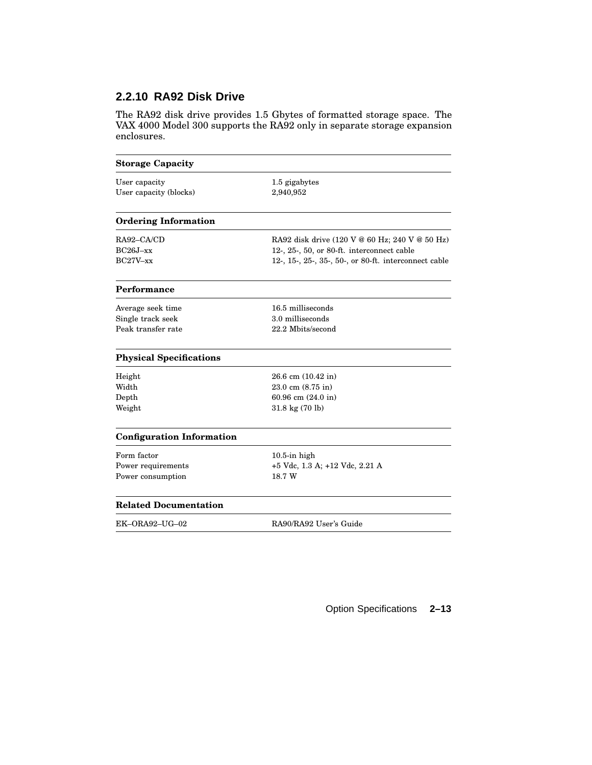### 2.2.10 RA92 Disk Drive

The RA92 disk drive provides 1.5 Gbytes of formatted storage space. The VAX 4000 Model 300 supports the RA92 only in separate storage expansion enclosures.

| **Storage Capacity** | |
|---|---|
| User capacity | 1.5 gigabytes |
| User capacity (blocks) | 2,940,952 |
| **Ordering Information** | |
| RA92–CA/CD | RA92 disk drive (120 V @ 60 Hz; 240 V @ 50 Hz) |
| BC26J–xx | 12-, 25-, 50, or 80-ft. interconnect cable |
| BC27V–xx | 12-, 15-, 25-, 35-, 50-, or 80-ft. interconnect cable |
| **Performance** | |
| Average seek time | 16.5 milliseconds |
| Single track seek | 3.0 milliseconds |
| Peak transfer rate | 22.2 Mbits/second |
| **Physical Specifications** | |
| Height | 26.6 cm (10.42 in) |
| Width | 23.0 cm (8.75 in) |
| Depth | 60.96 cm (24.0 in) |
| Weight | 31.8 kg (70 lb) |
| **Configuration Information** | |
| Form factor | 10.5-in high |
| Power requirements | +5 Vdc, 1.3 A; +12 Vdc, 2.21 A |
| Power consumption | 18.7 W |
| **Related Documentation** | |
| EK–ORA92–UG–02 | RA90/RA92 User's Guide |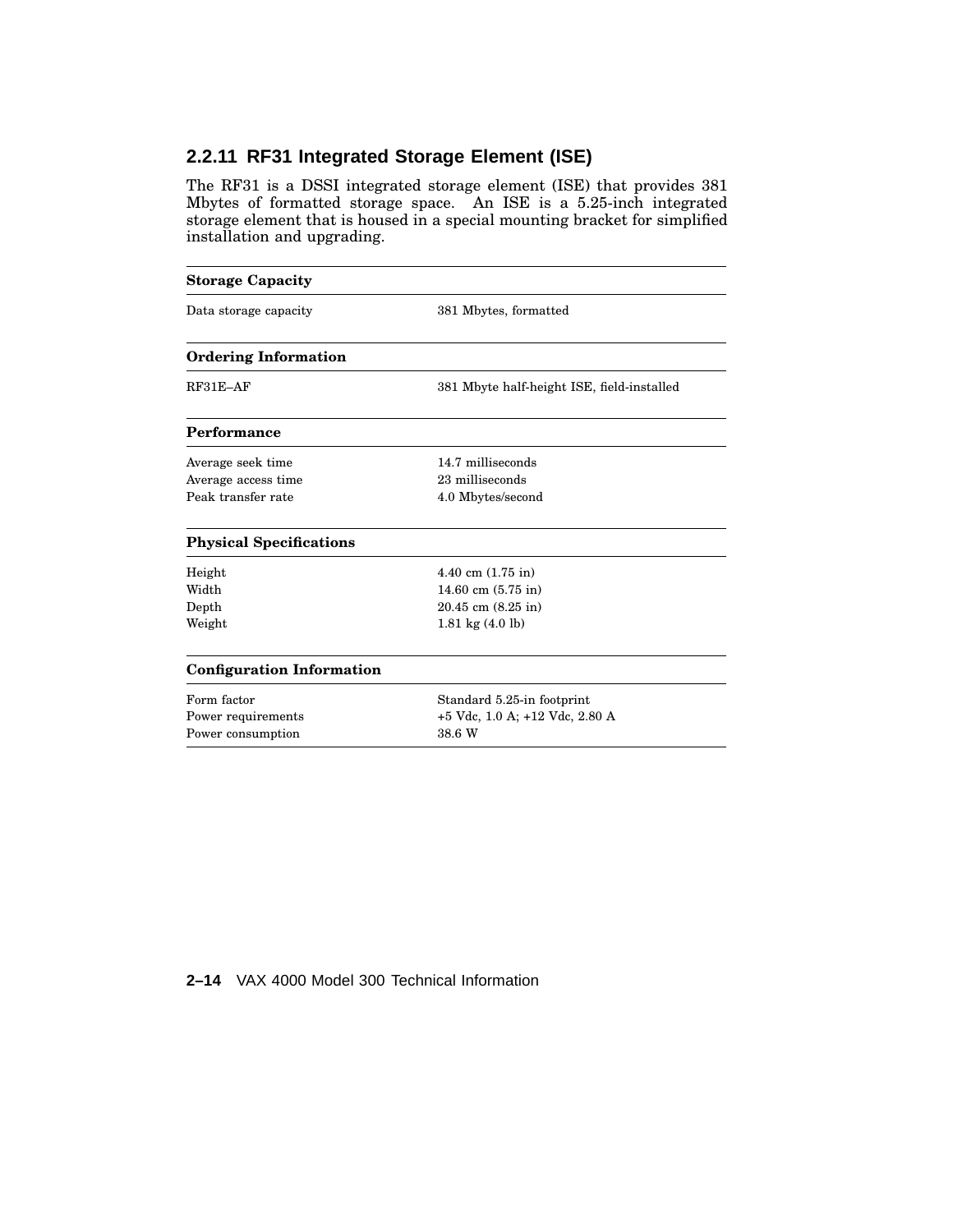### 2.2.11 RF31 Integrated Storage Element (ISE)

The RF31 is a DSSI integrated storage element (ISE) that provides 381 Mbytes of formatted storage space. An ISE is a 5.25-inch integrated storage element that is housed in a special mounting bracket for simplified installation and upgrading.

| **Storage Capacity** | |
|---|---|
| Data storage capacity | 381 Mbytes, formatted |
| **Ordering Information** | |
| RF31E–AF | 381 Mbyte half-height ISE, field-installed |
| **Performance** | |
| Average seek time | 14.7 milliseconds |
| Average access time | 23 milliseconds |
| Peak transfer rate | 4.0 Mbytes/second |
| **Physical Specifications** | |
| Height | 4.40 cm (1.75 in) |
| Width | 14.60 cm (5.75 in) |
| Depth | 20.45 cm (8.25 in) |
| Weight | 1.81 kg (4.0 lb) |
| **Configuration Information** | |
| Form factor | Standard 5.25-in footprint |
| Power requirements | +5 Vdc, 1.0 A; +12 Vdc, 2.80 A |
| Power consumption | 38.6 W |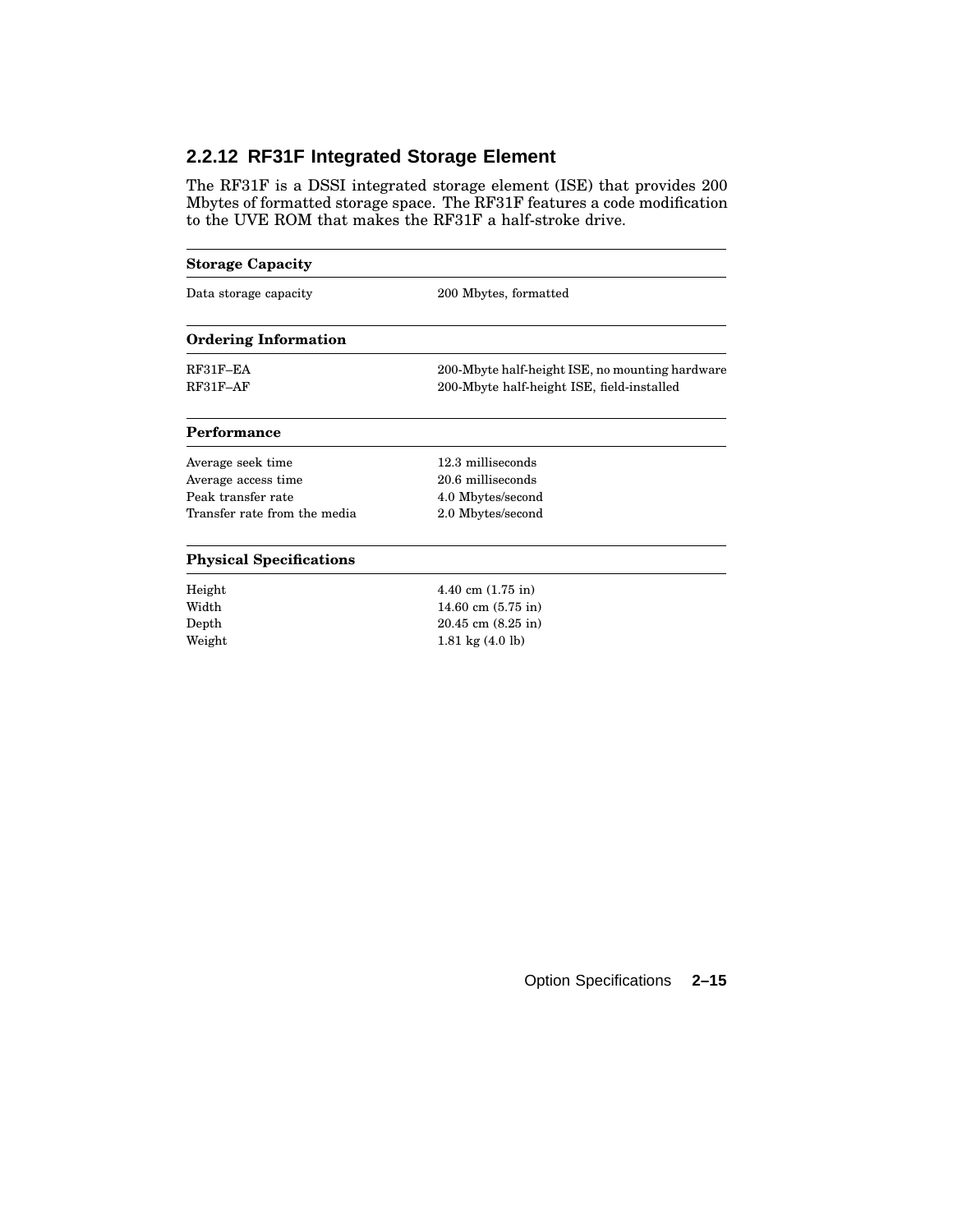### 2.2.12 RF31F Integrated Storage Element

The RF31F is a DSSI integrated storage element (ISE) that provides 200 Mbytes of formatted storage space. The RF31F features a code modification to the UVE ROM that makes the RF31F a half-stroke drive.

| **Storage Capacity** | |
|---|---|
| Data storage capacity | 200 Mbytes, formatted |

| **Ordering Information** | |
|---|---|
| RF31F–EA | 200-Mbyte half-height ISE, no mounting hardware |
| RF31F–AF | 200-Mbyte half-height ISE, field-installed |

| **Performance** | |
|---|---|
| Average seek time | 12.3 milliseconds |
| Average access time | 20.6 milliseconds |
| Peak transfer rate | 4.0 Mbytes/second |
| Transfer rate from the media | 2.0 Mbytes/second |

| **Physical Specifications** | |
|---|---|
| Height | 4.40 cm (1.75 in) |
| Width | 14.60 cm (5.75 in) |
| Depth | 20.45 cm (8.25 in) |
| Weight | 1.81 kg (4.0 lb) |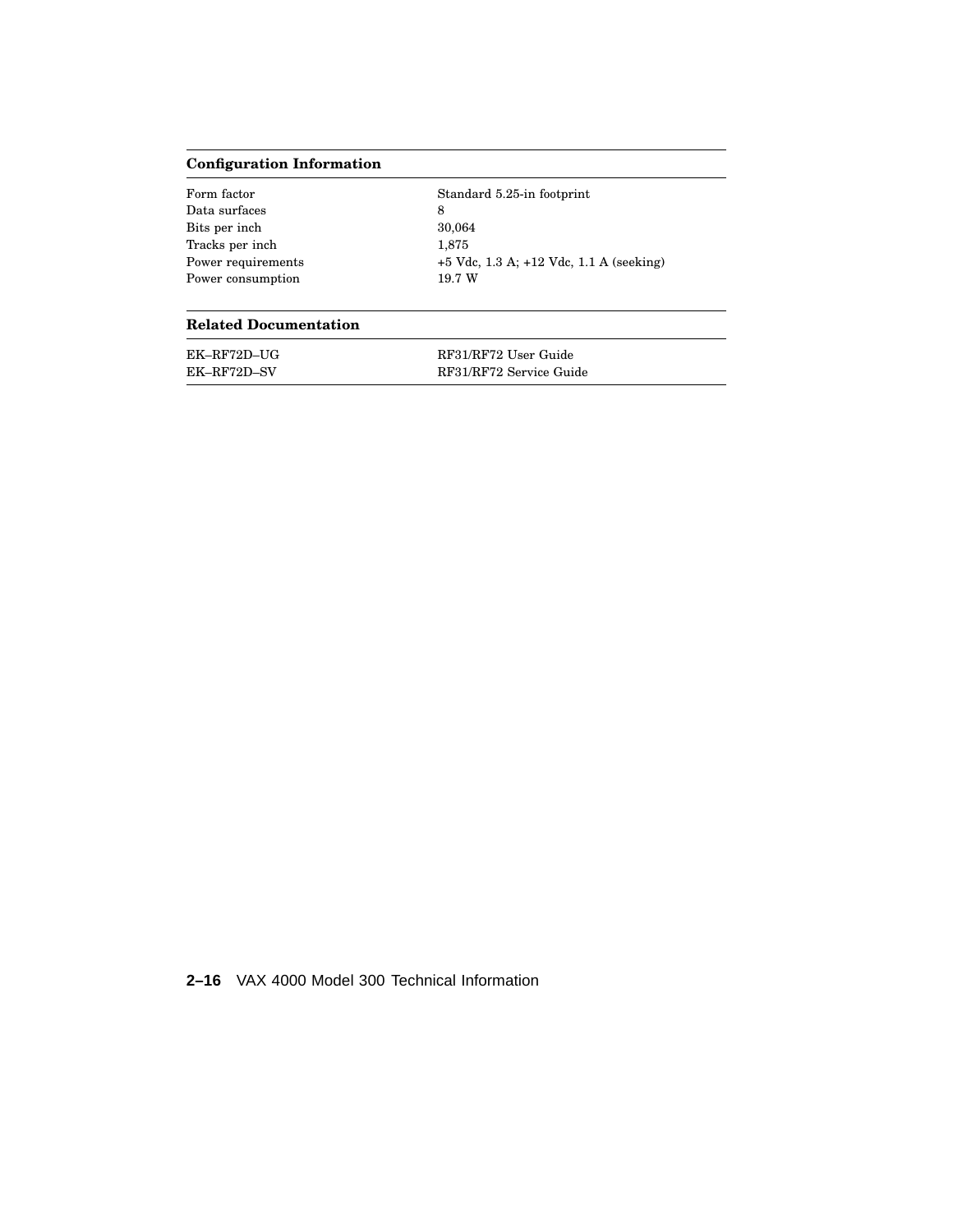| Configuration Information | |
|---|---|
| Form factor | Standard 5.25-in footprint |
| Data surfaces | 8 |
| Bits per inch | 30,064 |
| Tracks per inch | 1,875 |
| Power requirements | +5 Vdc, 1.3 A; +12 Vdc, 1.1 A (seeking) |
| Power consumption | 19.7 W |

| Related Documentation | |
|---|---|
| EK–RF72D–UG | RF31/RF72 User Guide |
| EK–RF72D–SV | RF31/RF72 Service Guide |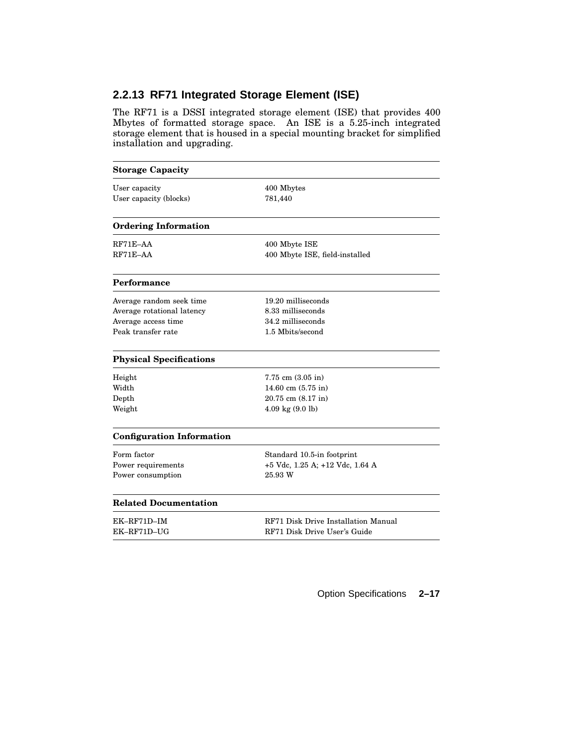### 2.2.13 RF71 Integrated Storage Element (ISE)

The RF71 is a DSSI integrated storage element (ISE) that provides 400 Mbytes of formatted storage space. An ISE is a 5.25-inch integrated storage element that is housed in a special mounting bracket for simplified installation and upgrading.

| **Storage Capacity** | |
|---|---|
| User capacity | 400 Mbytes |
| User capacity (blocks) | 781,440 |

| **Ordering Information** | |
|---|---|
| RF71E–AA | 400 Mbyte ISE |
| RF71E–AA | 400 Mbyte ISE, field-installed |

| **Performance** | |
|---|---|
| Average random seek time | 19.20 milliseconds |
| Average rotational latency | 8.33 milliseconds |
| Average access time | 34.2 milliseconds |
| Peak transfer rate | 1.5 Mbits/second |

| **Physical Specifications** | |
|---|---|
| Height | 7.75 cm (3.05 in) |
| Width | 14.60 cm (5.75 in) |
| Depth | 20.75 cm (8.17 in) |
| Weight | 4.09 kg (9.0 lb) |

| **Configuration Information** | |
|---|---|
| Form factor | Standard 10.5-in footprint |
| Power requirements | +5 Vdc, 1.25 A; +12 Vdc, 1.64 A |
| Power consumption | 25.93 W |

| **Related Documentation** | |
|---|---|
| EK–RF71D–IM | RF71 Disk Drive Installation Manual |
| EK–RF71D–UG | RF71 Disk Drive User's Guide |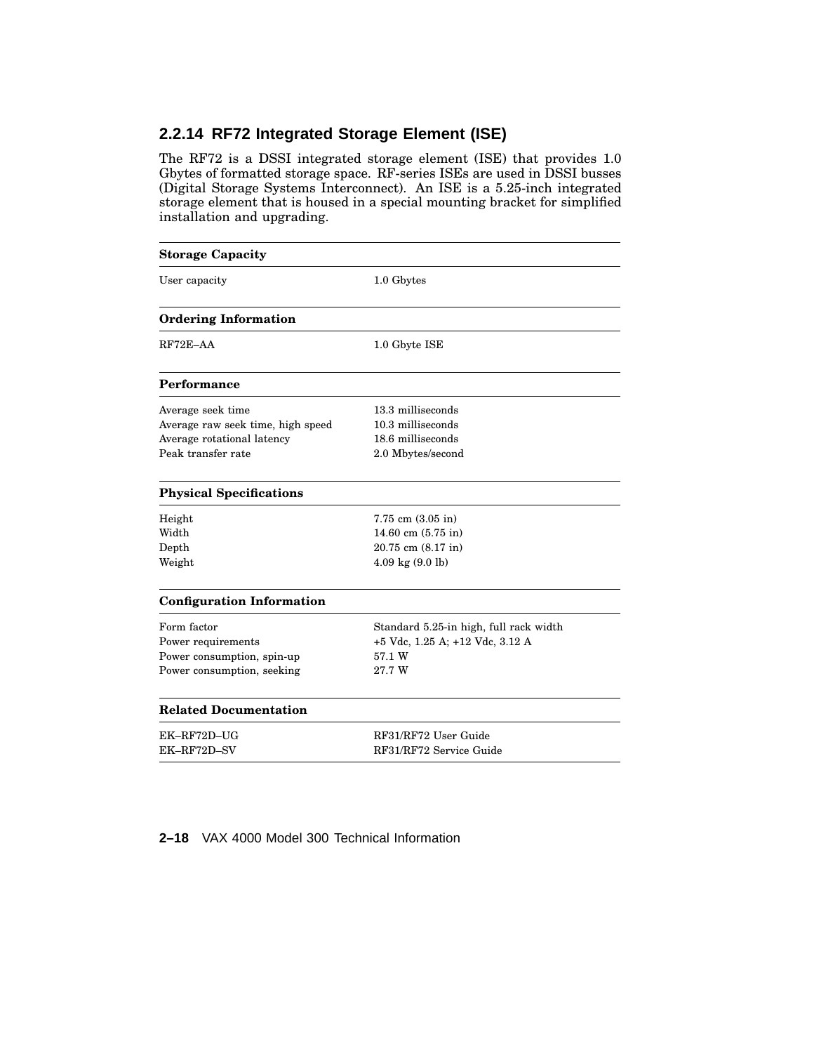### 2.2.14 RF72 Integrated Storage Element (ISE)

The RF72 is a DSSI integrated storage element (ISE) that provides 1.0 Gbytes of formatted storage space. RF-series ISEs are used in DSSI busses (Digital Storage Systems Interconnect). An ISE is a 5.25-inch integrated storage element that is housed in a special mounting bracket for simplified installation and upgrading.

| **Storage Capacity** | |
|---|---|
| User capacity | 1.0 Gbytes |
| **Ordering Information** | |
| RF72E–AA | 1.0 Gbyte ISE |
| **Performance** | |
| Average seek time | 13.3 milliseconds |
| Average raw seek time, high speed | 10.3 milliseconds |
| Average rotational latency | 18.6 milliseconds |
| Peak transfer rate | 2.0 Mbytes/second |
| **Physical Specifications** | |
| Height | 7.75 cm (3.05 in) |
| Width | 14.60 cm (5.75 in) |
| Depth | 20.75 cm (8.17 in) |
| Weight | 4.09 kg (9.0 lb) |
| **Configuration Information** | |
| Form factor | Standard 5.25-in high, full rack width |
| Power requirements | +5 Vdc, 1.25 A; +12 Vdc, 3.12 A |
| Power consumption, spin-up | 57.1 W |
| Power consumption, seeking | 27.7 W |
| **Related Documentation** | |
| EK–RF72D–UG | RF31/RF72 User Guide |
| EK–RF72D–SV | RF31/RF72 Service Guide |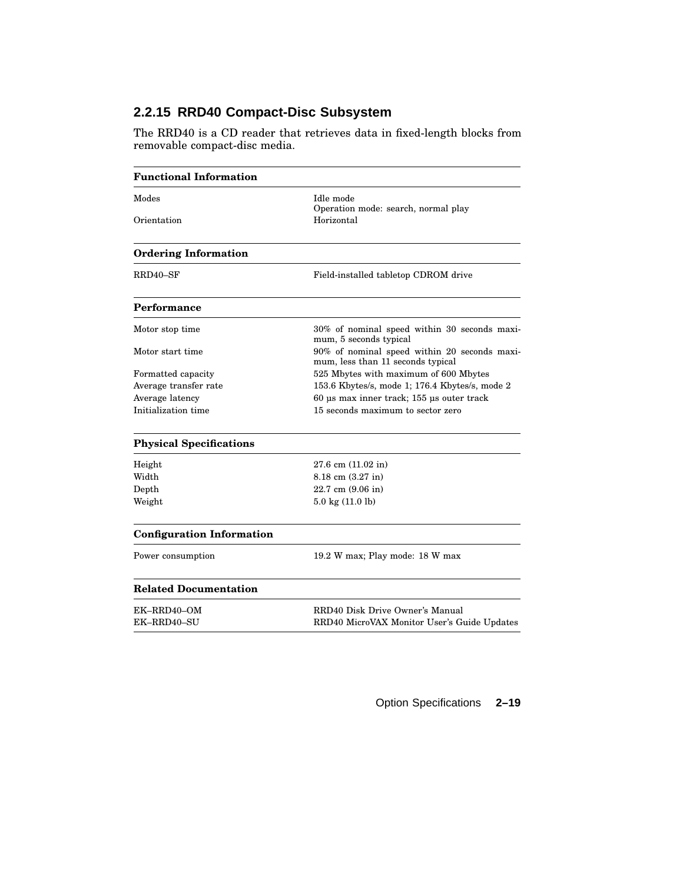### 2.2.15 RRD40 Compact-Disc Subsystem

The RRD40 is a CD reader that retrieves data in fixed-length blocks from removable compact-disc media.

| **Functional Information** | |
|---|---|
| Modes | Idle mode<br>Operation mode: search, normal play |
| Orientation | Horizontal |

| **Ordering Information** | |
|---|---|
| RRD40–SF | Field-installed tabletop CDROM drive |

| **Performance** | |
|---|---|
| Motor stop time | 30% of nominal speed within 30 seconds maximum, 5 seconds typical |
| Motor start time | 90% of nominal speed within 20 seconds maximum, less than 11 seconds typical |
| Formatted capacity | 525 Mbytes with maximum of 600 Mbytes |
| Average transfer rate | 153.6 Kbytes/s, mode 1; 176.4 Kbytes/s, mode 2 |
| Average latency | 60 µs max inner track; 155 µs outer track |
| Initialization time | 15 seconds maximum to sector zero |

| **Physical Specifications** | |
|---|---|
| Height | 27.6 cm (11.02 in) |
| Width | 8.18 cm (3.27 in) |
| Depth | 22.7 cm (9.06 in) |
| Weight | 5.0 kg (11.0 lb) |

| **Configuration Information** | |
|---|---|
| Power consumption | 19.2 W max; Play mode: 18 W max |

| **Related Documentation** | |
|---|---|
| EK–RRD40–OM | RRD40 Disk Drive Owner's Manual |
| EK–RRD40–SU | RRD40 MicroVAX Monitor User's Guide Updates |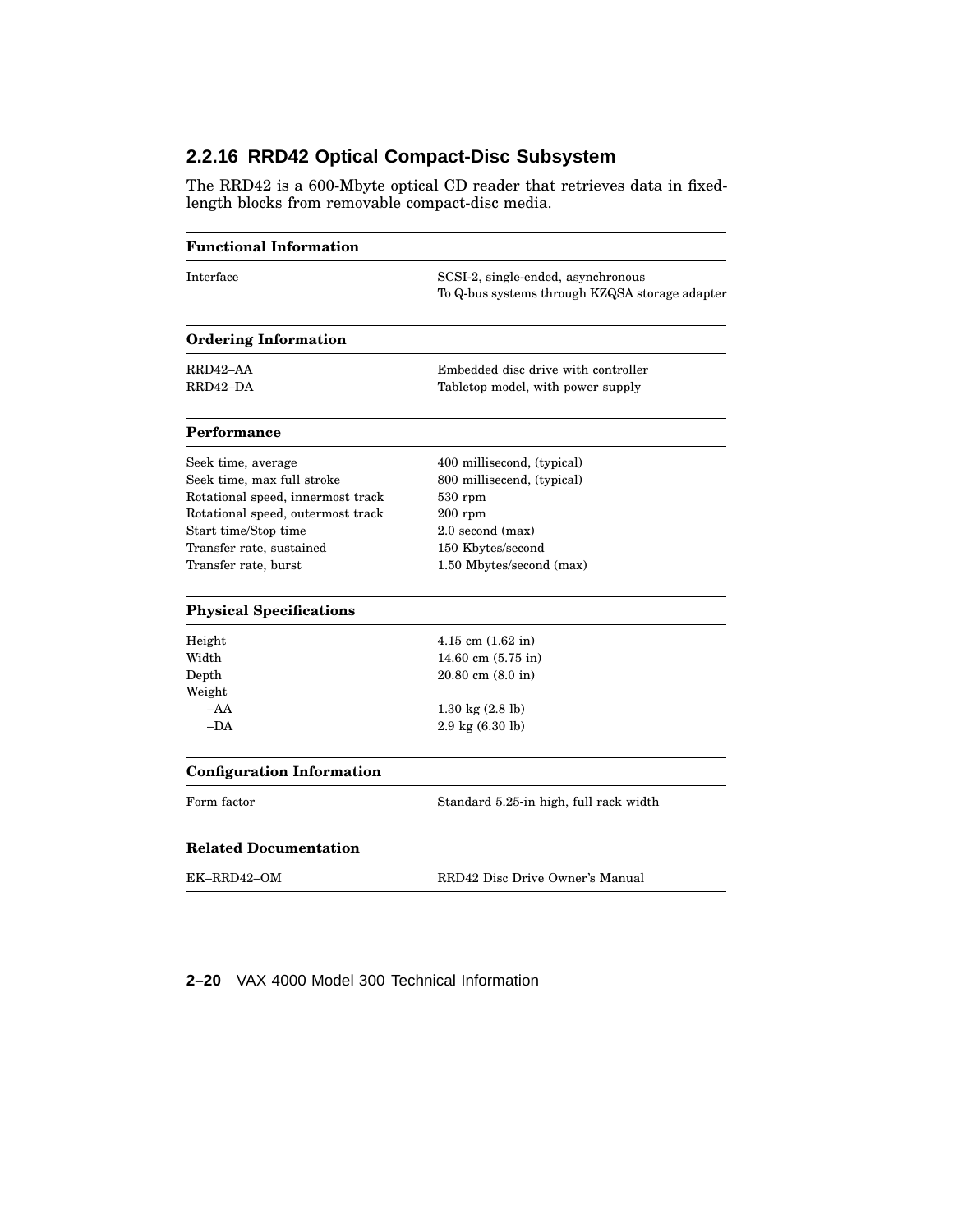### 2.2.16 RRD42 Optical Compact-Disc Subsystem

The RRD42 is a 600-Mbyte optical CD reader that retrieves data in fixed-length blocks from removable compact-disc media.

| **Functional Information** | |
|---|---|
| Interface | SCSI-2, single-ended, asynchronous<br>To Q-bus systems through KZQSA storage adapter |

| **Ordering Information** | |
|---|---|
| RRD42–AA | Embedded disc drive with controller |
| RRD42–DA | Tabletop model, with power supply |

| **Performance** | |
|---|---|
| Seek time, average | 400 millisecond, (typical) |
| Seek time, max full stroke | 800 millisecend, (typical) |
| Rotational speed, innermost track | 530 rpm |
| Rotational speed, outermost track | 200 rpm |
| Start time/Stop time | 2.0 second (max) |
| Transfer rate, sustained | 150 Kbytes/second |
| Transfer rate, burst | 1.50 Mbytes/second (max) |

| **Physical Specifications** | |
|---|---|
| Height | 4.15 cm (1.62 in) |
| Width | 14.60 cm (5.75 in) |
| Depth | 20.80 cm (8.0 in) |
| Weight | |
| –AA | 1.30 kg (2.8 lb) |
| –DA | 2.9 kg (6.30 lb) |

| **Configuration Information** | |
|---|---|
| Form factor | Standard 5.25-in high, full rack width |

| **Related Documentation** | |
|---|---|
| EK–RRD42–OM | RRD42 Disc Drive Owner's Manual |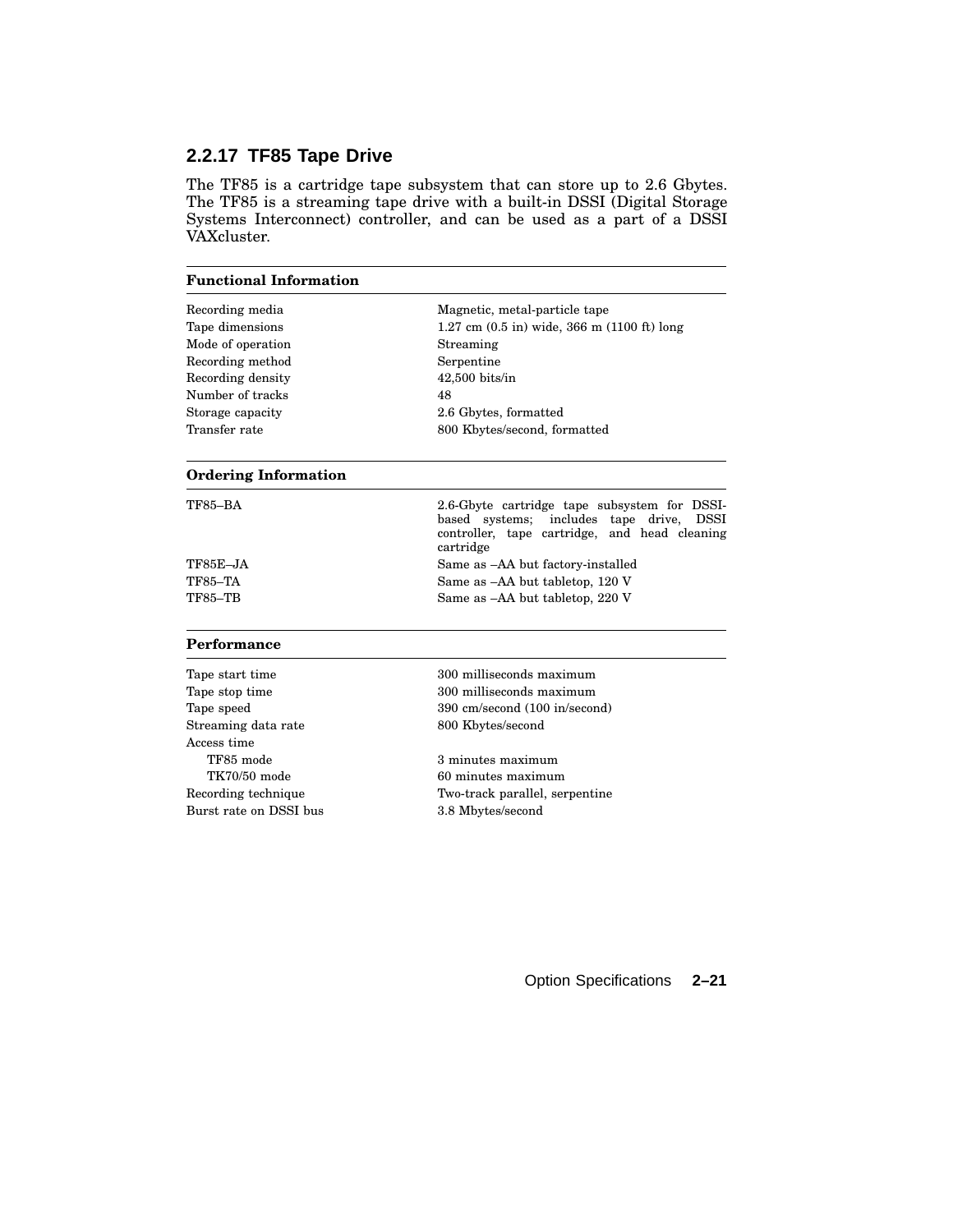### 2.2.17 TF85 Tape Drive

The TF85 is a cartridge tape subsystem that can store up to 2.6 Gbytes. The TF85 is a streaming tape drive with a built-in DSSI (Digital Storage Systems Interconnect) controller, and can be used as a part of a DSSI VAXcluster.

| **Functional Information** | |
|---|---|
| Recording media | Magnetic, metal-particle tape |
| Tape dimensions | 1.27 cm (0.5 in) wide, 366 m (1100 ft) long |
| Mode of operation | Streaming |
| Recording method | Serpentine |
| Recording density | 42,500 bits/in |
| Number of tracks | 48 |
| Storage capacity | 2.6 Gbytes, formatted |
| Transfer rate | 800 Kbytes/second, formatted |

| **Ordering Information** | |
|---|---|
| TF85–BA | 2.6-Gbyte cartridge tape subsystem for DSSI-based systems; includes tape drive, DSSI controller, tape cartridge, and head cleaning cartridge |
| TF85E–JA | Same as –AA but factory-installed |
| TF85–TA | Same as –AA but tabletop, 120 V |
| TF85–TB | Same as –AA but tabletop, 220 V |

| **Performance** | |
|---|---|
| Tape start time | 300 milliseconds maximum |
| Tape stop time | 300 milliseconds maximum |
| Tape speed | 390 cm/second (100 in/second) |
| Streaming data rate | 800 Kbytes/second |
| Access time | |
| TF85 mode | 3 minutes maximum |
| TK70/50 mode | 60 minutes maximum |
| Recording technique | Two-track parallel, serpentine |
| Burst rate on DSSI bus | 3.8 Mbytes/second |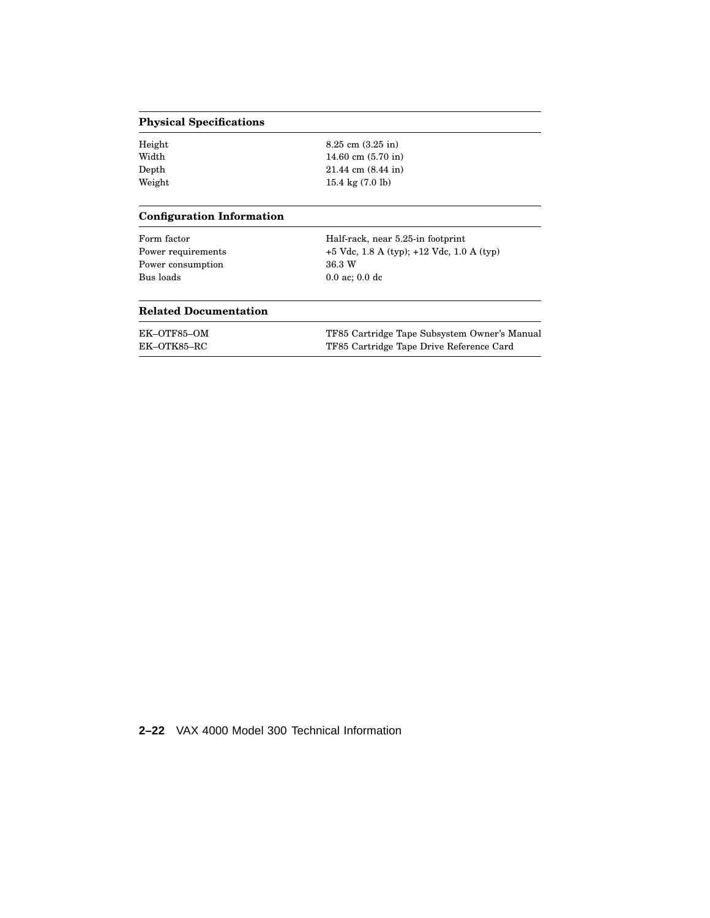| Physical Specifications | |
|---|---|
| Height | 8.25 cm (3.25 in) |
| Width | 14.60 cm (5.70 in) |
| Depth | 21.44 cm (8.44 in) |
| Weight | 15.4 kg (7.0 lb) |

| Configuration Information | |
|---|---|
| Form factor | Half-rack, near 5.25-in footprint |
| Power requirements | +5 Vdc, 1.8 A (typ); +12 Vdc, 1.0 A (typ) |
| Power consumption | 36.3 W |
| Bus loads | 0.0 ac; 0.0 dc |

| Related Documentation | |
|---|---|
| EK–OTF85–OM | TF85 Cartridge Tape Subsystem Owner's Manual |
| EK–OTK85–RC | TF85 Cartridge Tape Drive Reference Card |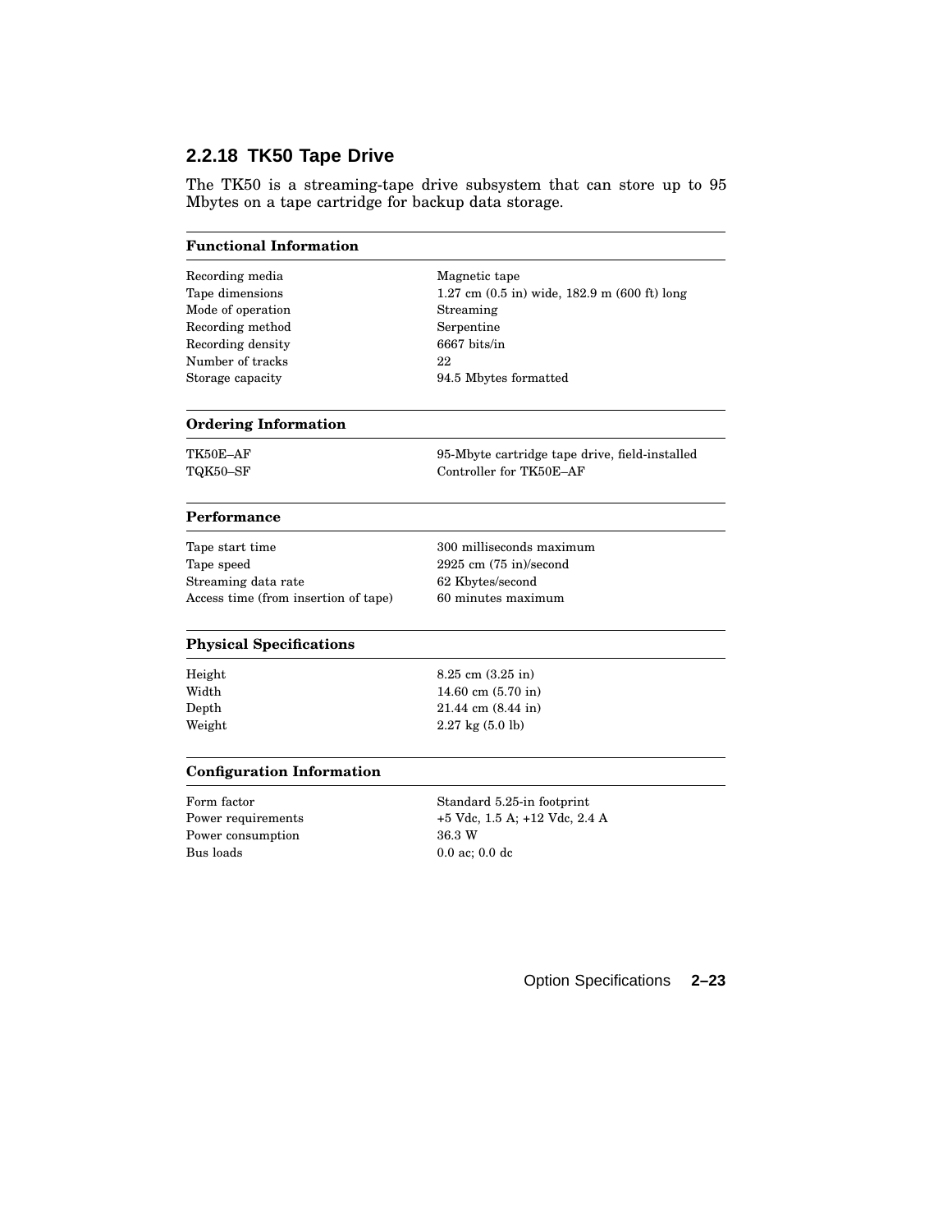### 2.2.18 TK50 Tape Drive

The TK50 is a streaming-tape drive subsystem that can store up to 95 Mbytes on a tape cartridge for backup data storage.

| Functional Information | |
|---|---|
| Recording media | Magnetic tape |
| Tape dimensions | 1.27 cm (0.5 in) wide, 182.9 m (600 ft) long |
| Mode of operation | Streaming |
| Recording method | Serpentine |
| Recording density | 6667 bits/in |
| Number of tracks | 22 |
| Storage capacity | 94.5 Mbytes formatted |

| Ordering Information | |
|---|---|
| TK50E–AF | 95-Mbyte cartridge tape drive, field-installed |
| TQK50–SF | Controller for TK50E–AF |

| Performance | |
|---|---|
| Tape start time | 300 milliseconds maximum |
| Tape speed | 2925 cm (75 in)/second |
| Streaming data rate | 62 Kbytes/second |
| Access time (from insertion of tape) | 60 minutes maximum |

| Physical Specifications | |
|---|---|
| Height | 8.25 cm (3.25 in) |
| Width | 14.60 cm (5.70 in) |
| Depth | 21.44 cm (8.44 in) |
| Weight | 2.27 kg (5.0 lb) |

| Configuration Information | |
|---|---|
| Form factor | Standard 5.25-in footprint |
| Power requirements | +5 Vdc, 1.5 A; +12 Vdc, 2.4 A |
| Power consumption | 36.3 W |
| Bus loads | 0.0 ac; 0.0 dc |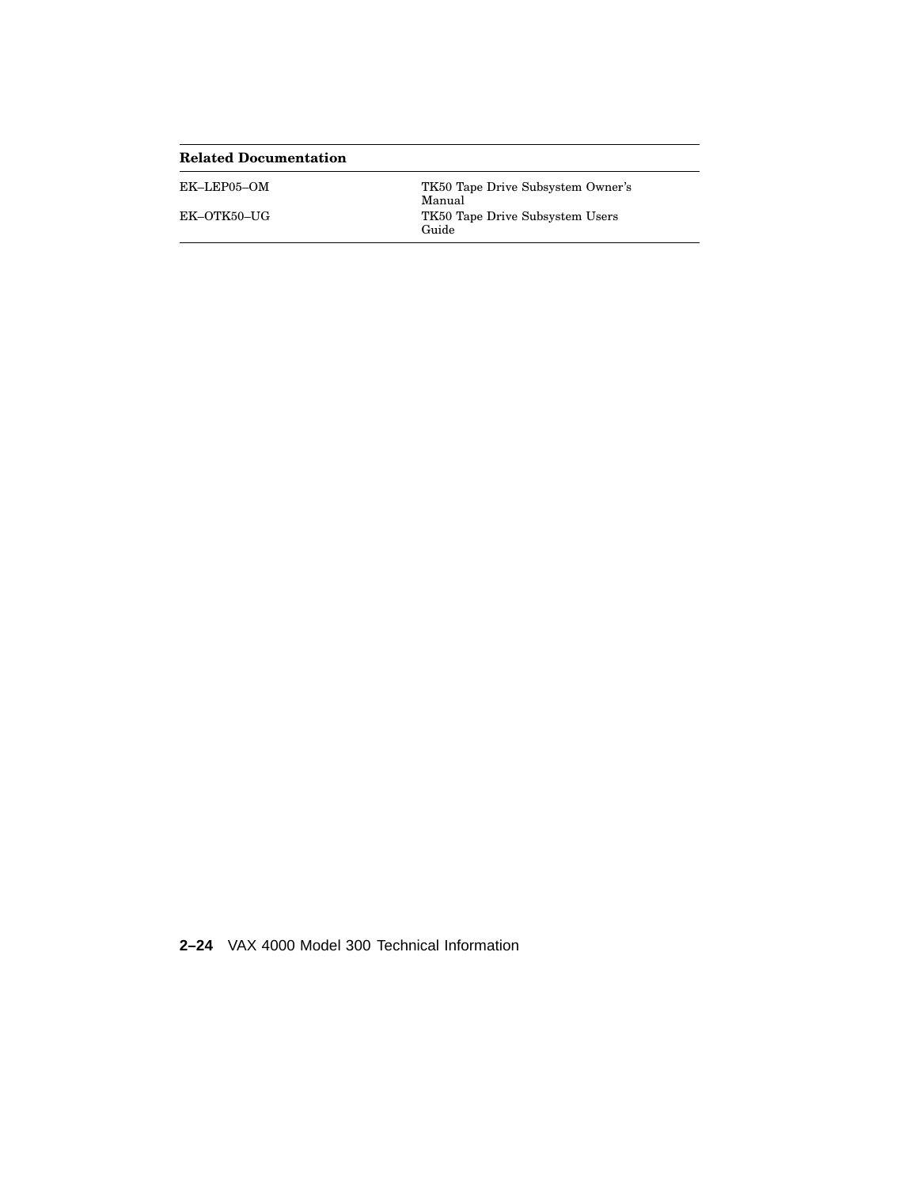| Related Documentation | |
|---|---|
| EK–LEP05–OM | TK50 Tape Drive Subsystem Owner's Manual |
| EK–OTK50–UG | TK50 Tape Drive Subsystem Users Guide |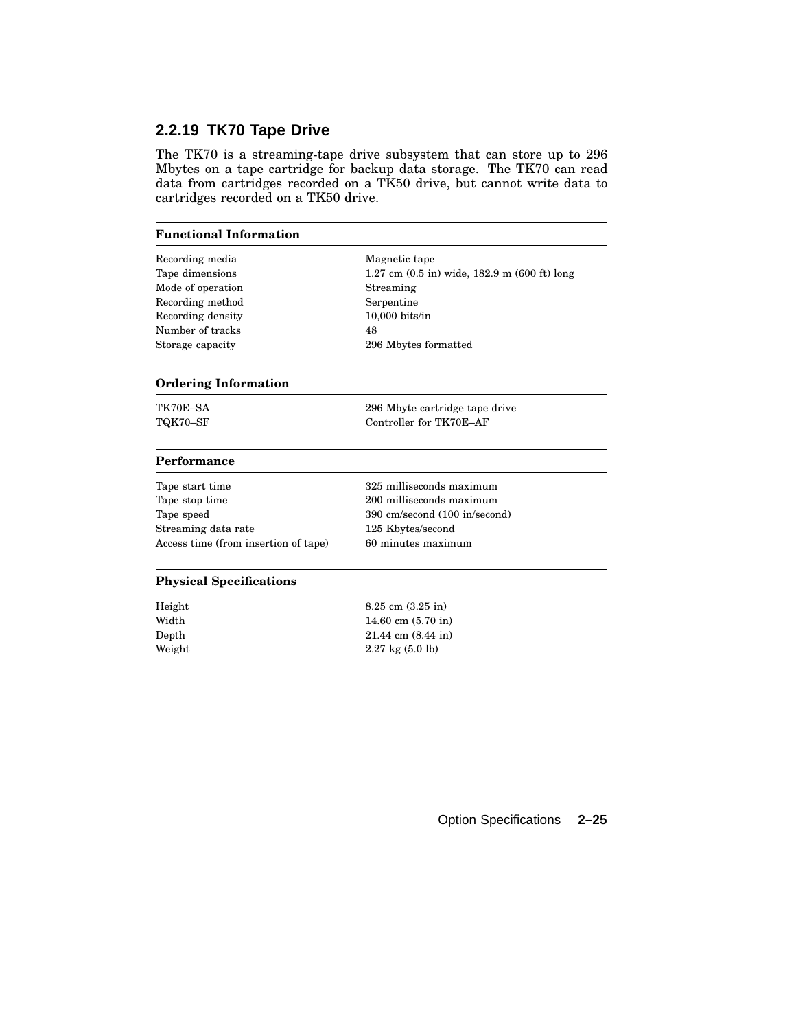### 2.2.19 TK70 Tape Drive

The TK70 is a streaming-tape drive subsystem that can store up to 296 Mbytes on a tape cartridge for backup data storage. The TK70 can read data from cartridges recorded on a TK50 drive, but cannot write data to cartridges recorded on a TK50 drive.

| Functional Information | |
|---|---|
| Recording media | Magnetic tape |
| Tape dimensions | 1.27 cm (0.5 in) wide, 182.9 m (600 ft) long |
| Mode of operation | Streaming |
| Recording method | Serpentine |
| Recording density | 10,000 bits/in |
| Number of tracks | 48 |
| Storage capacity | 296 Mbytes formatted |

| Ordering Information | |
|---|---|
| TK70E–SA | 296 Mbyte cartridge tape drive |
| TQK70–SF | Controller for TK70E–AF |

| Performance | |
|---|---|
| Tape start time | 325 milliseconds maximum |
| Tape stop time | 200 milliseconds maximum |
| Tape speed | 390 cm/second (100 in/second) |
| Streaming data rate | 125 Kbytes/second |
| Access time (from insertion of tape) | 60 minutes maximum |

| Physical Specifications | |
|---|---|
| Height | 8.25 cm (3.25 in) |
| Width | 14.60 cm (5.70 in) |
| Depth | 21.44 cm (8.44 in) |
| Weight | 2.27 kg (5.0 lb) |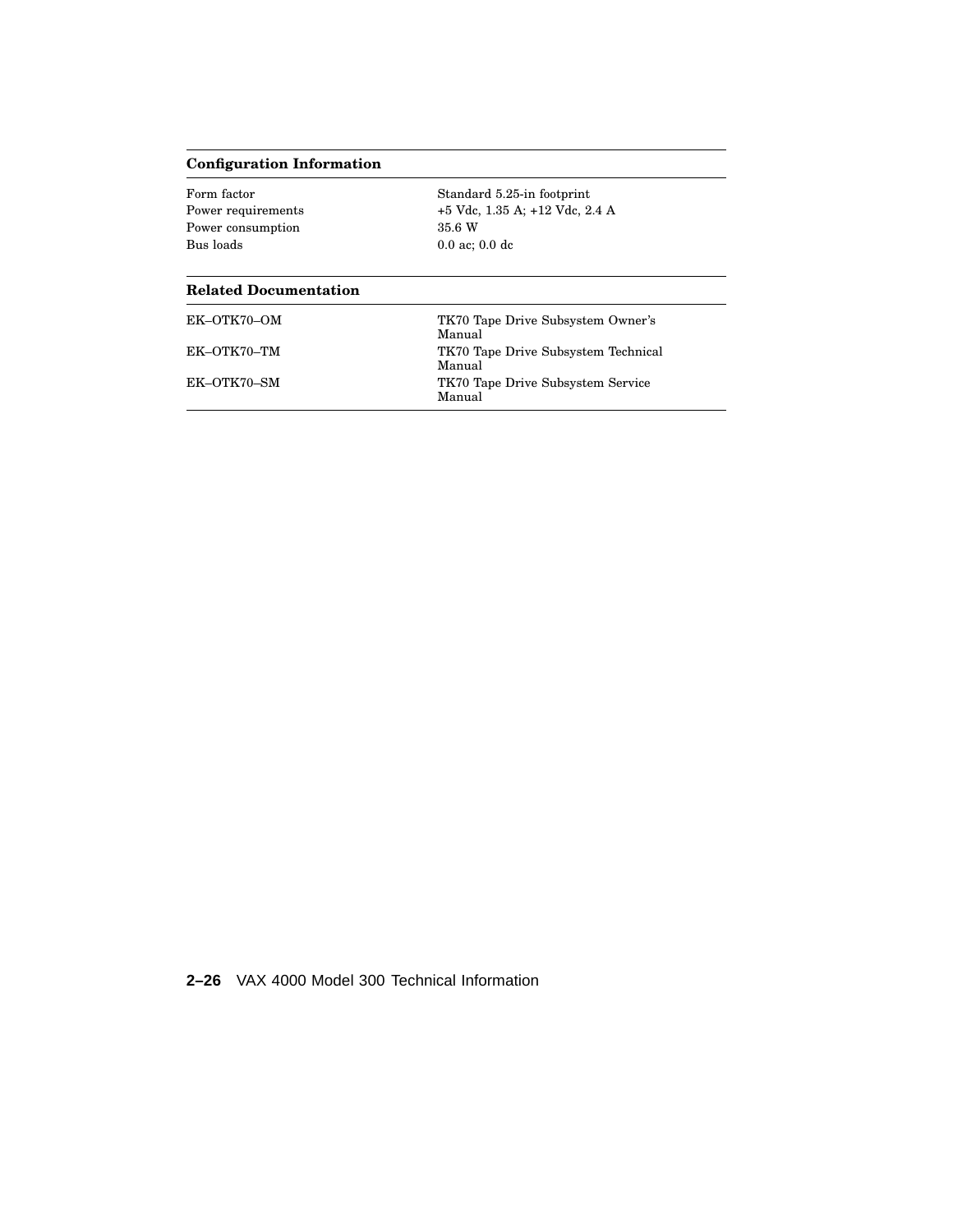| Configuration Information | |
|---|---|
| Form factor | Standard 5.25-in footprint |
| Power requirements | +5 Vdc, 1.35 A; +12 Vdc, 2.4 A |
| Power consumption | 35.6 W |
| Bus loads | 0.0 ac; 0.0 dc |

| Related Documentation | |
|---|---|
| EK–OTK70–OM | TK70 Tape Drive Subsystem Owner's Manual |
| EK–OTK70–TM | TK70 Tape Drive Subsystem Technical Manual |
| EK–OTK70–SM | TK70 Tape Drive Subsystem Service Manual |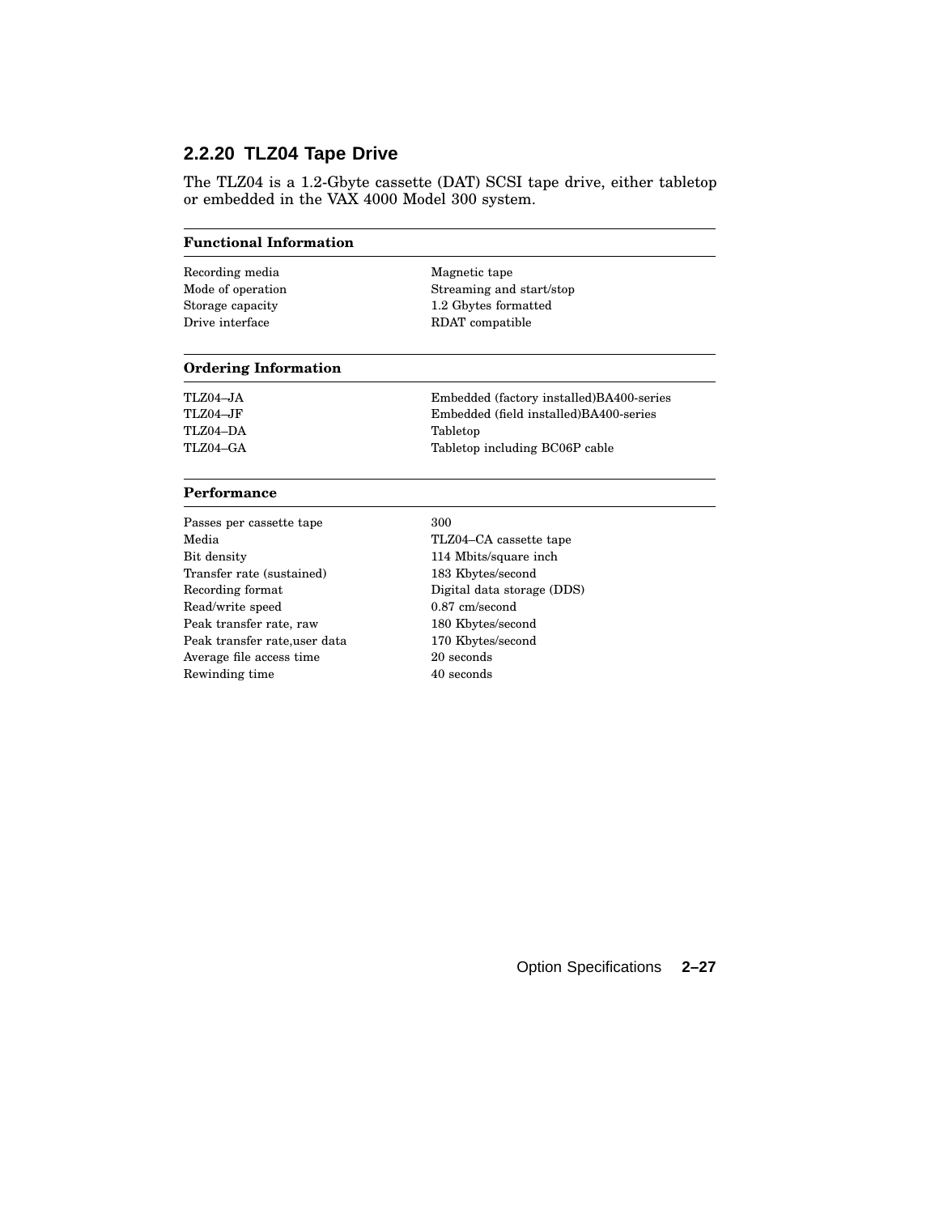### 2.2.20 TLZ04 Tape Drive

The TLZ04 is a 1.2-Gbyte cassette (DAT) SCSI tape drive, either tabletop or embedded in the VAX 4000 Model 300 system.

| **Functional Information** | |
|---|---|
| Recording media | Magnetic tape |
| Mode of operation | Streaming and start/stop |
| Storage capacity | 1.2 Gbytes formatted |
| Drive interface | RDAT compatible |

| **Ordering Information** | |
|---|---|
| TLZ04–JA | Embedded (factory installed)BA400-series |
| TLZ04–JF | Embedded (field installed)BA400-series |
| TLZ04–DA | Tabletop |
| TLZ04–GA | Tabletop including BC06P cable |

| **Performance** | |
|---|---|
| Passes per cassette tape | 300 |
| Media | TLZ04–CA cassette tape |
| Bit density | 114 Mbits/square inch |
| Transfer rate (sustained) | 183 Kbytes/second |
| Recording format | Digital data storage (DDS) |
| Read/write speed | 0.87 cm/second |
| Peak transfer rate, raw | 180 Kbytes/second |
| Peak transfer rate,user data | 170 Kbytes/second |
| Average file access time | 20 seconds |
| Rewinding time | 40 seconds |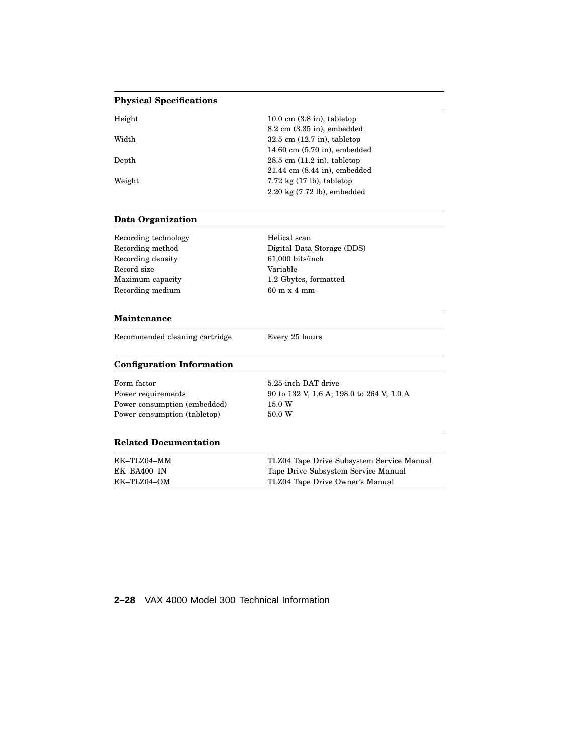| Physical Specifications | |
|---|---|
| Height | 10.0 cm (3.8 in), tabletop<br>8.2 cm (3.35 in), embedded |
| Width | 32.5 cm (12.7 in), tabletop<br>14.60 cm (5.70 in), embedded |
| Depth | 28.5 cm (11.2 in), tabletop<br>21.44 cm (8.44 in), embedded |
| Weight | 7.72 kg (17 lb), tabletop<br>2.20 kg (7.72 lb), embedded |

| Data Organization | |
|---|---|
| Recording technology | Helical scan |
| Recording method | Digital Data Storage (DDS) |
| Recording density | 61,000 bits/inch |
| Record size | Variable |
| Maximum capacity | 1.2 Gbytes, formatted |
| Recording medium | 60 m x 4 mm |

| Maintenance | |
|---|---|
| Recommended cleaning cartridge | Every 25 hours |

| Configuration Information | |
|---|---|
| Form factor | 5.25-inch DAT drive |
| Power requirements | 90 to 132 V, 1.6 A; 198.0 to 264 V, 1.0 A |
| Power consumption (embedded) | 15.0 W |
| Power consumption (tabletop) | 50.0 W |

| Related Documentation | |
|---|---|
| EK–TLZ04–MM | TLZ04 Tape Drive Subsystem Service Manual |
| EK–BA400–IN | Tape Drive Subsystem Service Manual |
| EK–TLZ04–OM | TLZ04 Tape Drive Owner's Manual |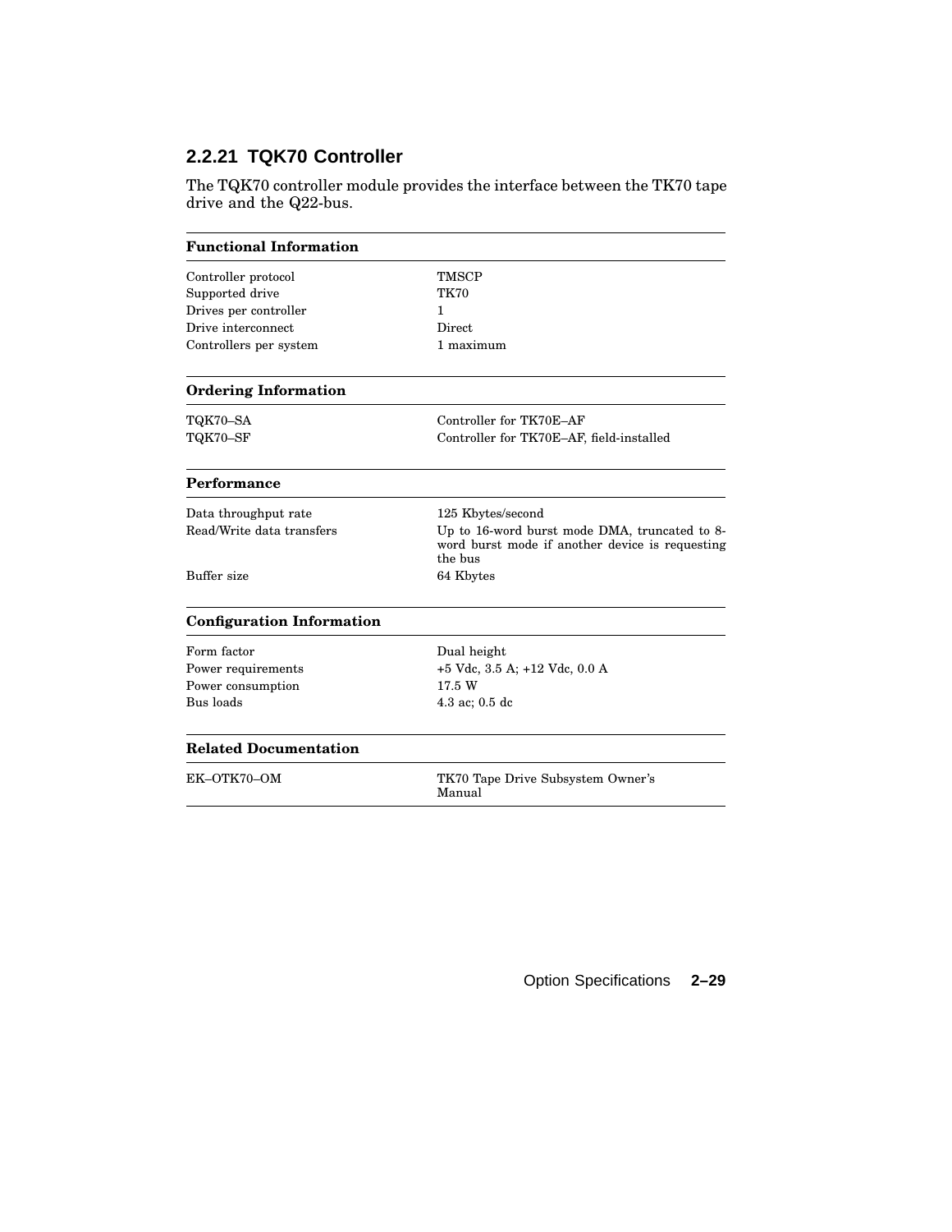### 2.2.21 TQK70 Controller

The TQK70 controller module provides the interface between the TK70 tape drive and the Q22-bus.

| **Functional Information** | |
|---|---|
| Controller protocol | TMSCP |
| Supported drive | TK70 |
| Drives per controller | 1 |
| Drive interconnect | Direct |
| Controllers per system | 1 maximum |

| **Ordering Information** | |
|---|---|
| TQK70–SA | Controller for TK70E–AF |
| TQK70–SF | Controller for TK70E–AF, field-installed |

| **Performance** | |
|---|---|
| Data throughput rate | 125 Kbytes/second |
| Read/Write data transfers | Up to 16-word burst mode DMA, truncated to 8-word burst mode if another device is requesting the bus |
| Buffer size | 64 Kbytes |

| **Configuration Information** | |
|---|---|
| Form factor | Dual height |
| Power requirements | +5 Vdc, 3.5 A; +12 Vdc, 0.0 A |
| Power consumption | 17.5 W |
| Bus loads | 4.3 ac; 0.5 dc |

| **Related Documentation** | |
|---|---|
| EK–OTK70–OM | TK70 Tape Drive Subsystem Owner's Manual |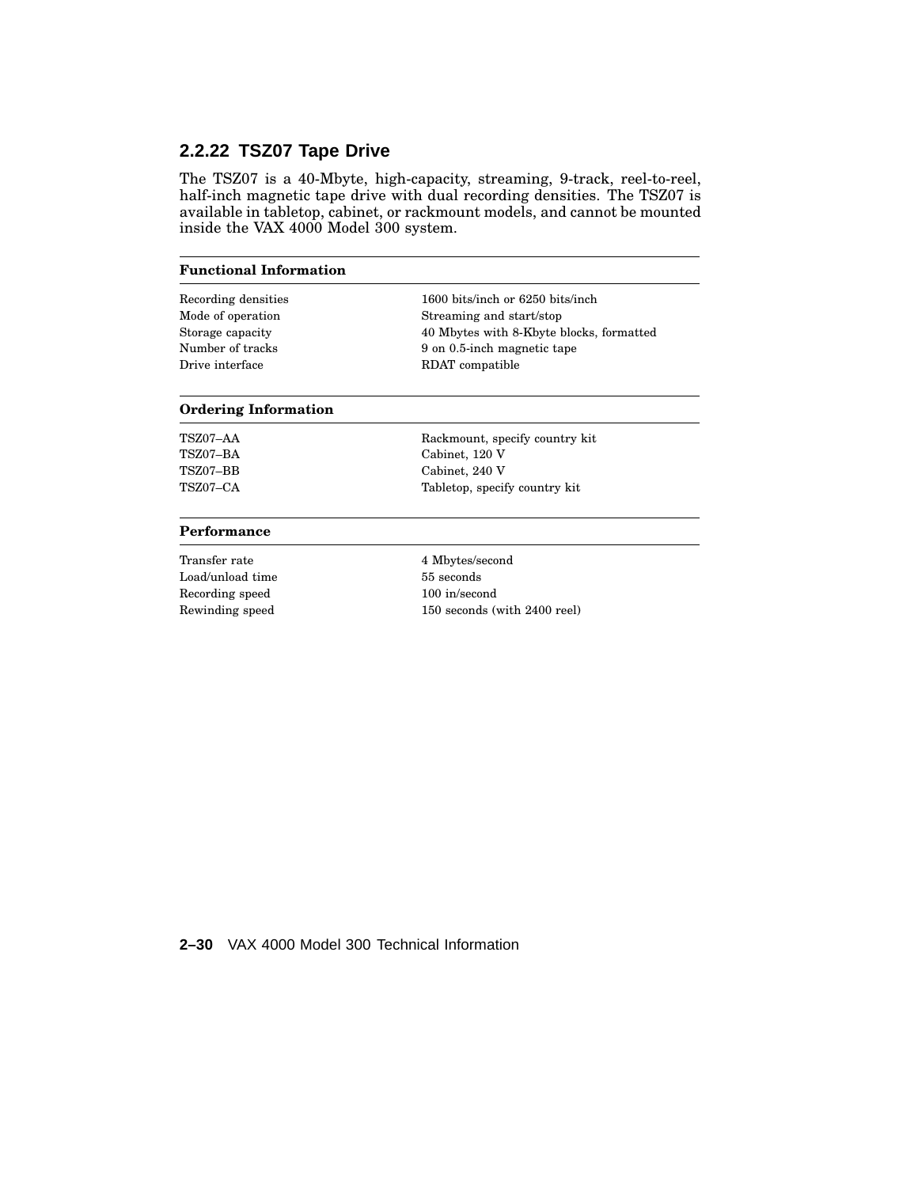### 2.2.22 TSZ07 Tape Drive

The TSZ07 is a 40-Mbyte, high-capacity, streaming, 9-track, reel-to-reel, half-inch magnetic tape drive with dual recording densities. The TSZ07 is available in tabletop, cabinet, or rackmount models, and cannot be mounted inside the VAX 4000 Model 300 system.

| **Functional Information** | |
|---|---|
| Recording densities | 1600 bits/inch or 6250 bits/inch |
| Mode of operation | Streaming and start/stop |
| Storage capacity | 40 Mbytes with 8-Kbyte blocks, formatted |
| Number of tracks | 9 on 0.5-inch magnetic tape |
| Drive interface | RDAT compatible |

| **Ordering Information** | |
|---|---|
| TSZ07–AA | Rackmount, specify country kit |
| TSZ07–BA | Cabinet, 120 V |
| TSZ07–BB | Cabinet, 240 V |
| TSZ07–CA | Tabletop, specify country kit |

| **Performance** | |
|---|---|
| Transfer rate | 4 Mbytes/second |
| Load/unload time | 55 seconds |
| Recording speed | 100 in/second |
| Rewinding speed | 150 seconds (with 2400 reel) |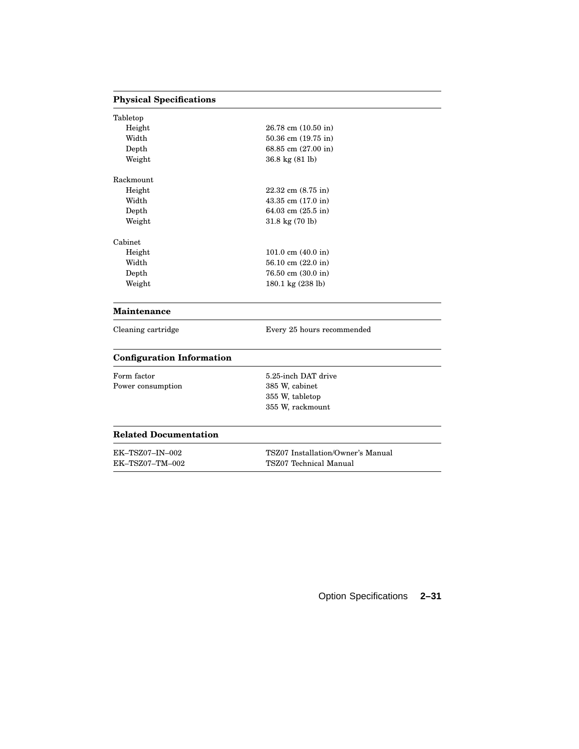| Physical Specifications | |
|---|---|
| Tabletop | |
| Height | 26.78 cm (10.50 in) |
| Width | 50.36 cm (19.75 in) |
| Depth | 68.85 cm (27.00 in) |
| Weight | 36.8 kg (81 lb) |
| Rackmount | |
| Height | 22.32 cm (8.75 in) |
| Width | 43.35 cm (17.0 in) |
| Depth | 64.03 cm (25.5 in) |
| Weight | 31.8 kg (70 lb) |
| Cabinet | |
| Height | 101.0 cm (40.0 in) |
| Width | 56.10 cm (22.0 in) |
| Depth | 76.50 cm (30.0 in) |
| Weight | 180.1 kg (238 lb) |

| Maintenance | |
|---|---|
| Cleaning cartridge | Every 25 hours recommended |

| Configuration Information | |
|---|---|
| Form factor | 5.25-inch DAT drive |
| Power consumption | 385 W, cabinet |
| | 355 W, tabletop |
| | 355 W, rackmount |

| Related Documentation | |
|---|---|
| EK–TSZ07–IN–002 | TSZ07 Installation/Owner's Manual |
| EK–TSZ07–TM–002 | TSZ07 Technical Manual |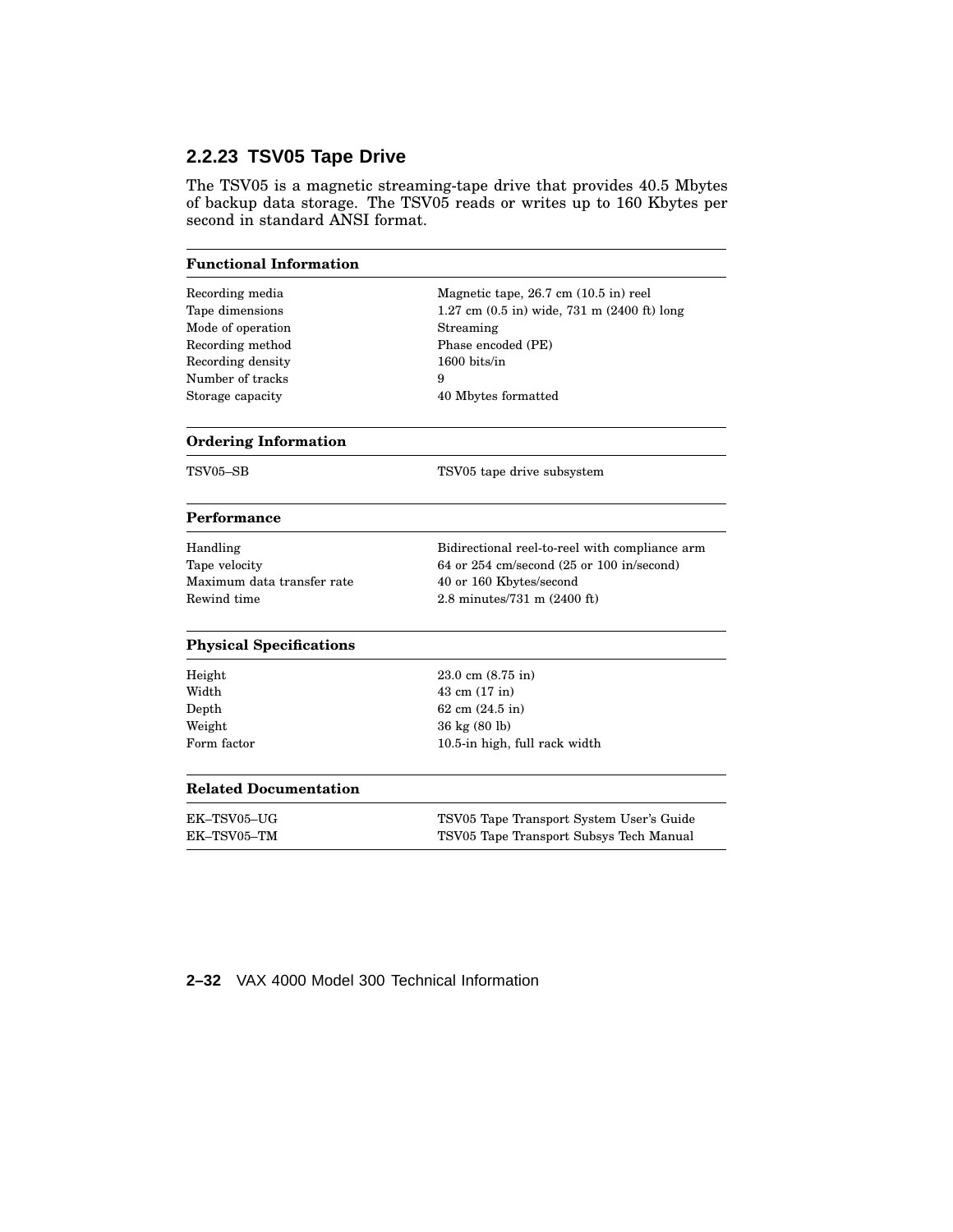## 2.2.23 TSV05 Tape Drive

The TSV05 is a magnetic streaming-tape drive that provides 40.5 Mbytes of backup data storage. The TSV05 reads or writes up to 160 Kbytes per second in standard ANSI format.

| **Functional Information** | |
|---|---|
| Recording media | Magnetic tape, 26.7 cm (10.5 in) reel |
| Tape dimensions | 1.27 cm (0.5 in) wide, 731 m (2400 ft) long |
| Mode of operation | Streaming |
| Recording method | Phase encoded (PE) |
| Recording density | 1600 bits/in |
| Number of tracks | 9 |
| Storage capacity | 40 Mbytes formatted |

| **Ordering Information** | |
|---|---|
| TSV05–SB | TSV05 tape drive subsystem |

| **Performance** | |
|---|---|
| Handling | Bidirectional reel-to-reel with compliance arm |
| Tape velocity | 64 or 254 cm/second (25 or 100 in/second) |
| Maximum data transfer rate | 40 or 160 Kbytes/second |
| Rewind time | 2.8 minutes/731 m (2400 ft) |

| **Physical Specifications** | |
|---|---|
| Height | 23.0 cm (8.75 in) |
| Width | 43 cm (17 in) |
| Depth | 62 cm (24.5 in) |
| Weight | 36 kg (80 lb) |
| Form factor | 10.5-in high, full rack width |

| **Related Documentation** | |
|---|---|
| EK–TSV05–UG | TSV05 Tape Transport System User's Guide |
| EK–TSV05–TM | TSV05 Tape Transport Subsys Tech Manual |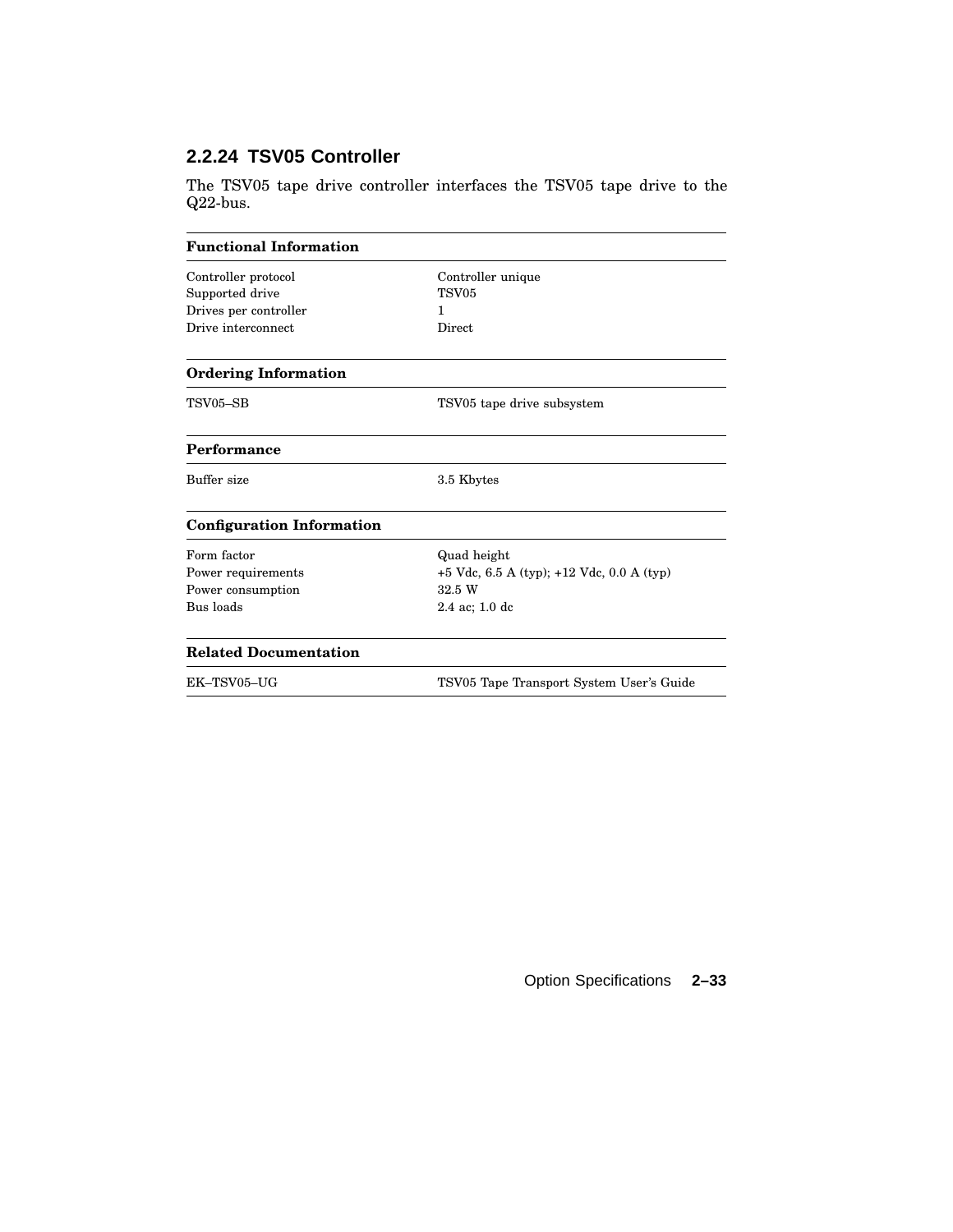### 2.2.24 TSV05 Controller

The TSV05 tape drive controller interfaces the TSV05 tape drive to the Q22-bus.

| **Functional Information** | |
|---|---|
| Controller protocol | Controller unique |
| Supported drive | TSV05 |
| Drives per controller | 1 |
| Drive interconnect | Direct |

| **Ordering Information** | |
|---|---|
| TSV05–SB | TSV05 tape drive subsystem |

| **Performance** | |
|---|---|
| Buffer size | 3.5 Kbytes |

| **Configuration Information** | |
|---|---|
| Form factor | Quad height |
| Power requirements | +5 Vdc, 6.5 A (typ); +12 Vdc, 0.0 A (typ) |
| Power consumption | 32.5 W |
| Bus loads | 2.4 ac; 1.0 dc |

| **Related Documentation** | |
|---|---|
| EK–TSV05–UG | TSV05 Tape Transport System User's Guide |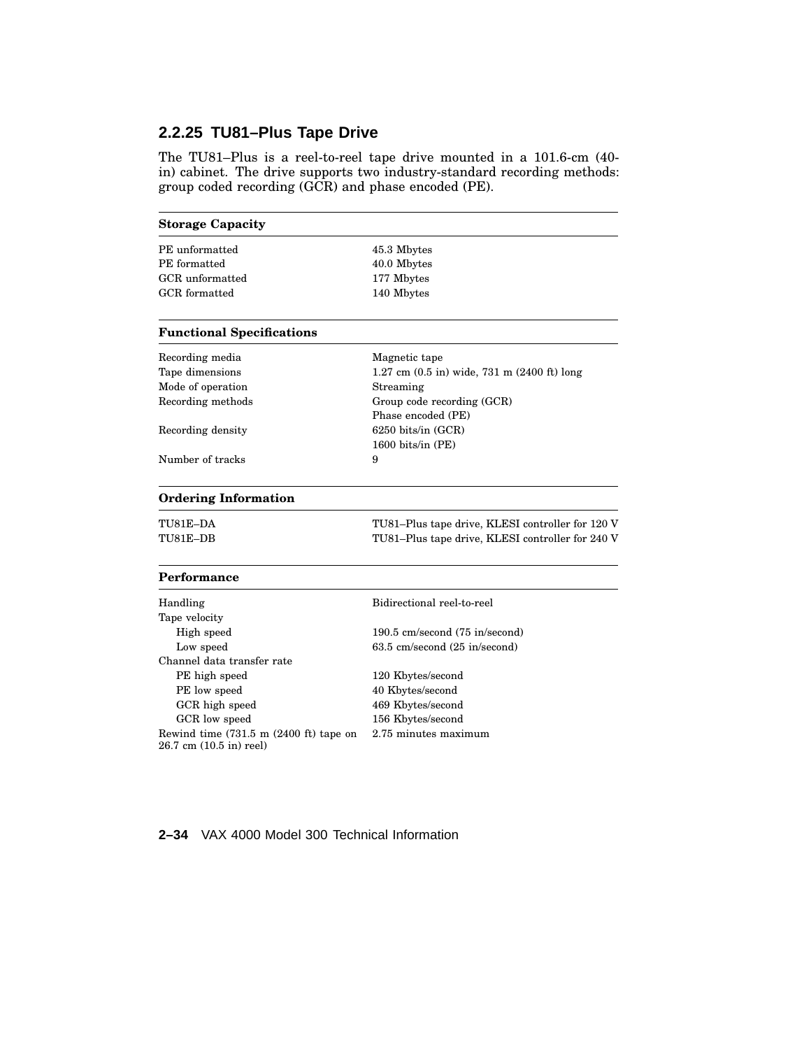### 2.2.25 TU81–Plus Tape Drive

The TU81–Plus is a reel-to-reel tape drive mounted in a 101.6-cm (40-in) cabinet. The drive supports two industry-standard recording methods: group coded recording (GCR) and phase encoded (PE).

| **Storage Capacity** | |
|---|---|
| PE unformatted | 45.3 Mbytes |
| PE formatted | 40.0 Mbytes |
| GCR unformatted | 177 Mbytes |
| GCR formatted | 140 Mbytes |

| **Functional Specifications** | |
|---|---|
| Recording media | Magnetic tape |
| Tape dimensions | 1.27 cm (0.5 in) wide, 731 m (2400 ft) long |
| Mode of operation | Streaming |
| Recording methods | Group code recording (GCR)<br>Phase encoded (PE) |
| Recording density | 6250 bits/in (GCR)<br>1600 bits/in (PE) |
| Number of tracks | 9 |

| **Ordering Information** | |
|---|---|
| TU81E–DA | TU81–Plus tape drive, KLESI controller for 120 V |
| TU81E–DB | TU81–Plus tape drive, KLESI controller for 240 V |

| **Performance** | |
|---|---|
| Handling | Bidirectional reel-to-reel |
| Tape velocity | |
| High speed | 190.5 cm/second (75 in/second) |
| Low speed | 63.5 cm/second (25 in/second) |
| Channel data transfer rate | |
| PE high speed | 120 Kbytes/second |
| PE low speed | 40 Kbytes/second |
| GCR high speed | 469 Kbytes/second |
| GCR low speed | 156 Kbytes/second |
| Rewind time (731.5 m (2400 ft) tape on 26.7 cm (10.5 in) reel) | 2.75 minutes maximum |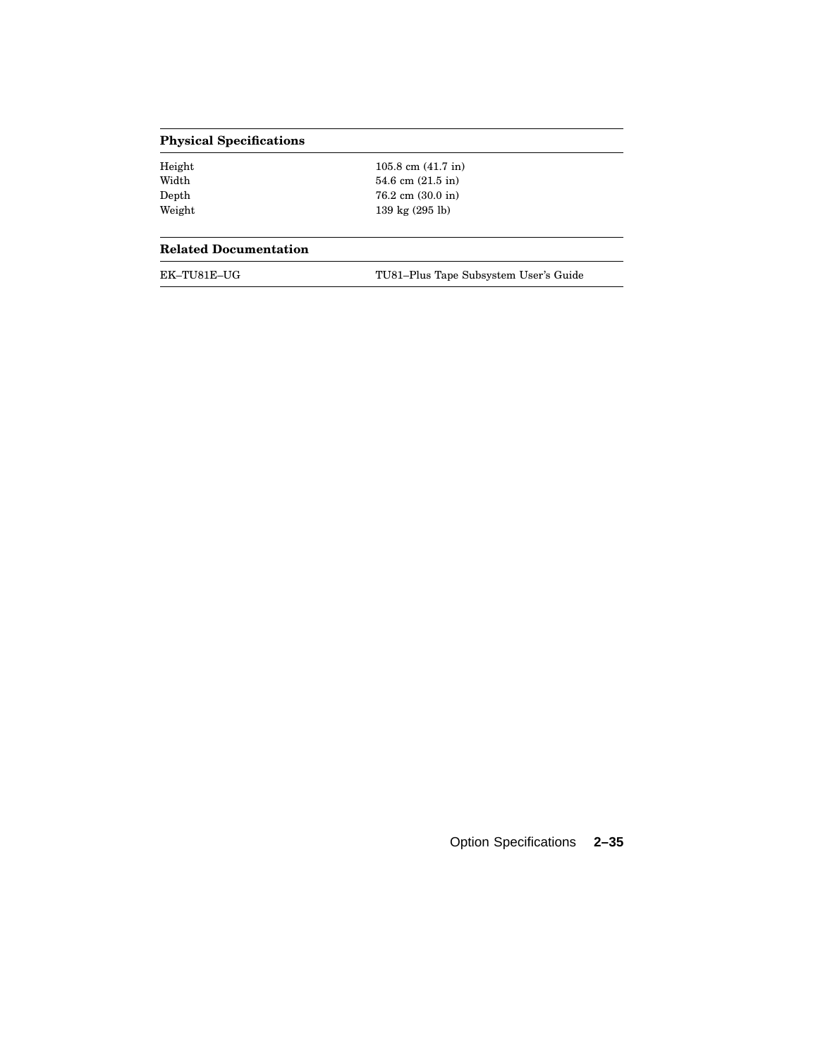| Physical Specifications | |
|---|---|
| Height | 105.8 cm (41.7 in) |
| Width | 54.6 cm (21.5 in) |
| Depth | 76.2 cm (30.0 in) |
| Weight | 139 kg (295 lb) |

| Related Documentation | |
|---|---|
| EK–TU81E–UG | TU81–Plus Tape Subsystem User's Guide |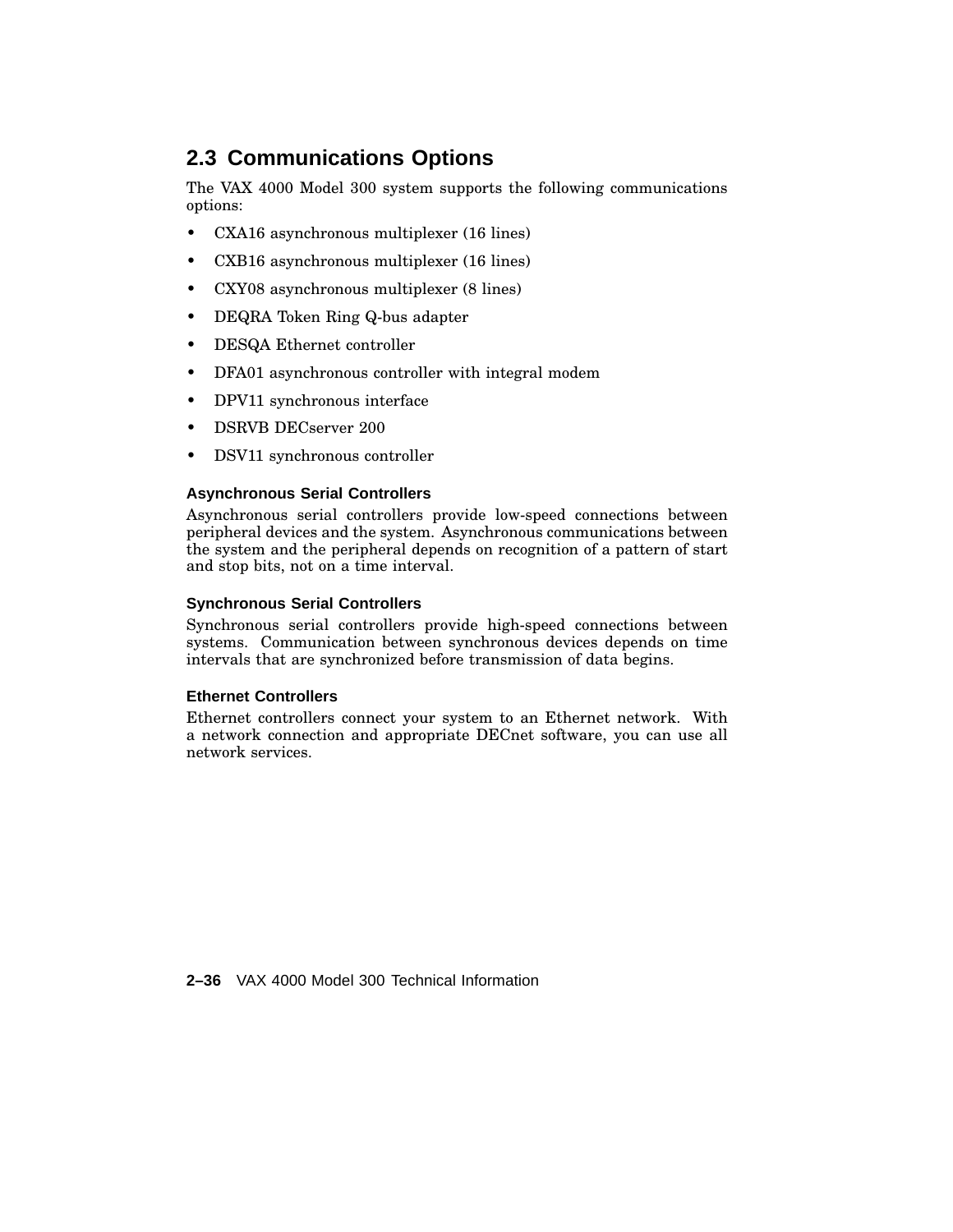## 2.3 Communications Options

The VAX 4000 Model 300 system supports the following communications options:

- CXA16 asynchronous multiplexer (16 lines)
- CXB16 asynchronous multiplexer (16 lines)
- CXY08 asynchronous multiplexer (8 lines)
- DEQRA Token Ring Q-bus adapter
- DESQA Ethernet controller
- DFA01 asynchronous controller with integral modem
- DPV11 synchronous interface
- DSRVB DECserver 200
- DSV11 synchronous controller

### Asynchronous Serial Controllers

Asynchronous serial controllers provide low-speed connections between peripheral devices and the system. Asynchronous communications between the system and the peripheral depends on recognition of a pattern of start and stop bits, not on a time interval.

### Synchronous Serial Controllers

Synchronous serial controllers provide high-speed connections between systems. Communication between synchronous devices depends on time intervals that are synchronized before transmission of data begins.

### Ethernet Controllers

Ethernet controllers connect your system to an Ethernet network. With a network connection and appropriate DECnet software, you can use all network services.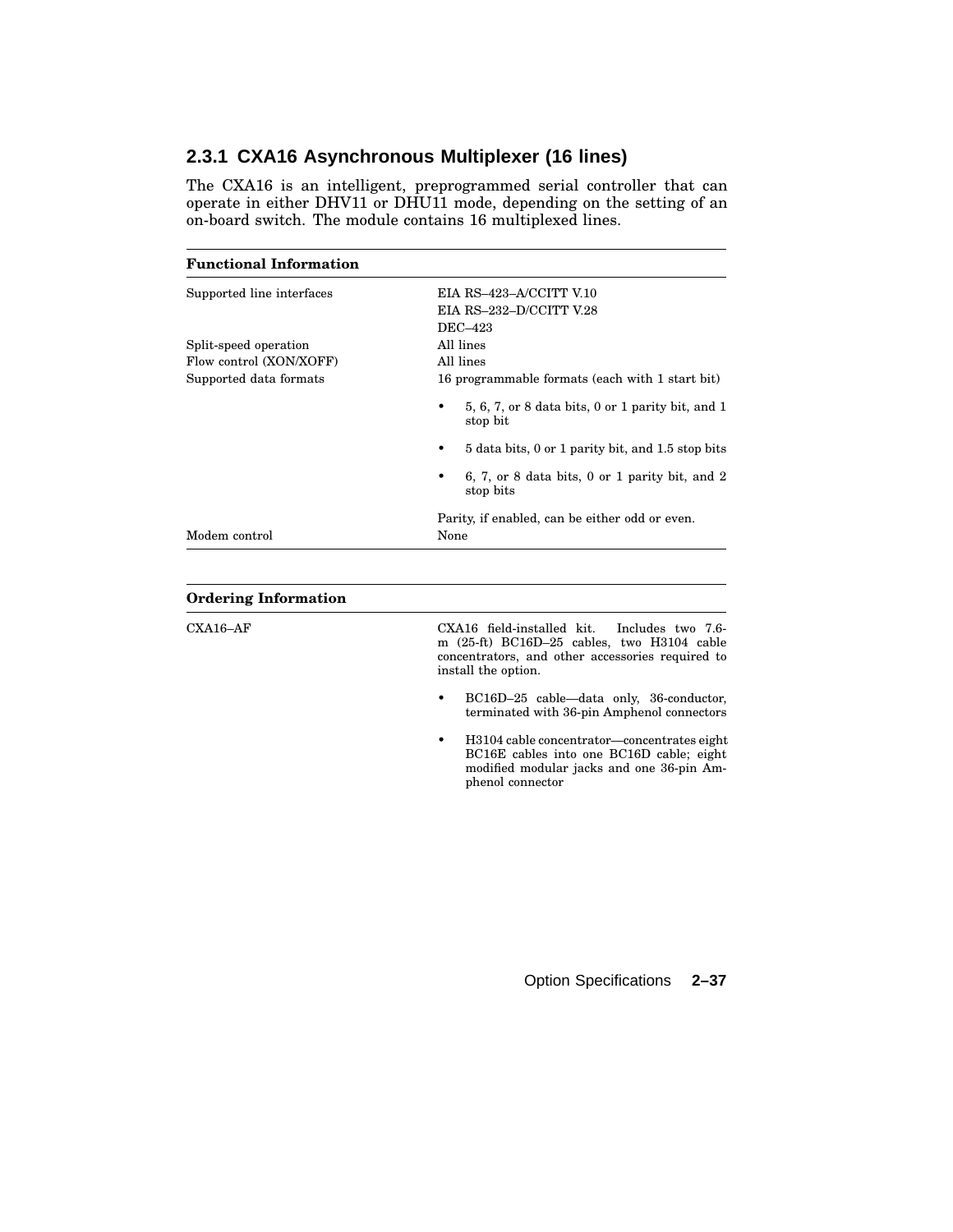### 2.3.1 CXA16 Asynchronous Multiplexer (16 lines)

The CXA16 is an intelligent, preprogrammed serial controller that can operate in either DHV11 or DHU11 mode, depending on the setting of an on-board switch. The module contains 16 multiplexed lines.

| **Functional Information** | |
|---|---|
| Supported line interfaces | EIA RS–423–A/CCITT V.10<br>EIA RS–232–D/CCITT V.28<br>DEC–423 |
| Split-speed operation | All lines |
| Flow control (XON/XOFF) | All lines |
| Supported data formats | 16 programmable formats (each with 1 start bit)<br>• 5, 6, 7, or 8 data bits, 0 or 1 parity bit, and 1 stop bit<br>• 5 data bits, 0 or 1 parity bit, and 1.5 stop bits<br>• 6, 7, or 8 data bits, 0 or 1 parity bit, and 2 stop bits<br>Parity, if enabled, can be either odd or even. |
| Modem control | None |

| **Ordering Information** | |
|---|---|
| CXA16–AF | CXA16 field-installed kit. Includes two 7.6-m (25-ft) BC16D–25 cables, two H3104 cable concentrators, and other accessories required to install the option.<br>• BC16D–25 cable—data only, 36-conductor, terminated with 36-pin Amphenol connectors<br>• H3104 cable concentrator—concentrates eight BC16E cables into one BC16D cable; eight modified modular jacks and one 36-pin Amphenol connector |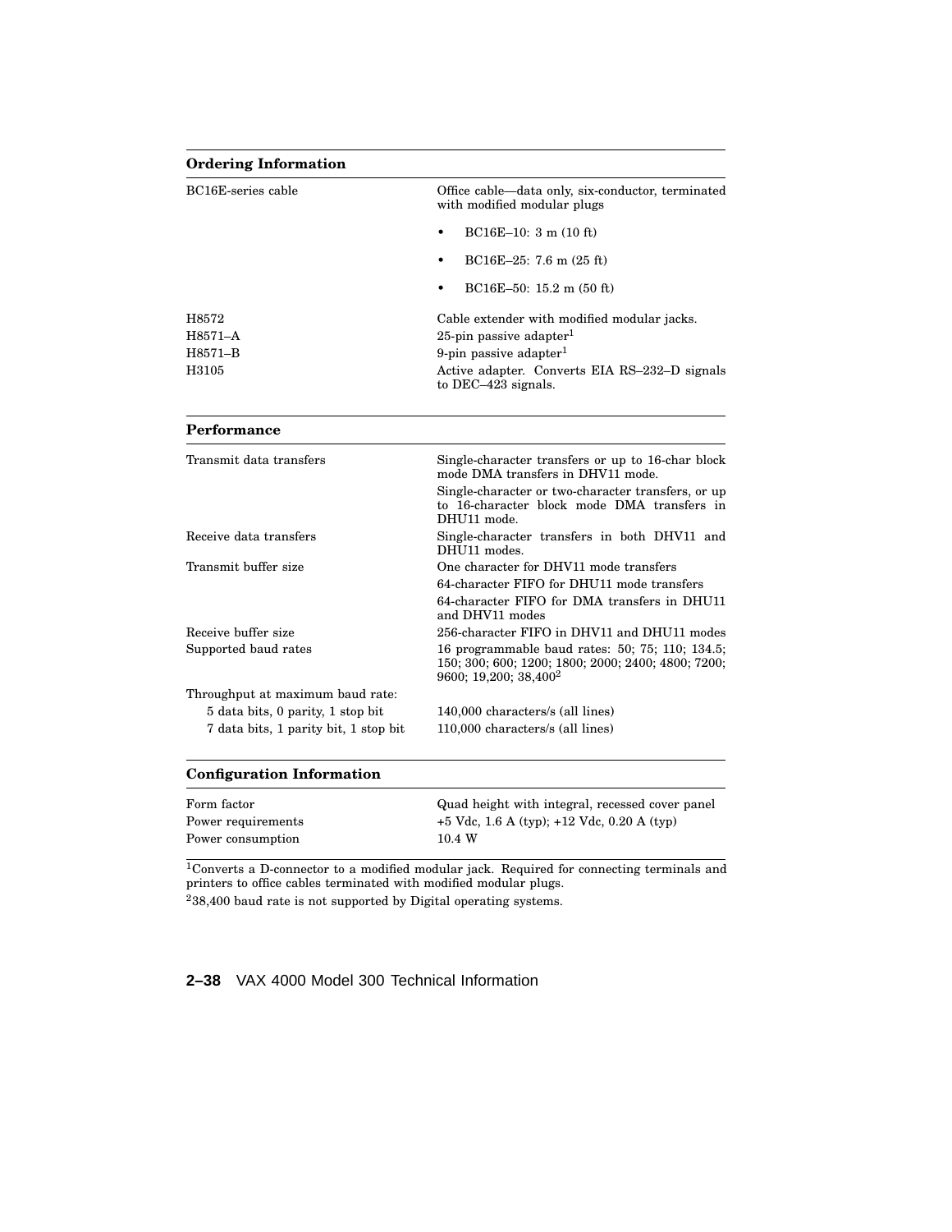| Ordering Information | |
|---|---|
| BC16E-series cable | Office cable—data only, six-conductor, terminated with modified modular plugs<br>• BC16E–10: 3 m (10 ft)<br>• BC16E–25: 7.6 m (25 ft)<br>• BC16E–50: 15.2 m (50 ft) |
| H8572 | Cable extender with modified modular jacks. |
| H8571–A | 25-pin passive adapter[1] |
| H8571–B | 9-pin passive adapter[1] |
| H3105 | Active adapter. Converts EIA RS–232–D signals to DEC–423 signals. |

| Performance | |
|---|---|
| Transmit data transfers | Single-character transfers or up to 16-char block mode DMA transfers in DHV11 mode.<br>Single-character or two-character transfers, or up to 16-character block mode DMA transfers in DHU11 mode. |
| Receive data transfers | Single-character transfers in both DHV11 and DHU11 modes. |
| Transmit buffer size | One character for DHV11 mode transfers<br>64-character FIFO for DHU11 mode transfers<br>64-character FIFO for DMA transfers in DHU11 and DHV11 modes |
| Receive buffer size | 256-character FIFO in DHV11 and DHU11 modes |
| Supported baud rates | 16 programmable baud rates: 50; 75; 110; 134.5; 150; 300; 600; 1200; 1800; 2000; 2400; 4800; 7200; 9600; 19,200; 38,400[2] |
| Throughput at maximum baud rate: | |
| 5 data bits, 0 parity, 1 stop bit | 140,000 characters/s (all lines) |
| 7 data bits, 1 parity bit, 1 stop bit | 110,000 characters/s (all lines) |

| Configuration Information | |
|---|---|
| Form factor | Quad height with integral, recessed cover panel |
| Power requirements | +5 Vdc, 1.6 A (typ); +12 Vdc, 0.20 A (typ) |
| Power consumption | 10.4 W |

[1] Converts a D-connector to a modified modular jack. Required for connecting terminals and printers to office cables terminated with modified modular plugs.

[2] 38,400 baud rate is not supported by Digital operating systems.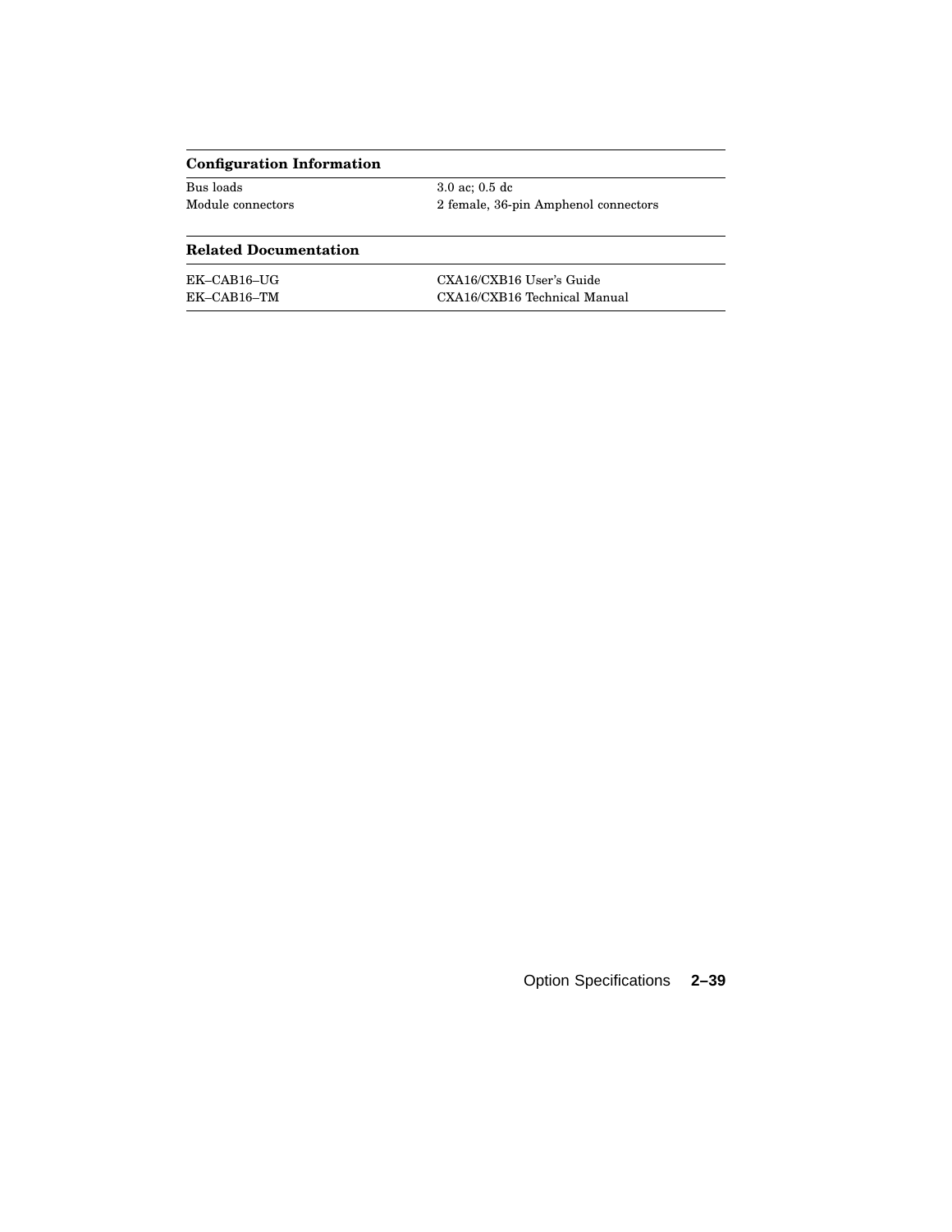| Configuration Information | |
|---|---|
| Bus loads | 3.0 ac; 0.5 dc |
| Module connectors | 2 female, 36-pin Amphenol connectors |

| Related Documentation | |
|---|---|
| EK–CAB16–UG | CXA16/CXB16 User's Guide |
| EK–CAB16–TM | CXA16/CXB16 Technical Manual |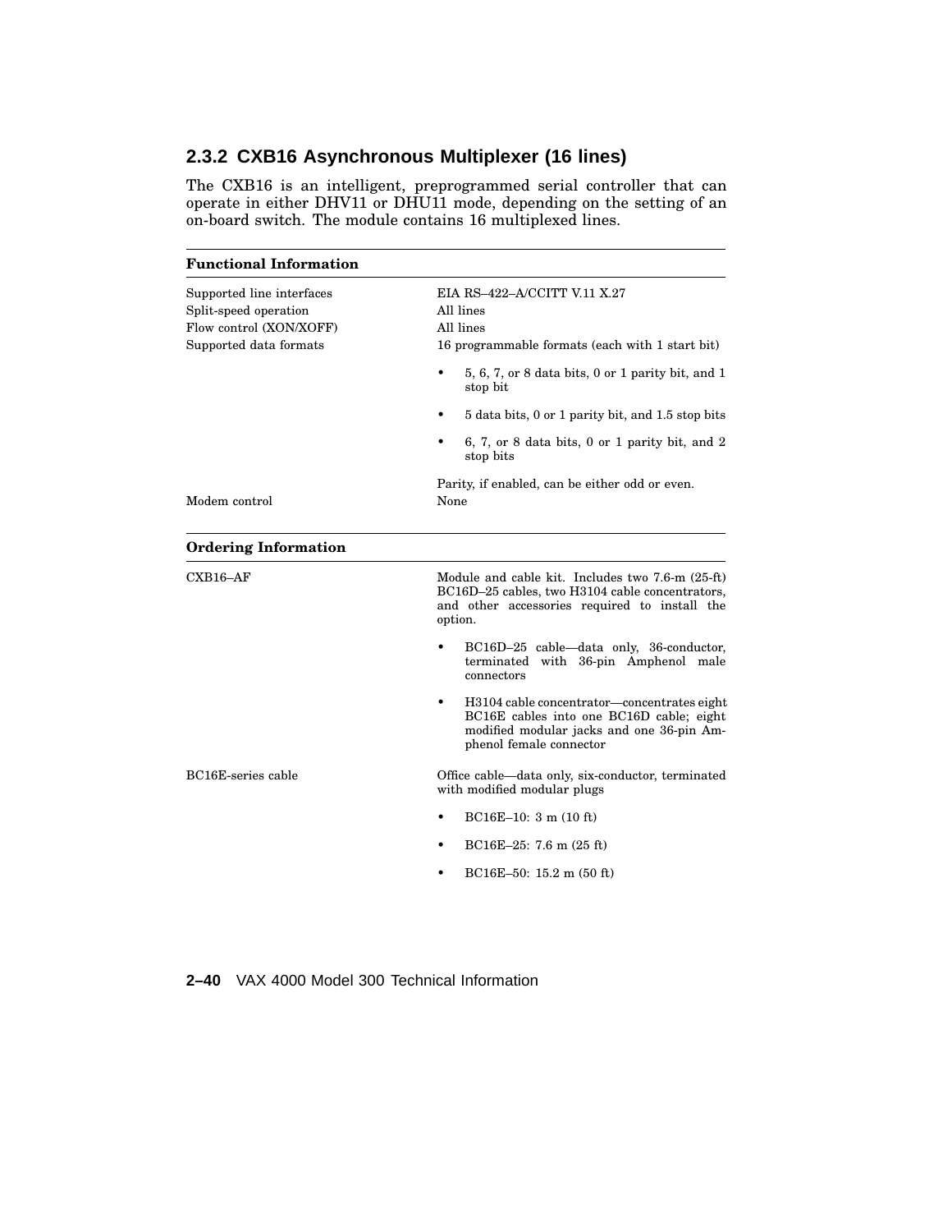### 2.3.2 CXB16 Asynchronous Multiplexer (16 lines)

The CXB16 is an intelligent, preprogrammed serial controller that can operate in either DHV11 or DHU11 mode, depending on the setting of an on-board switch. The module contains 16 multiplexed lines.

| Functional Information | |
|---|---|
| Supported line interfaces | EIA RS–422–A/CCITT V.11 X.27 |
| Split-speed operation | All lines |
| Flow control (XON/XOFF) | All lines |
| Supported data formats | 16 programmable formats (each with 1 start bit)<br>• 5, 6, 7, or 8 data bits, 0 or 1 parity bit, and 1 stop bit<br>• 5 data bits, 0 or 1 parity bit, and 1.5 stop bits<br>• 6, 7, or 8 data bits, 0 or 1 parity bit, and 2 stop bits<br>Parity, if enabled, can be either odd or even. |
| Modem control | None |

| Ordering Information | |
|---|---|
| CXB16–AF | Module and cable kit. Includes two 7.6-m (25-ft) BC16D–25 cables, two H3104 cable concentrators, and other accessories required to install the option.<br>• BC16D–25 cable—data only, 36-conductor, terminated with 36-pin Amphenol male connectors<br>• H3104 cable concentrator—concentrates eight BC16E cables into one BC16D cable; eight modified modular jacks and one 36-pin Amphenol female connector |
| BC16E-series cable | Office cable—data only, six-conductor, terminated with modified modular plugs<br>• BC16E–10: 3 m (10 ft)<br>• BC16E–25: 7.6 m (25 ft)<br>• BC16E–50: 15.2 m (50 ft) |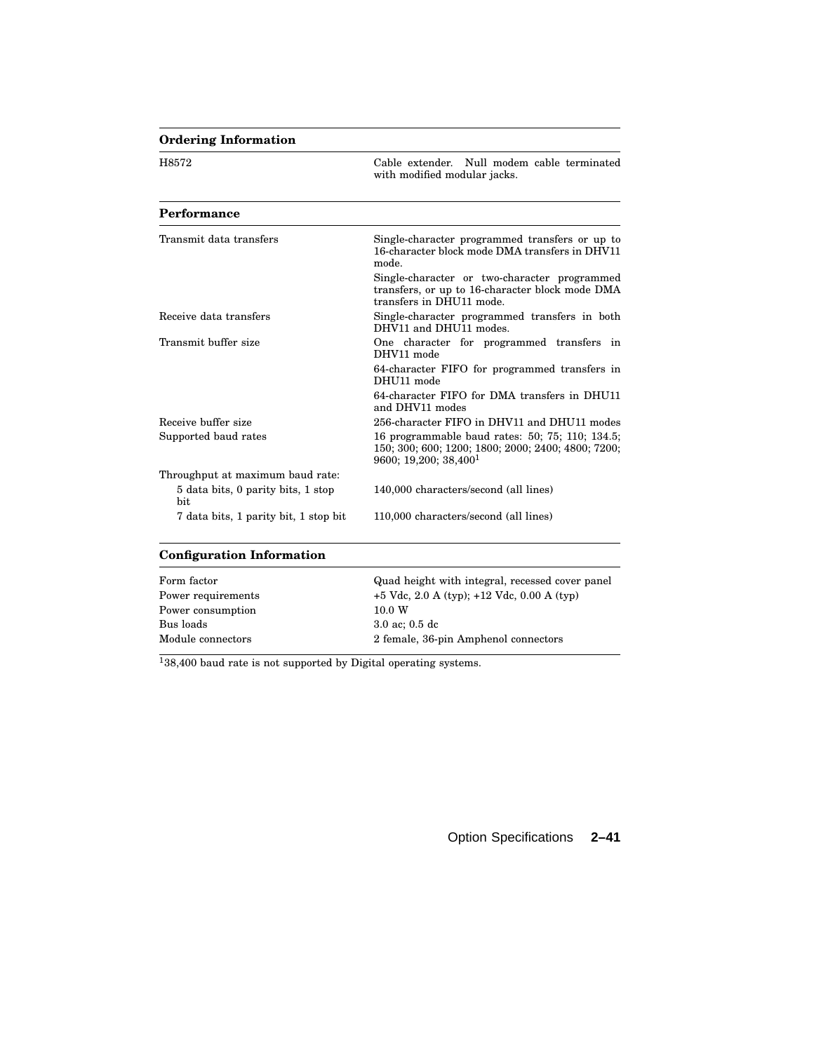| Ordering Information | |
|---|---|
| H8572 | Cable extender. Null modem cable terminated with modified modular jacks. |

| Performance | |
|---|---|
| Transmit data transfers | Single-character programmed transfers or up to 16-character block mode DMA transfers in DHV11 mode. |
| | Single-character or two-character programmed transfers, or up to 16-character block mode DMA transfers in DHU11 mode. |
| Receive data transfers | Single-character programmed transfers in both DHV11 and DHU11 modes. |
| Transmit buffer size | One character for programmed transfers in DHV11 mode |
| | 64-character FIFO for programmed transfers in DHU11 mode |
| | 64-character FIFO for DMA transfers in DHU11 and DHV11 modes |
| Receive buffer size | 256-character FIFO in DHV11 and DHU11 modes |
| Supported baud rates | 16 programmable baud rates: 50; 75; 110; 134.5; 150; 300; 600; 1200; 1800; 2000; 2400; 4800; 7200; 9600; 19,200; 38,400[1] |
| Throughput at maximum baud rate: | |
| 5 data bits, 0 parity bits, 1 stop bit | 140,000 characters/second (all lines) |
| 7 data bits, 1 parity bit, 1 stop bit | 110,000 characters/second (all lines) |

| Configuration Information | |
|---|---|
| Form factor | Quad height with integral, recessed cover panel |
| Power requirements | +5 Vdc, 2.0 A (typ); +12 Vdc, 0.00 A (typ) |
| Power consumption | 10.0 W |
| Bus loads | 3.0 ac; 0.5 dc |
| Module connectors | 2 female, 36-pin Amphenol connectors |

[1]38,400 baud rate is not supported by Digital operating systems.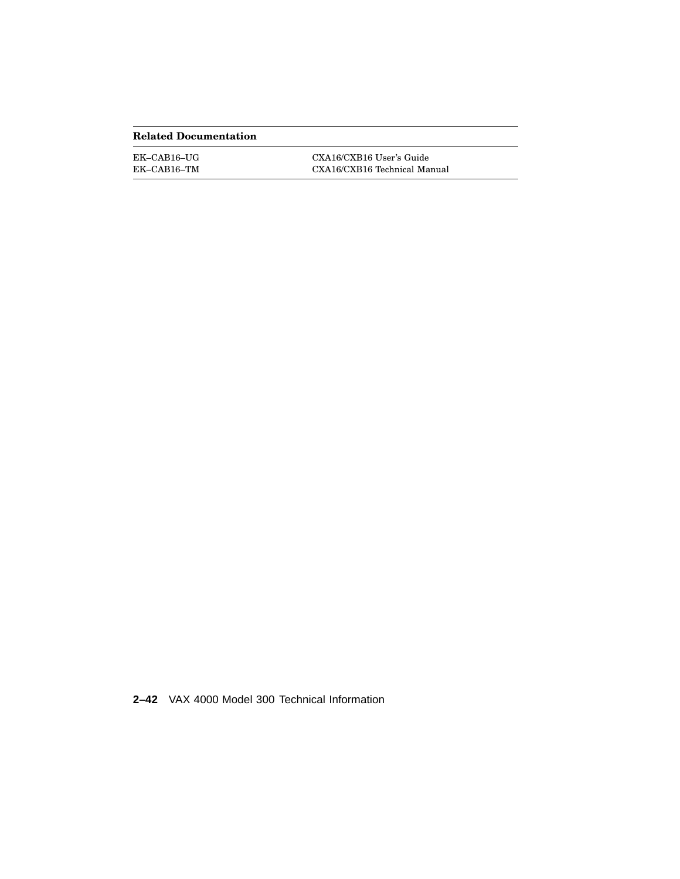| Related Documentation | |
|---|---|
| EK–CAB16–UG | CXA16/CXB16 User's Guide |
| EK–CAB16–TM | CXA16/CXB16 Technical Manual |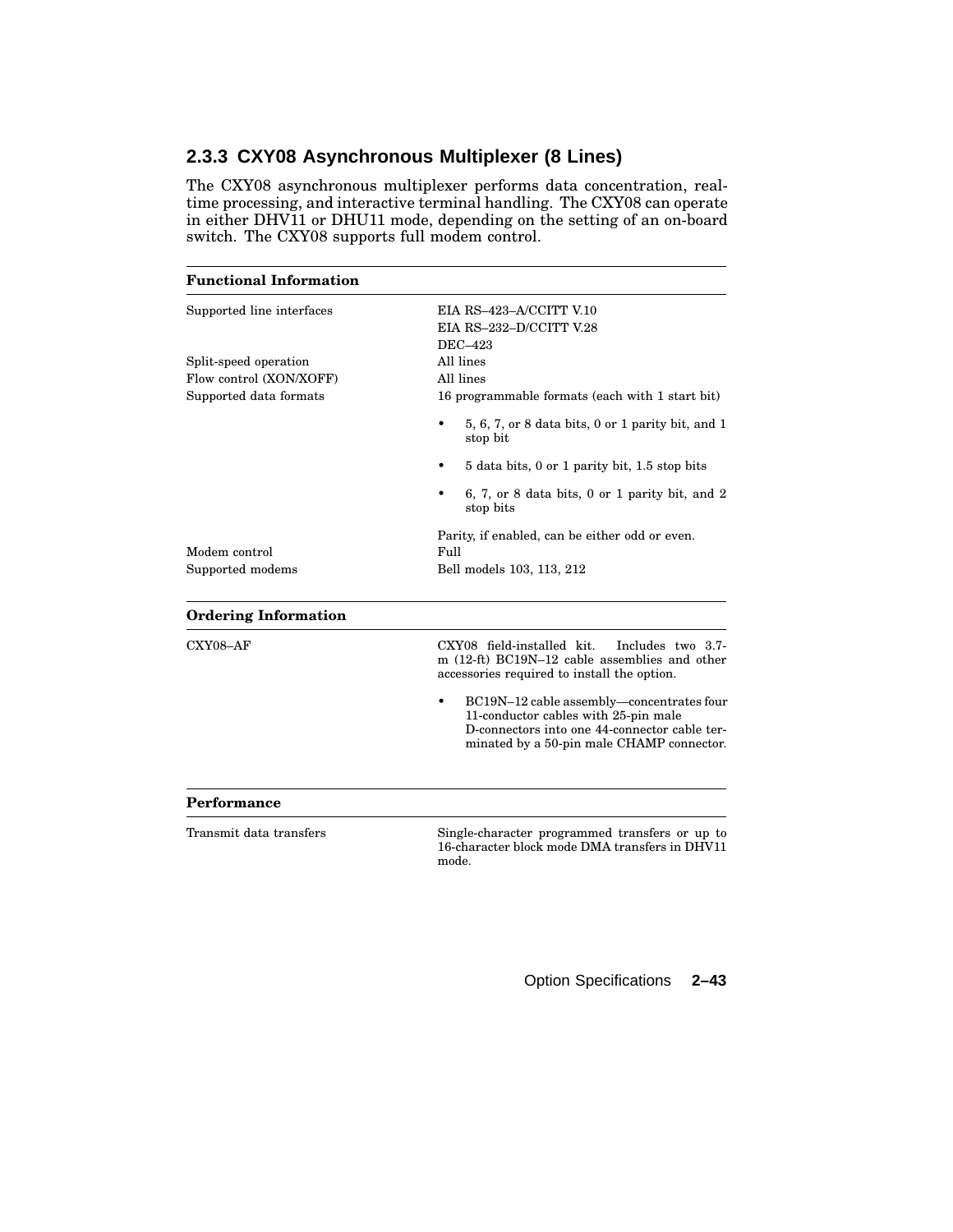### 2.3.3 CXY08 Asynchronous Multiplexer (8 Lines)

The CXY08 asynchronous multiplexer performs data concentration, real-time processing, and interactive terminal handling. The CXY08 can operate in either DHV11 or DHU11 mode, depending on the setting of an on-board switch. The CXY08 supports full modem control.

| **Functional Information** | |
|---|---|
| Supported line interfaces | EIA RS–423–A/CCITT V.10<br>EIA RS–232–D/CCITT V.28<br>DEC–423 |
| Split-speed operation | All lines |
| Flow control (XON/XOFF) | All lines |
| Supported data formats | 16 programmable formats (each with 1 start bit)<br>• 5, 6, 7, or 8 data bits, 0 or 1 parity bit, and 1 stop bit<br>• 5 data bits, 0 or 1 parity bit, 1.5 stop bits<br>• 6, 7, or 8 data bits, 0 or 1 parity bit, and 2 stop bits<br>Parity, if enabled, can be either odd or even. |
| Modem control | Full |
| Supported modems | Bell models 103, 113, 212 |

| **Ordering Information** | |
|---|---|
| CXY08–AF | CXY08 field-installed kit. Includes two 3.7-m (12-ft) BC19N–12 cable assemblies and other accessories required to install the option.<br>• BC19N–12 cable assembly—concentrates four 11-conductor cables with 25-pin male D-connectors into one 44-connector cable terminated by a 50-pin male CHAMP connector. |

| **Performance** | |
|---|---|
| Transmit data transfers | Single-character programmed transfers or up to 16-character block mode DMA transfers in DHV11 mode. |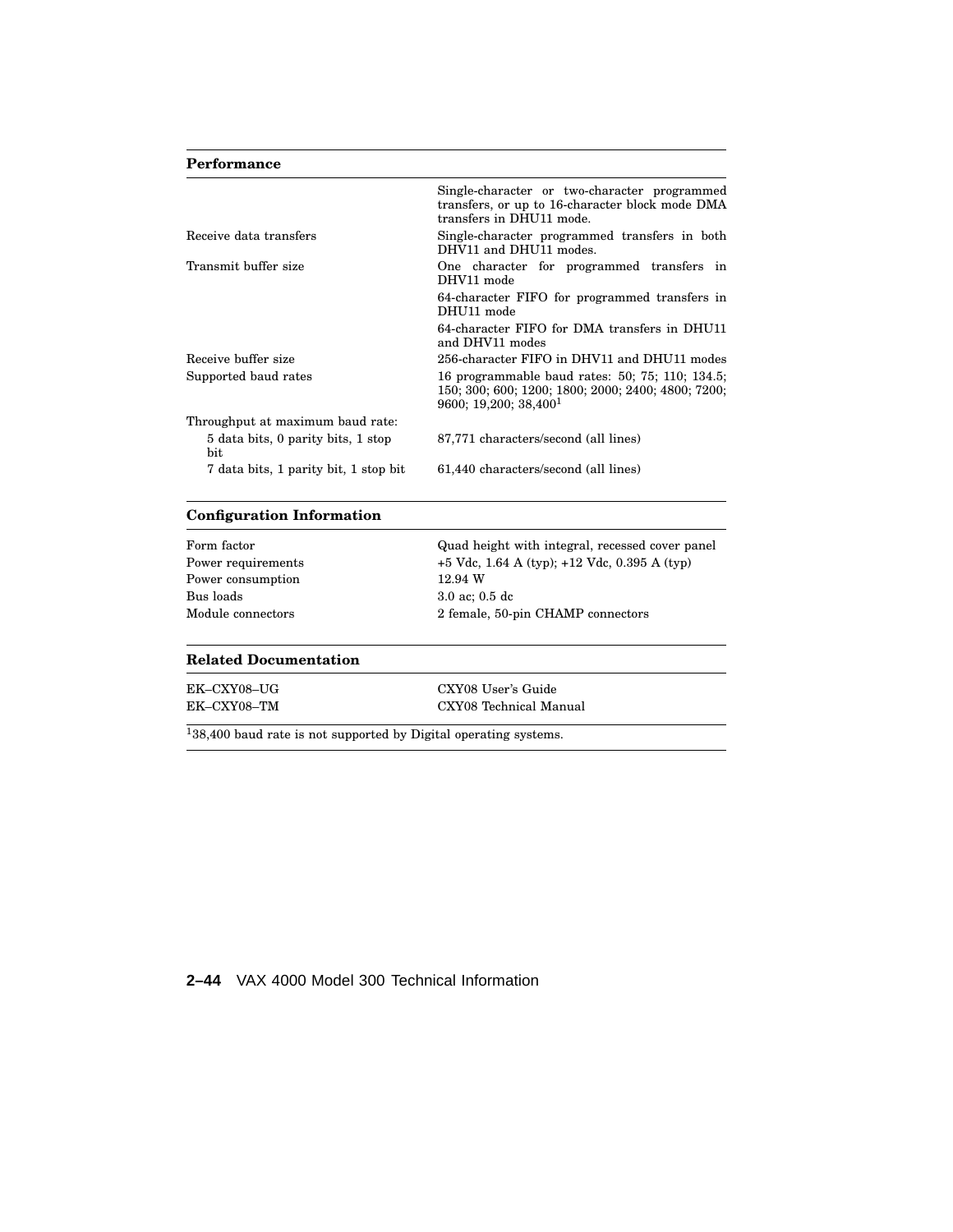| Performance | |
|---|---|
| | Single-character or two-character programmed transfers, or up to 16-character block mode DMA transfers in DHU11 mode. |
| Receive data transfers | Single-character programmed transfers in both DHV11 and DHU11 modes. |
| Transmit buffer size | One character for programmed transfers in DHV11 mode |
| | 64-character FIFO for programmed transfers in DHU11 mode |
| | 64-character FIFO for DMA transfers in DHU11 and DHV11 modes |
| Receive buffer size | 256-character FIFO in DHV11 and DHU11 modes |
| Supported baud rates | 16 programmable baud rates: 50; 75; 110; 134.5; 150; 300; 600; 1200; 1800; 2000; 2400; 4800; 7200; 9600; 19,200; 38,400[1] |
| Throughput at maximum baud rate: | |
| 5 data bits, 0 parity bits, 1 stop bit | 87,771 characters/second (all lines) |
| 7 data bits, 1 parity bit, 1 stop bit | 61,440 characters/second (all lines) |

| Configuration Information | |
|---|---|
| Form factor | Quad height with integral, recessed cover panel |
| Power requirements | +5 Vdc, 1.64 A (typ); +12 Vdc, 0.395 A (typ) |
| Power consumption | 12.94 W |
| Bus loads | 3.0 ac; 0.5 dc |
| Module connectors | 2 female, 50-pin CHAMP connectors |

| Related Documentation | |
|---|---|
| EK–CXY08–UG | CXY08 User's Guide |
| EK–CXY08–TM | CXY08 Technical Manual |

[1]38,400 baud rate is not supported by Digital operating systems.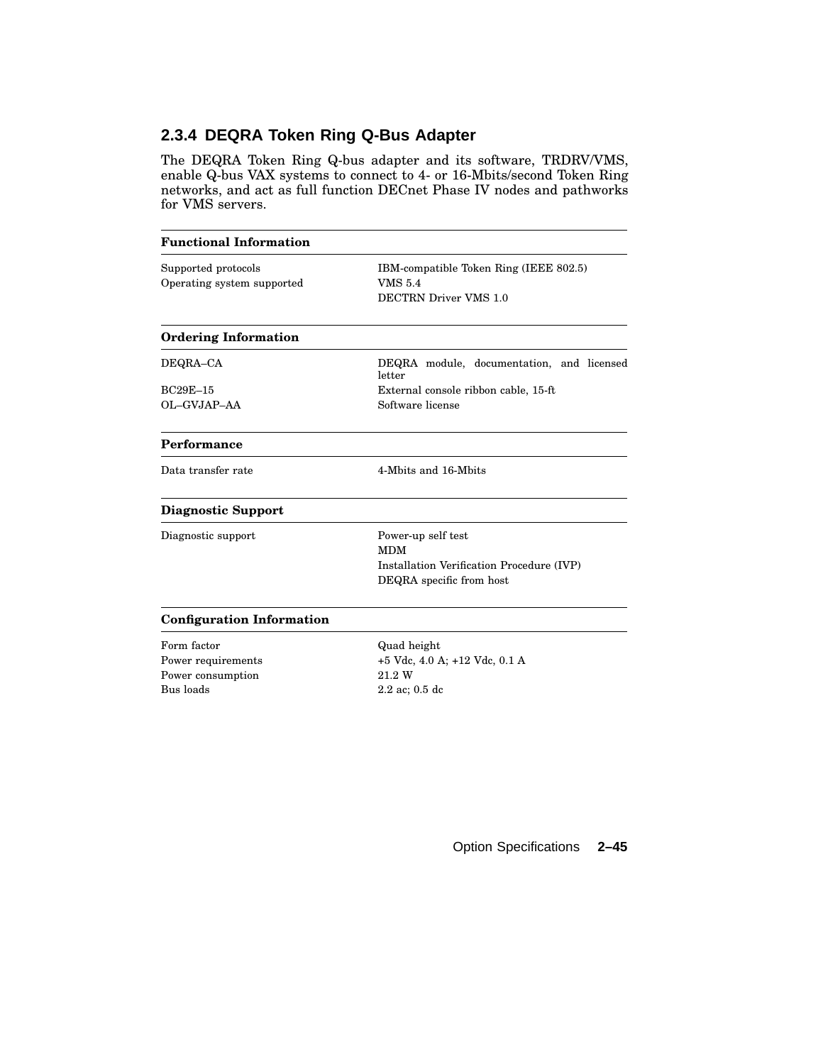### 2.3.4 DEQRA Token Ring Q-Bus Adapter

The DEQRA Token Ring Q-bus adapter and its software, TRDRV/VMS, enable Q-bus VAX systems to connect to 4- or 16-Mbits/second Token Ring networks, and act as full function DECnet Phase IV nodes and pathworks for VMS servers.

| **Functional Information** | |
|---|---|
| Supported protocols | IBM-compatible Token Ring (IEEE 802.5) |
| Operating system supported | VMS 5.4 |
| | DECTRN Driver VMS 1.0 |

| **Ordering Information** | |
|---|---|
| DEQRA–CA | DEQRA module, documentation, and licensed letter |
| BC29E–15 | External console ribbon cable, 15-ft |
| OL–GVJAP–AA | Software license |

| **Performance** | |
|---|---|
| Data transfer rate | 4-Mbits and 16-Mbits |

| **Diagnostic Support** | |
|---|---|
| Diagnostic support | Power-up self test |
| | MDM |
| | Installation Verification Procedure (IVP) |
| | DEQRA specific from host |

| **Configuration Information** | |
|---|---|
| Form factor | Quad height |
| Power requirements | +5 Vdc, 4.0 A; +12 Vdc, 0.1 A |
| Power consumption | 21.2 W |
| Bus loads | 2.2 ac; 0.5 dc |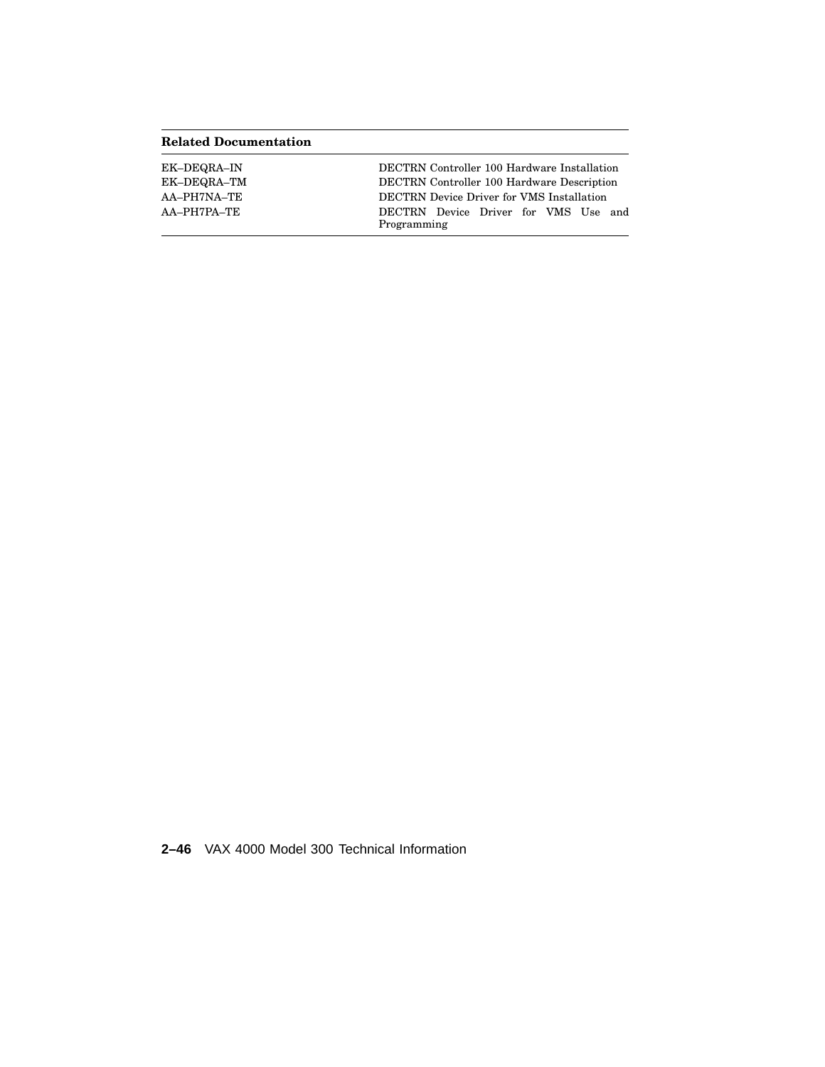| Related Documentation | |
|---|---|
| EK–DEQRA–IN | DECTRN Controller 100 Hardware Installation |
| EK–DEQRA–TM | DECTRN Controller 100 Hardware Description |
| AA–PH7NA–TE | DECTRN Device Driver for VMS Installation |
| AA–PH7PA–TE | DECTRN Device Driver for VMS Use and Programming |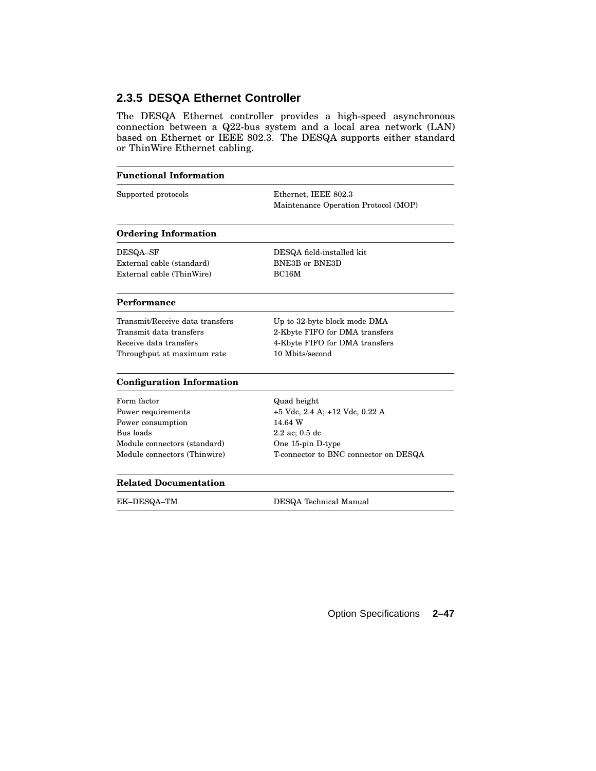### 2.3.5 DESQA Ethernet Controller

The DESQA Ethernet controller provides a high-speed asynchronous connection between a Q22-bus system and a local area network (LAN) based on Ethernet or IEEE 802.3. The DESQA supports either standard or ThinWire Ethernet cabling.

| **Functional Information** | |
|---|---|
| Supported protocols | Ethernet, IEEE 802.3<br>Maintenance Operation Protocol (MOP) |

| **Ordering Information** | |
|---|---|
| DESQA–SF | DESQA field-installed kit |
| External cable (standard) | BNE3B or BNE3D |
| External cable (ThinWire) | BC16M |

| **Performance** | |
|---|---|
| Transmit/Receive data transfers | Up to 32-byte block mode DMA |
| Transmit data transfers | 2-Kbyte FIFO for DMA transfers |
| Receive data transfers | 4-Kbyte FIFO for DMA transfers |
| Throughput at maximum rate | 10 Mbits/second |

| **Configuration Information** | |
|---|---|
| Form factor | Quad height |
| Power requirements | +5 Vdc, 2.4 A; +12 Vdc, 0.22 A |
| Power consumption | 14.64 W |
| Bus loads | 2.2 ac; 0.5 dc |
| Module connectors (standard) | One 15-pin D-type |
| Module connectors (Thinwire) | T-connector to BNC connector on DESQA |

| **Related Documentation** | |
|---|---|
| EK–DESQA–TM | DESQA Technical Manual |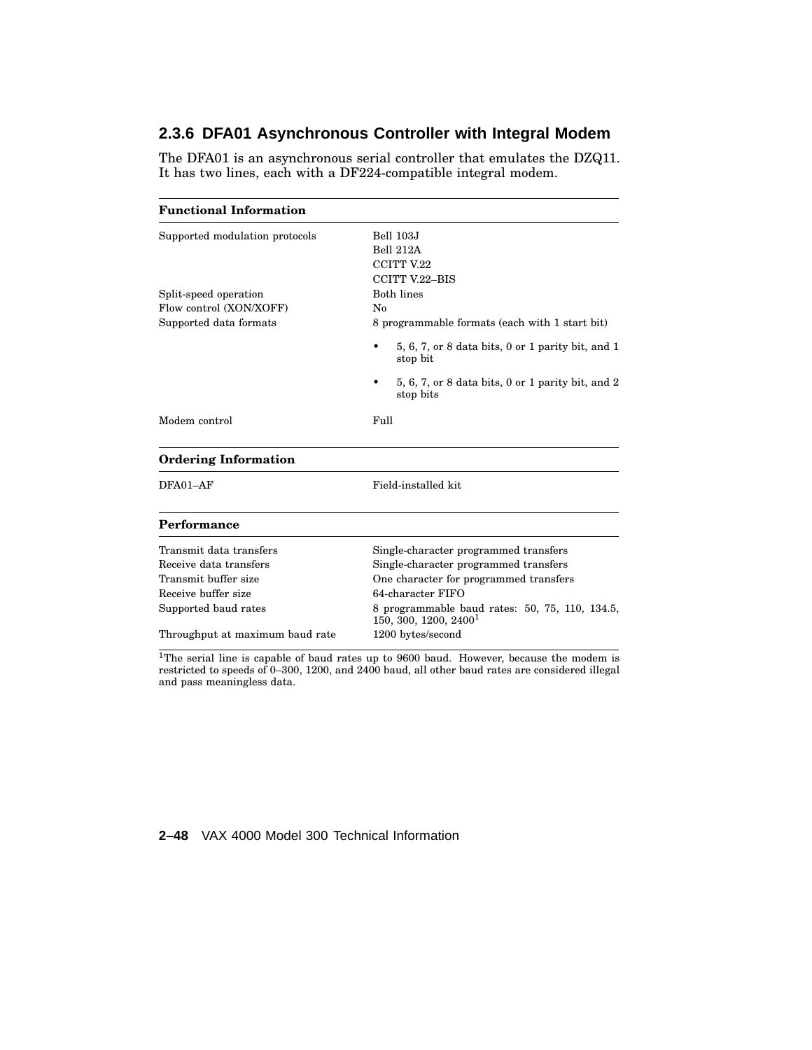### 2.3.6 DFA01 Asynchronous Controller with Integral Modem

The DFA01 is an asynchronous serial controller that emulates the DZQ11. It has two lines, each with a DF224-compatible integral modem.

| Functional Information | |
|---|---|
| Supported modulation protocols | Bell 103J<br>Bell 212A<br>CCITT V.22<br>CCITT V.22–BIS |
| Split-speed operation | Both lines |
| Flow control (XON/XOFF) | No |
| Supported data formats | 8 programmable formats (each with 1 start bit)<br>• 5, 6, 7, or 8 data bits, 0 or 1 parity bit, and 1 stop bit<br>• 5, 6, 7, or 8 data bits, 0 or 1 parity bit, and 2 stop bits |
| Modem control | Full |

| Ordering Information | |
|---|---|
| DFA01–AF | Field-installed kit |

| Performance | |
|---|---|
| Transmit data transfers | Single-character programmed transfers |
| Receive data transfers | Single-character programmed transfers |
| Transmit buffer size | One character for programmed transfers |
| Receive buffer size | 64-character FIFO |
| Supported baud rates | 8 programmable baud rates: 50, 75, 110, 134.5, 150, 300, 1200, 2400[1] |
| Throughput at maximum baud rate | 1200 bytes/second |

[1]The serial line is capable of baud rates up to 9600 baud. However, because the modem is restricted to speeds of 0–300, 1200, and 2400 baud, all other baud rates are considered illegal and pass meaningless data.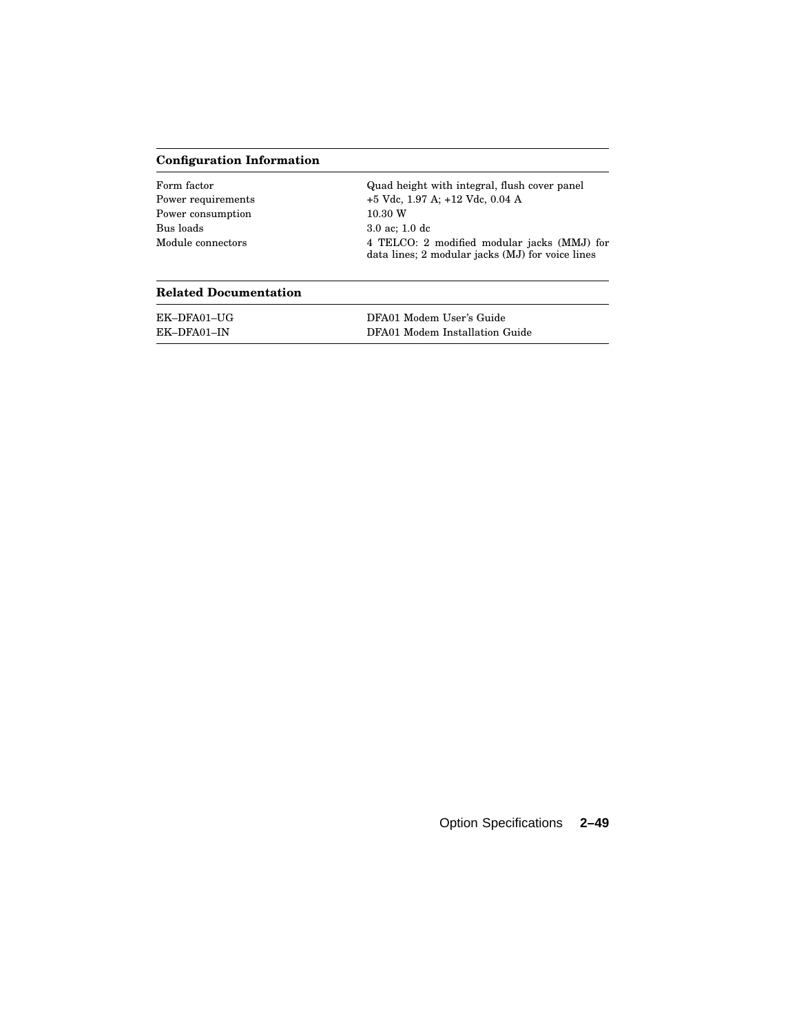| Configuration Information | |
|---|---|
| Form factor | Quad height with integral, flush cover panel |
| Power requirements | +5 Vdc, 1.97 A; +12 Vdc, 0.04 A |
| Power consumption | 10.30 W |
| Bus loads | 3.0 ac; 1.0 dc |
| Module connectors | 4 TELCO: 2 modified modular jacks (MMJ) for data lines; 2 modular jacks (MJ) for voice lines |

| Related Documentation | |
|---|---|
| EK–DFA01–UG | DFA01 Modem User's Guide |
| EK–DFA01–IN | DFA01 Modem Installation Guide |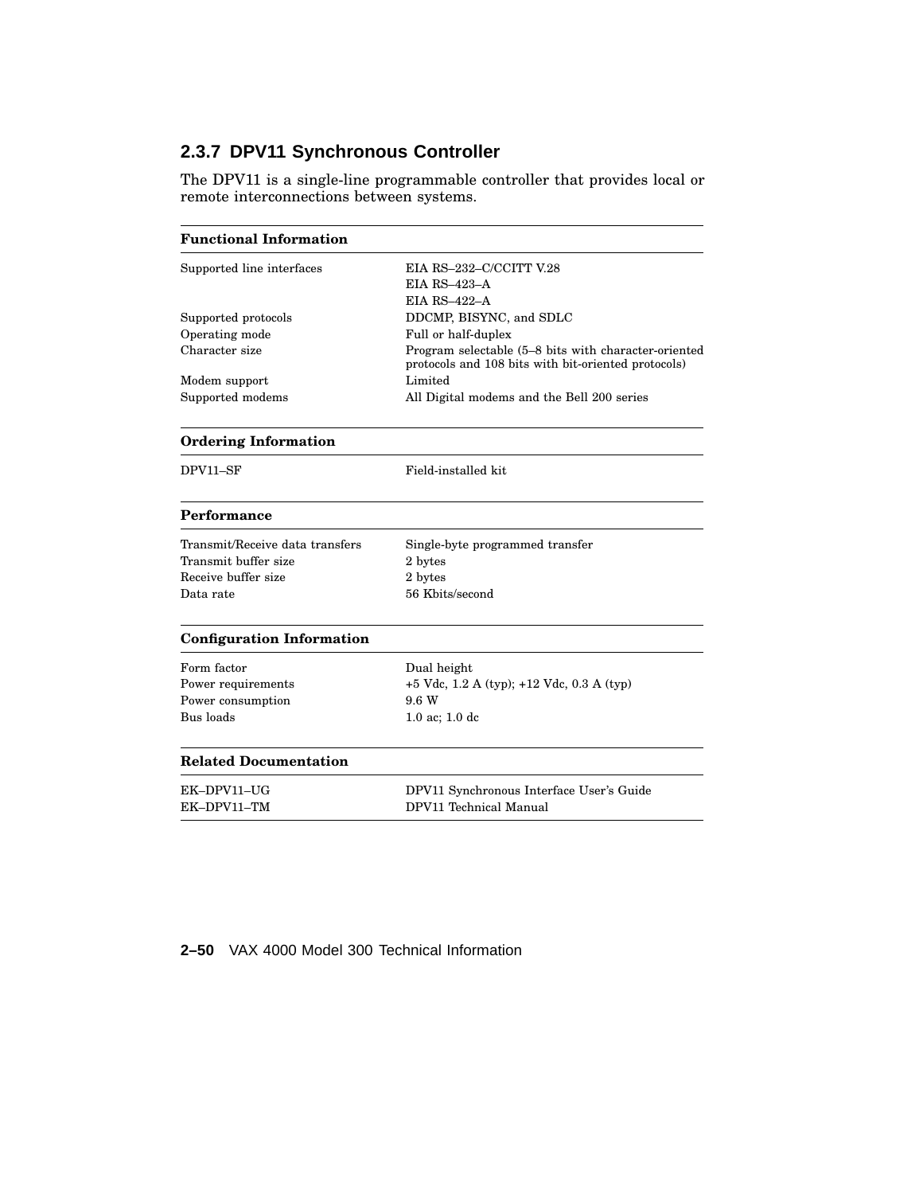### 2.3.7 DPV11 Synchronous Controller

The DPV11 is a single-line programmable controller that provides local or remote interconnections between systems.

| **Functional Information** | |
|---|---|
| Supported line interfaces | EIA RS–232–C/CCITT V.28<br>EIA RS–423–A<br>EIA RS–422–A |
| Supported protocols | DDCMP, BISYNC, and SDLC |
| Operating mode | Full or half-duplex |
| Character size | Program selectable (5–8 bits with character-oriented protocols and 108 bits with bit-oriented protocols) |
| Modem support | Limited |
| Supported modems | All Digital modems and the Bell 200 series |

| **Ordering Information** | |
|---|---|
| DPV11–SF | Field-installed kit |

| **Performance** | |
|---|---|
| Transmit/Receive data transfers | Single-byte programmed transfer |
| Transmit buffer size | 2 bytes |
| Receive buffer size | 2 bytes |
| Data rate | 56 Kbits/second |

| **Configuration Information** | |
|---|---|
| Form factor | Dual height |
| Power requirements | +5 Vdc, 1.2 A (typ); +12 Vdc, 0.3 A (typ) |
| Power consumption | 9.6 W |
| Bus loads | 1.0 ac; 1.0 dc |

| **Related Documentation** | |
|---|---|
| EK–DPV11–UG | DPV11 Synchronous Interface User's Guide |
| EK–DPV11–TM | DPV11 Technical Manual |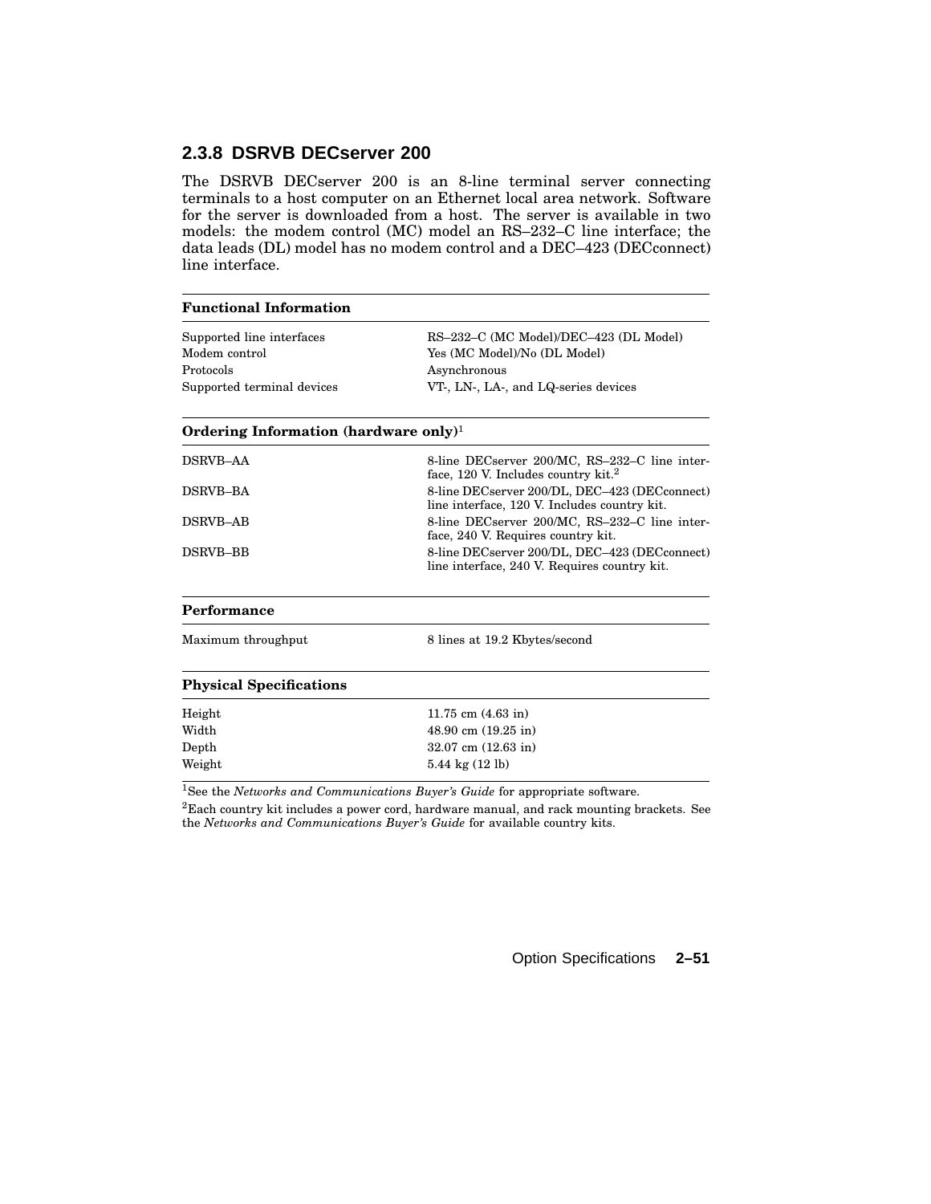### 2.3.8 DSRVB DECserver 200

The DSRVB DECserver 200 is an 8-line terminal server connecting terminals to a host computer on an Ethernet local area network. Software for the server is downloaded from a host. The server is available in two models: the modem control (MC) model an RS–232–C line interface; the data leads (DL) model has no modem control and a DEC–423 (DECconnect) line interface.

| **Functional Information** | |
|---|---|
| Supported line interfaces | RS–232–C (MC Model)/DEC–423 (DL Model) |
| Modem control | Yes (MC Model)/No (DL Model) |
| Protocols | Asynchronous |
| Supported terminal devices | VT-, LN-, LA-, and LQ-series devices |

| **Ordering Information (hardware only)**[1] | |
|---|---|
| DSRVB–AA | 8-line DECserver 200/MC, RS–232–C line interface, 120 V. Includes country kit.[2] |
| DSRVB–BA | 8-line DECserver 200/DL, DEC–423 (DECconnect) line interface, 120 V. Includes country kit. |
| DSRVB–AB | 8-line DECserver 200/MC, RS–232–C line interface, 240 V. Requires country kit. |
| DSRVB–BB | 8-line DECserver 200/DL, DEC–423 (DECconnect) line interface, 240 V. Requires country kit. |

| **Performance** | |
|---|---|
| Maximum throughput | 8 lines at 19.2 Kbytes/second |

| **Physical Specifications** | |
|---|---|
| Height | 11.75 cm (4.63 in) |
| Width | 48.90 cm (19.25 in) |
| Depth | 32.07 cm (12.63 in) |
| Weight | 5.44 kg (12 lb) |

[1]See the *Networks and Communications Buyer's Guide* for appropriate software.

[2]Each country kit includes a power cord, hardware manual, and rack mounting brackets. See the *Networks and Communications Buyer's Guide* for available country kits.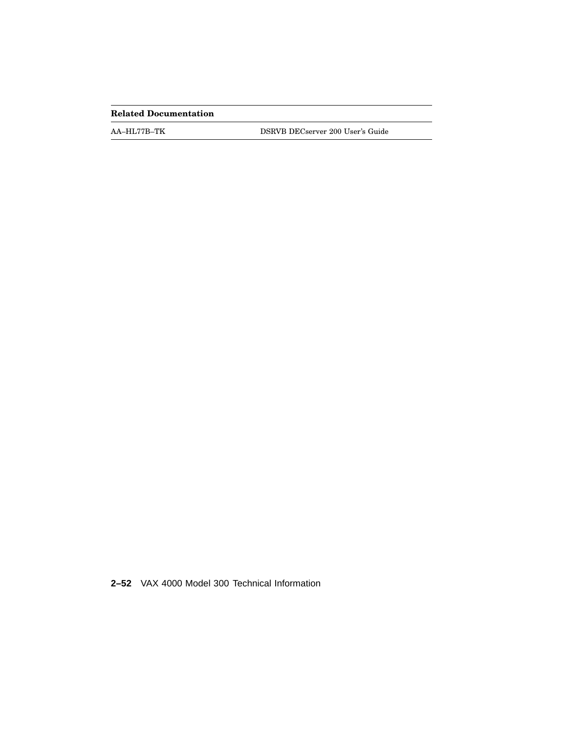| Related Documentation | |
|---|---|
| AA–HL77B–TK | DSRVB DECserver 200 User's Guide |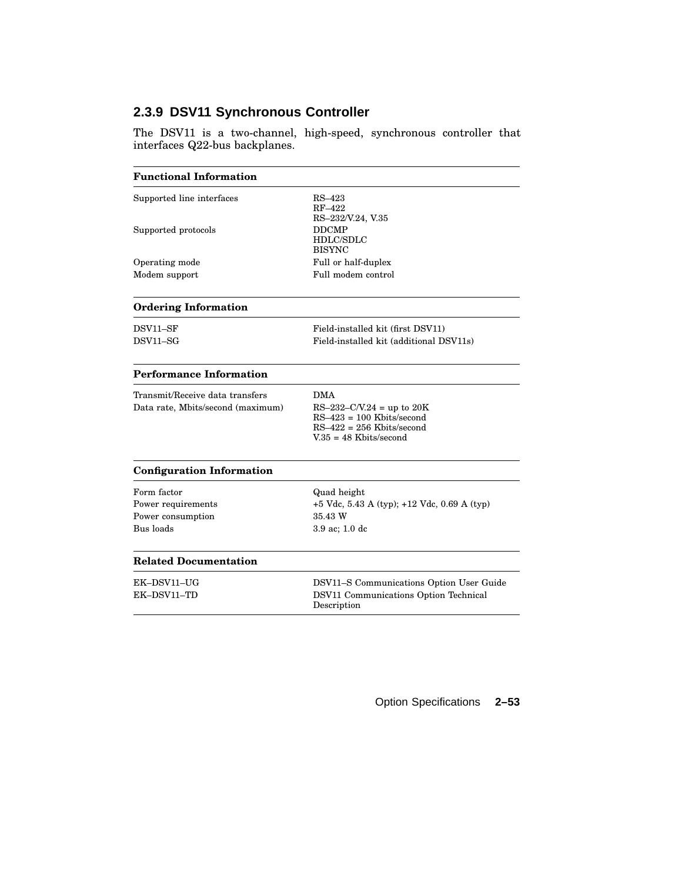### 2.3.9 DSV11 Synchronous Controller

The DSV11 is a two-channel, high-speed, synchronous controller that interfaces Q22-bus backplanes.

| **Functional Information** | |
|---|---|
| Supported line interfaces | RS–423<br>RF–422<br>RS–232/V.24, V.35 |
| Supported protocols | DDCMP<br>HDLC/SDLC<br>BISYNC |
| Operating mode | Full or half-duplex |
| Modem support | Full modem control |

| **Ordering Information** | |
|---|---|
| DSV11–SF | Field-installed kit (first DSV11) |
| DSV11–SG | Field-installed kit (additional DSV11s) |

| **Performance Information** | |
|---|---|
| Transmit/Receive data transfers | DMA |
| Data rate, Mbits/second (maximum) | RS–232–C/V.24 = up to 20K<br>RS–423 = 100 Kbits/second<br>RS–422 = 256 Kbits/second<br>V.35 = 48 Kbits/second |

| **Configuration Information** | |
|---|---|
| Form factor | Quad height |
| Power requirements | +5 Vdc, 5.43 A (typ); +12 Vdc, 0.69 A (typ) |
| Power consumption | 35.43 W |
| Bus loads | 3.9 ac; 1.0 dc |

| **Related Documentation** | |
|---|---|
| EK–DSV11–UG | DSV11–S Communications Option User Guide |
| EK–DSV11–TD | DSV11 Communications Option Technical Description |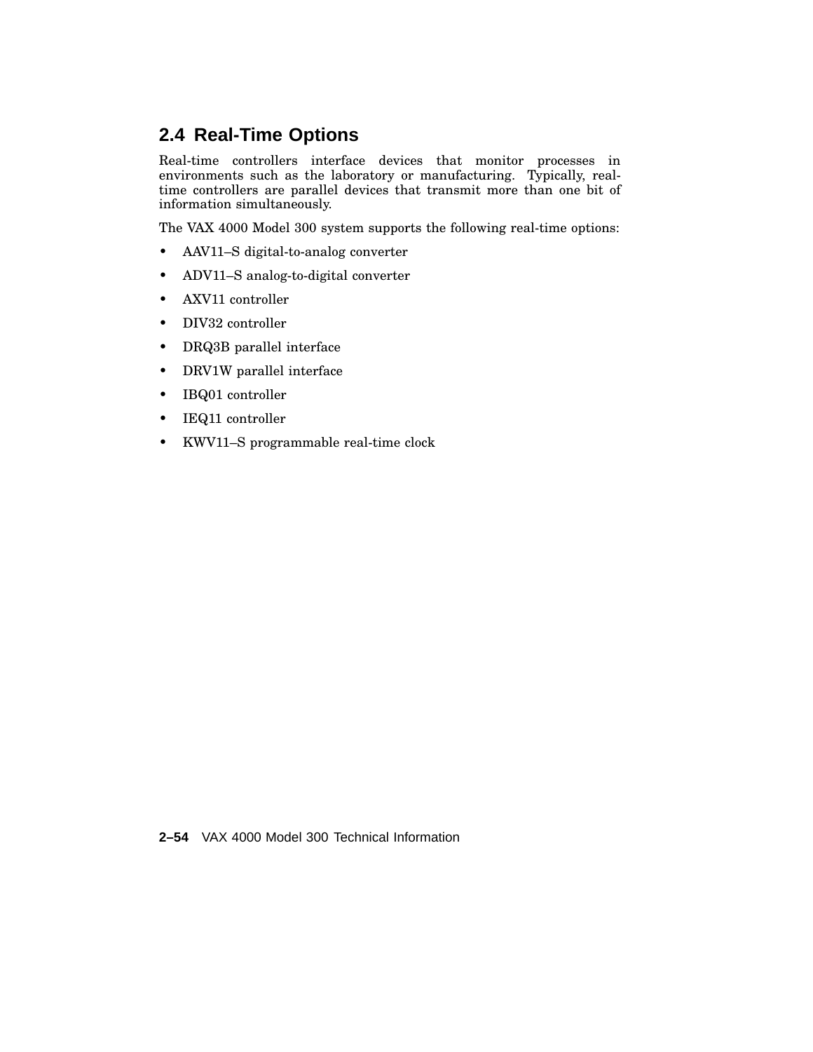## 2.4 Real-Time Options

Real-time controllers interface devices that monitor processes in environments such as the laboratory or manufacturing. Typically, real-time controllers are parallel devices that transmit more than one bit of information simultaneously.

The VAX 4000 Model 300 system supports the following real-time options:

- AAV11–S digital-to-analog converter
- ADV11–S analog-to-digital converter
- AXV11 controller
- DIV32 controller
- DRQ3B parallel interface
- DRV1W parallel interface
- IBQ01 controller
- IEQ11 controller
- KWV11–S programmable real-time clock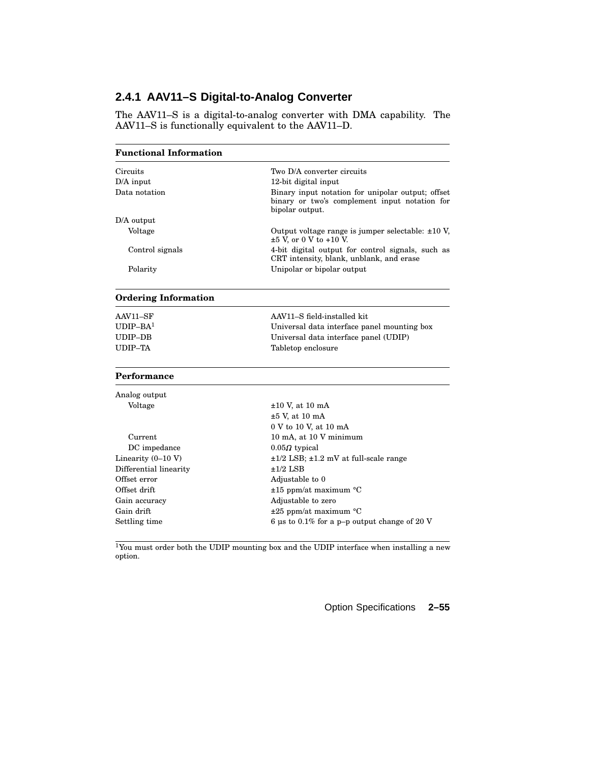### 2.4.1 AAV11–S Digital-to-Analog Converter

The AAV11–S is a digital-to-analog converter with DMA capability. The AAV11–S is functionally equivalent to the AAV11–D.

| **Functional Information** | |
|---|---|
| Circuits | Two D/A converter circuits |
| D/A input | 12-bit digital input |
| Data notation | Binary input notation for unipolar output; offset binary or two's complement input notation for bipolar output. |
| D/A output | |
| Voltage | Output voltage range is jumper selectable: ±10 V, ±5 V, or 0 V to +10 V. |
| Control signals | 4-bit digital output for control signals, such as CRT intensity, blank, unblank, and erase |
| Polarity | Unipolar or bipolar output |

| **Ordering Information** | |
|---|---|
| AAV11–SF | AAV11–S field-installed kit |
| UDIP–BA[1] | Universal data interface panel mounting box |
| UDIP–DB | Universal data interface panel (UDIP) |
| UDIP–TA | Tabletop enclosure |

| **Performance** | |
|---|---|
| Analog output | |
| Voltage | ±10 V, at 10 mA |
| | ±5 V, at 10 mA |
| | 0 V to 10 V, at 10 mA |
| Current | 10 mA, at 10 V minimum |
| DC impedance | 0.05Ω typical |
| Linearity (0–10 V) | ±1/2 LSB; ±1.2 mV at full-scale range |
| Differential linearity | ±1/2 LSB |
| Offset error | Adjustable to 0 |
| Offset drift | ±15 ppm/at maximum °C |
| Gain accuracy | Adjustable to zero |
| Gain drift | ±25 ppm/at maximum °C |
| Settling time | 6 µs to 0.1% for a p–p output change of 20 V |

[1]You must order both the UDIP mounting box and the UDIP interface when installing a new option.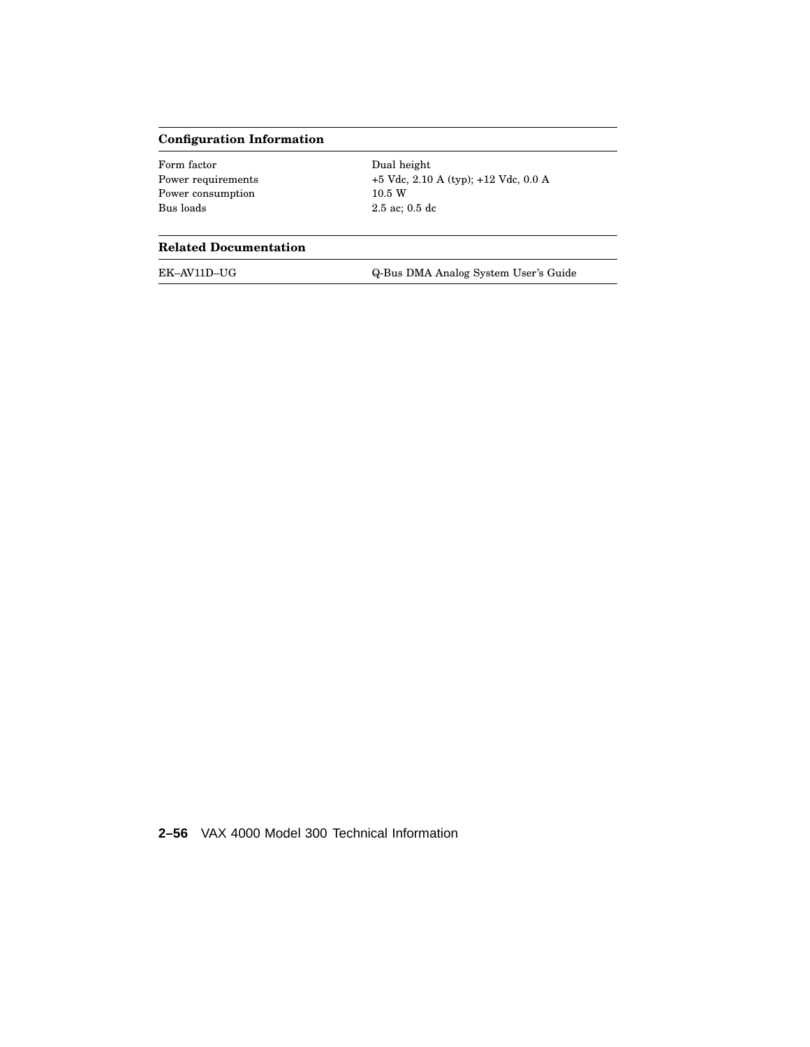| Configuration Information | |
|---|---|
| Form factor | Dual height |
| Power requirements | +5 Vdc, 2.10 A (typ); +12 Vdc, 0.0 A |
| Power consumption | 10.5 W |
| Bus loads | 2.5 ac; 0.5 dc |

| Related Documentation | |
|---|---|
| EK–AV11D–UG | Q-Bus DMA Analog System User's Guide |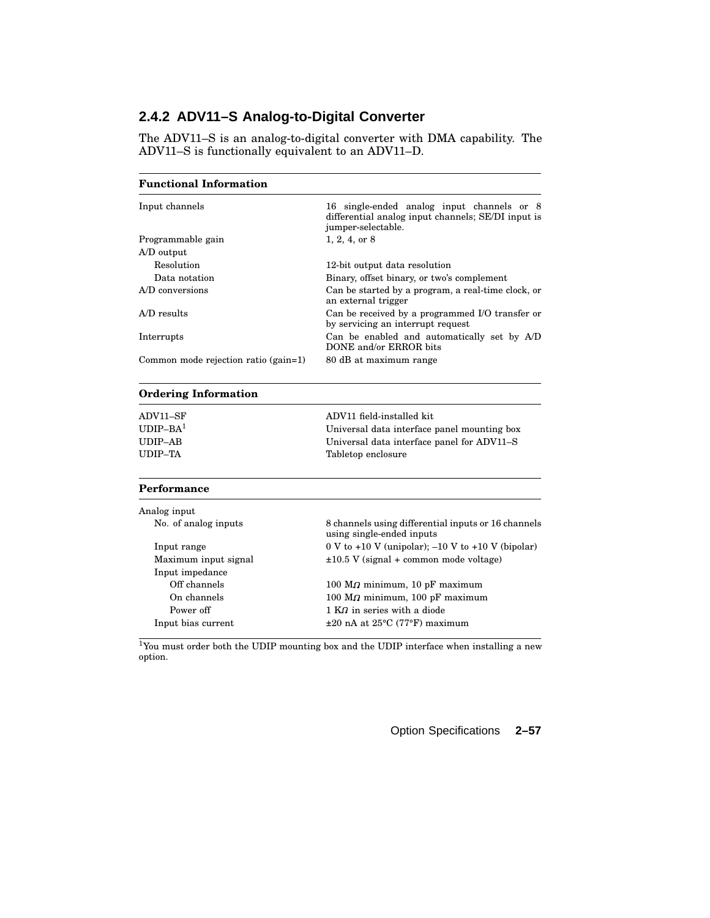### 2.4.2 ADV11–S Analog-to-Digital Converter

The ADV11–S is an analog-to-digital converter with DMA capability. The ADV11–S is functionally equivalent to an ADV11–D.

| **Functional Information** | |
|---|---|
| Input channels | 16 single-ended analog input channels or 8 differential analog input channels; SE/DI input is jumper-selectable. |
| Programmable gain | 1, 2, 4, or 8 |
| A/D output | |
| Resolution | 12-bit output data resolution |
| Data notation | Binary, offset binary, or two's complement |
| A/D conversions | Can be started by a program, a real-time clock, or an external trigger |
| A/D results | Can be received by a programmed I/O transfer or by servicing an interrupt request |
| Interrupts | Can be enabled and automatically set by A/D DONE and/or ERROR bits |
| Common mode rejection ratio (gain=1) | 80 dB at maximum range |

| **Ordering Information** | |
|---|---|
| ADV11–SF | ADV11 field-installed kit |
| UDIP–BA[1] | Universal data interface panel mounting box |
| UDIP–AB | Universal data interface panel for ADV11–S |
| UDIP–TA | Tabletop enclosure |

| **Performance** | |
|---|---|
| Analog input | |
| No. of analog inputs | 8 channels using differential inputs or 16 channels using single-ended inputs |
| Input range | 0 V to +10 V (unipolar); –10 V to +10 V (bipolar) |
| Maximum input signal | ±10.5 V (signal + common mode voltage) |
| Input impedance | |
| Off channels | 100 MΩ minimum, 10 pF maximum |
| On channels | 100 MΩ minimum, 100 pF maximum |
| Power off | 1 KΩ in series with a diode |
| Input bias current | ±20 nA at 25°C (77°F) maximum |

[1] You must order both the UDIP mounting box and the UDIP interface when installing a new option.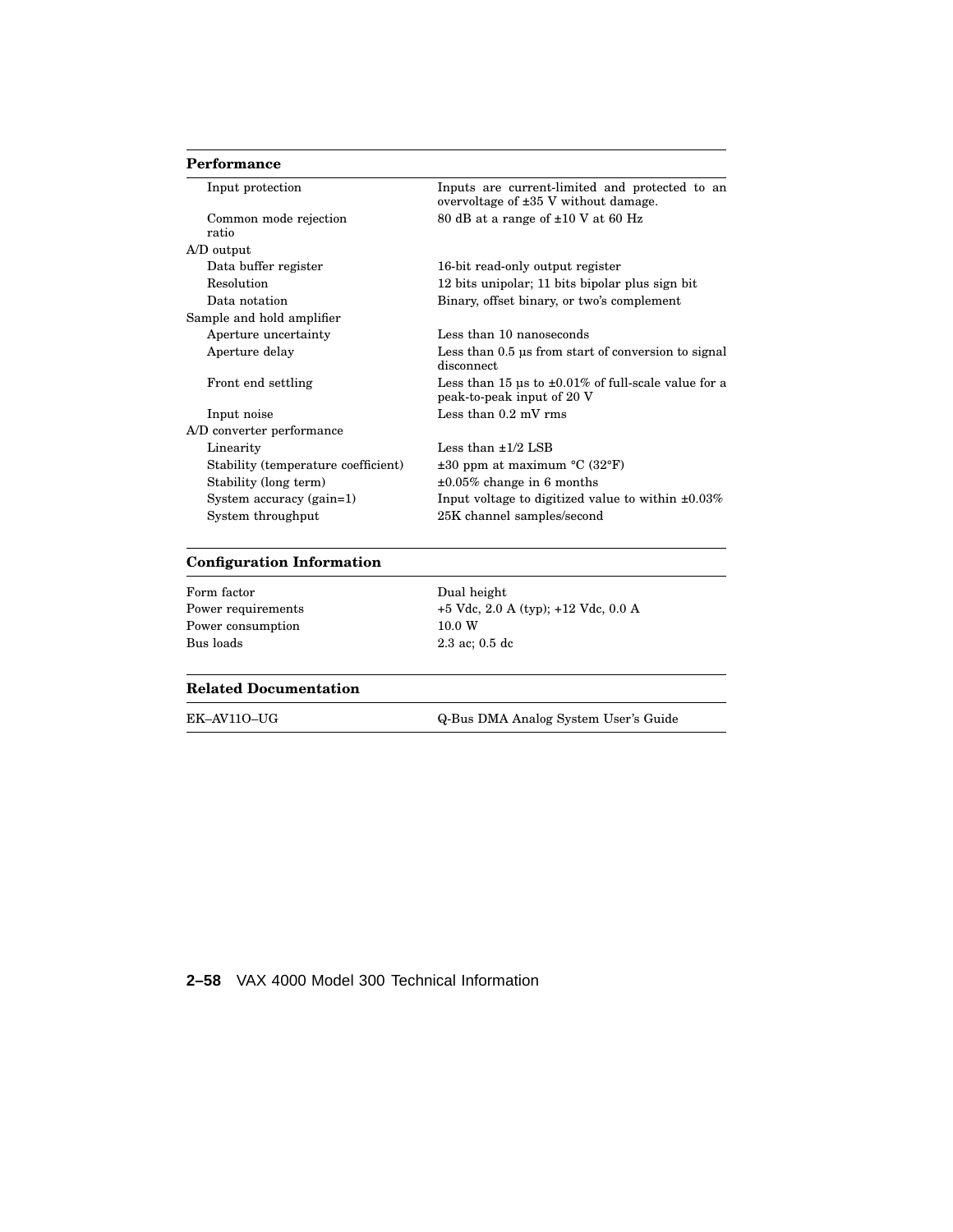| Performance | |
|---|---|
| Input protection | Inputs are current-limited and protected to an overvoltage of ±35 V without damage. |
| Common mode rejection ratio | 80 dB at a range of ±10 V at 60 Hz |
| A/D output | |
| Data buffer register | 16-bit read-only output register |
| Resolution | 12 bits unipolar; 11 bits bipolar plus sign bit |
| Data notation | Binary, offset binary, or two's complement |
| Sample and hold amplifier | |
| Aperture uncertainty | Less than 10 nanoseconds |
| Aperture delay | Less than 0.5 µs from start of conversion to signal disconnect |
| Front end settling | Less than 15 µs to ±0.01% of full-scale value for a peak-to-peak input of 20 V |
| Input noise | Less than 0.2 mV rms |
| A/D converter performance | |
| Linearity | Less than ±1/2 LSB |
| Stability (temperature coefficient) | ±30 ppm at maximum °C (32°F) |
| Stability (long term) | ±0.05% change in 6 months |
| System accuracy (gain=1) | Input voltage to digitized value to within ±0.03% |
| System throughput | 25K channel samples/second |

| Configuration Information | |
|---|---|
| Form factor | Dual height |
| Power requirements | +5 Vdc, 2.0 A (typ); +12 Vdc, 0.0 A |
| Power consumption | 10.0 W |
| Bus loads | 2.3 ac; 0.5 dc |

| Related Documentation | |
|---|---|
| EK–AV11O–UG | Q-Bus DMA Analog System User's Guide |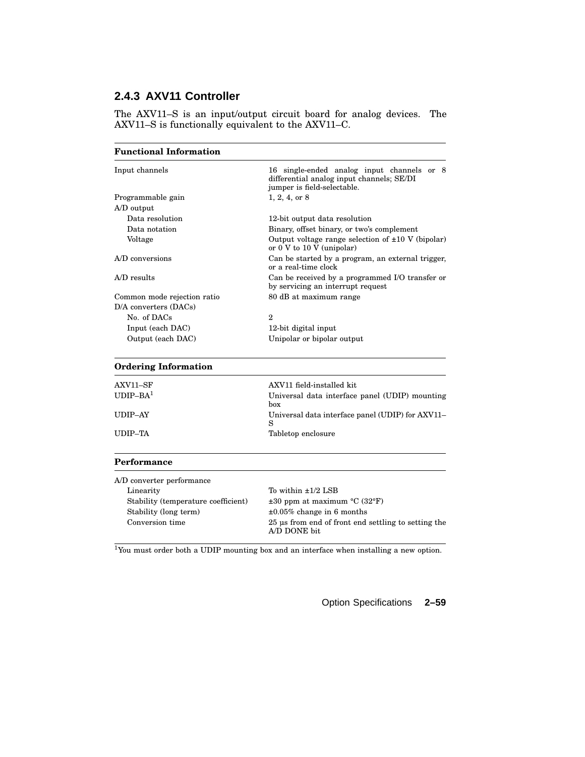### 2.4.3 AXV11 Controller

The AXV11–S is an input/output circuit board for analog devices. The AXV11–S is functionally equivalent to the AXV11–C.

| **Functional Information** | |
|---|---|
| Input channels | 16 single-ended analog input channels or 8 differential analog input channels; SE/DI jumper is field-selectable. |
| Programmable gain | 1, 2, 4, or 8 |
| A/D output | |
| Data resolution | 12-bit output data resolution |
| Data notation | Binary, offset binary, or two's complement |
| Voltage | Output voltage range selection of ±10 V (bipolar) or 0 V to 10 V (unipolar) |
| A/D conversions | Can be started by a program, an external trigger, or a real-time clock |
| A/D results | Can be received by a programmed I/O transfer or by servicing an interrupt request |
| Common mode rejection ratio | 80 dB at maximum range |
| D/A converters (DACs) | |
| No. of DACs | 2 |
| Input (each DAC) | 12-bit digital input |
| Output (each DAC) | Unipolar or bipolar output |

| **Ordering Information** | |
|---|---|
| AXV11–SF | AXV11 field-installed kit |
| UDIP–BA[1] | Universal data interface panel (UDIP) mounting box |
| UDIP–AY | Universal data interface panel (UDIP) for AXV11–S |
| UDIP–TA | Tabletop enclosure |

| **Performance** | |
|---|---|
| A/D converter performance | |
| Linearity | To within ±1/2 LSB |
| Stability (temperature coefficient) | ±30 ppm at maximum °C (32°F) |
| Stability (long term) | ±0.05% change in 6 months |
| Conversion time | 25 µs from end of front end settling to setting the A/D DONE bit |

[1]You must order both a UDIP mounting box and an interface when installing a new option.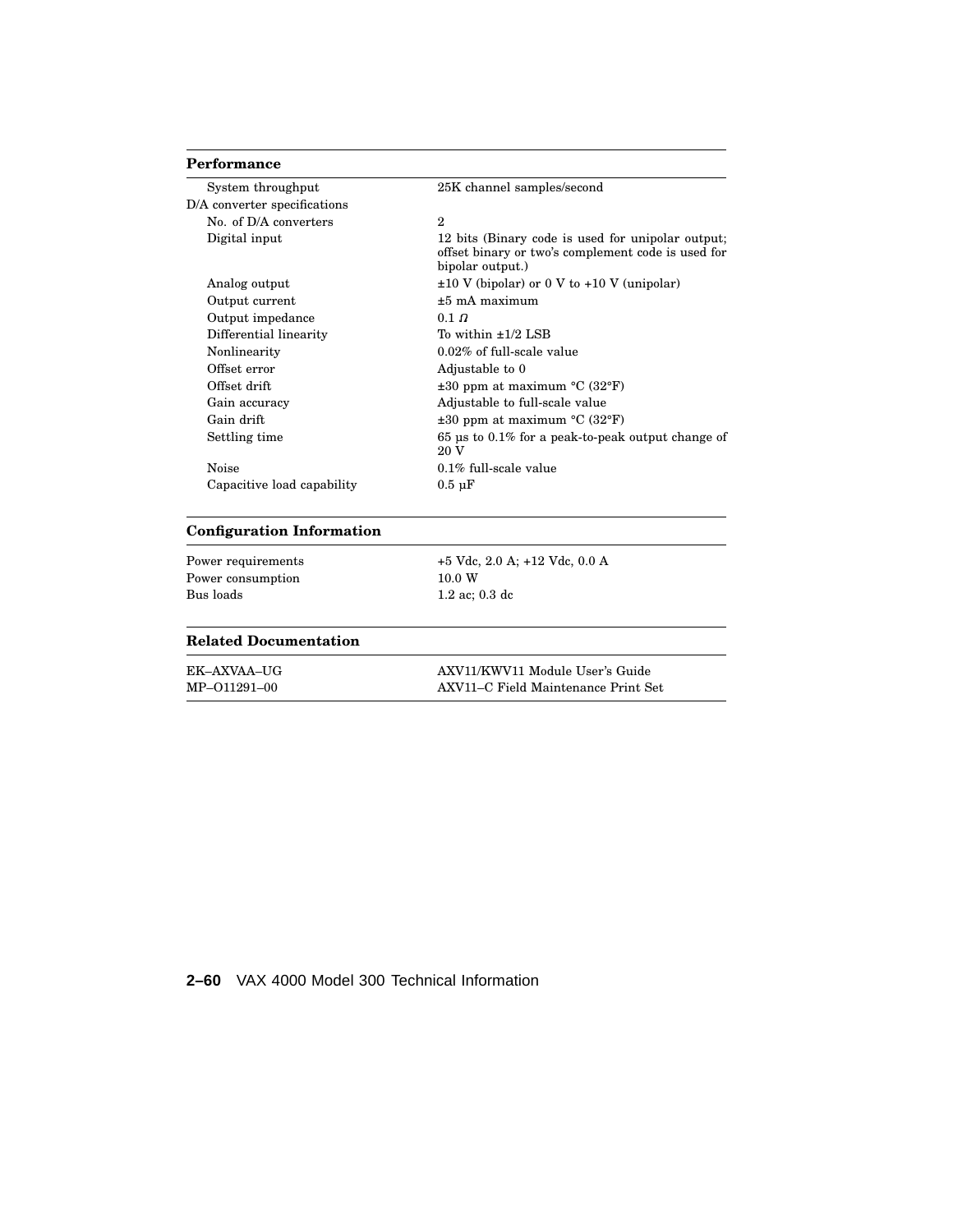### Performance

| | |
|---|---|
| System throughput | 25K channel samples/second |
| D/A converter specifications | |
| No. of D/A converters | 2 |
| Digital input | 12 bits (Binary code is used for unipolar output; offset binary or two's complement code is used for bipolar output.) |
| Analog output | ±10 V (bipolar) or 0 V to +10 V (unipolar) |
| Output current | ±5 mA maximum |
| Output impedance | 0.1 Ω |
| Differential linearity | To within ±1/2 LSB |
| Nonlinearity | 0.02% of full-scale value |
| Offset error | Adjustable to 0 |
| Offset drift | ±30 ppm at maximum °C (32°F) |
| Gain accuracy | Adjustable to full-scale value |
| Gain drift | ±30 ppm at maximum °C (32°F) |
| Settling time | 65 µs to 0.1% for a peak-to-peak output change of 20 V |
| Noise | 0.1% full-scale value |
| Capacitive load capability | 0.5 µF |

### Configuration Information

| | |
|---|---|
| Power requirements | +5 Vdc, 2.0 A; +12 Vdc, 0.0 A |
| Power consumption | 10.0 W |
| Bus loads | 1.2 ac; 0.3 dc |

### Related Documentation

| | |
|---|---|
| EK–AXVAA–UG | AXV11/KWV11 Module User's Guide |
| MP–O11291–00 | AXV11–C Field Maintenance Print Set |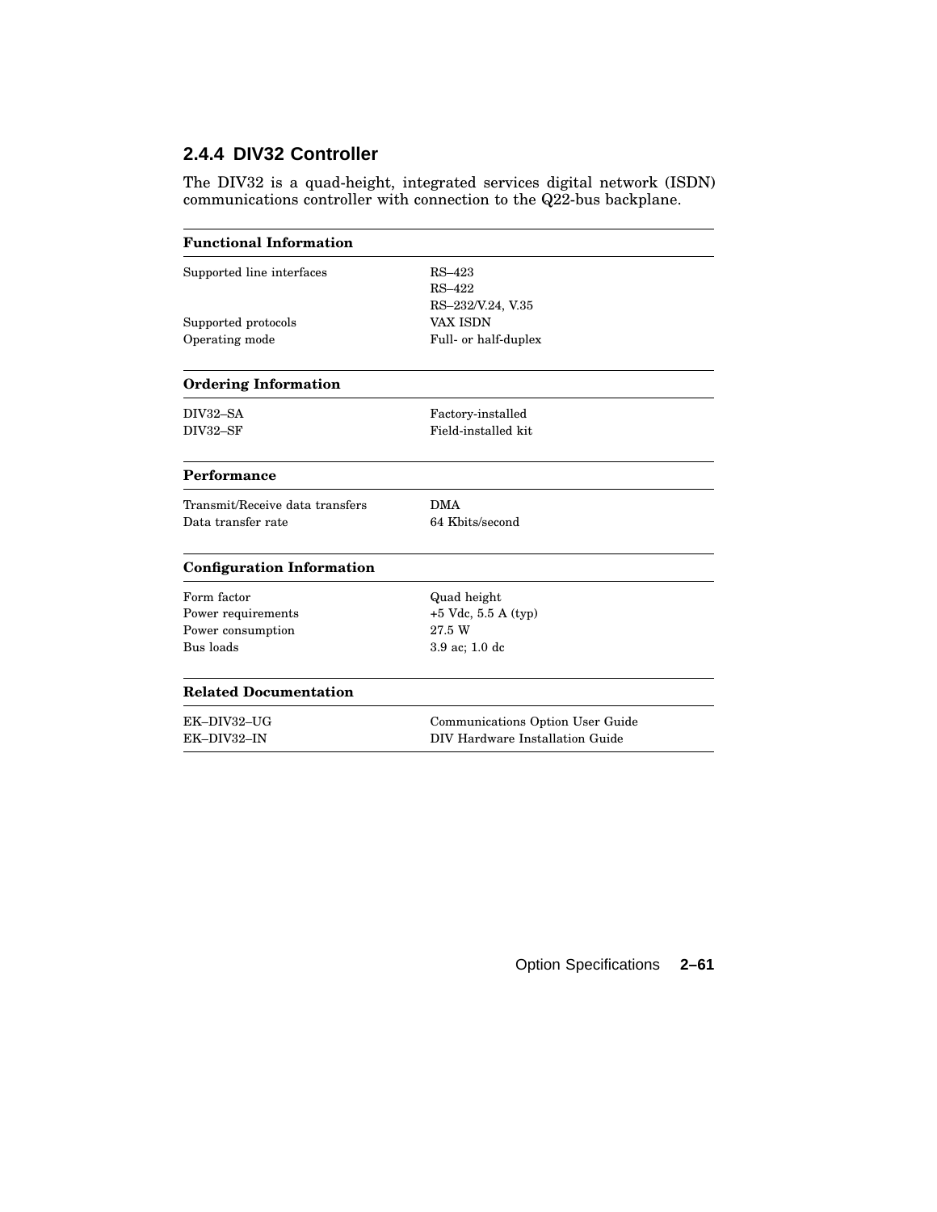### 2.4.4 DIV32 Controller

The DIV32 is a quad-height, integrated services digital network (ISDN) communications controller with connection to the Q22-bus backplane.

| **Functional Information** | |
|---|---|
| Supported line interfaces | RS–423<br>RS–422<br>RS–232/V.24, V.35 |
| Supported protocols | VAX ISDN |
| Operating mode | Full- or half-duplex |

| **Ordering Information** | |
|---|---|
| DIV32–SA | Factory-installed |
| DIV32–SF | Field-installed kit |

| **Performance** | |
|---|---|
| Transmit/Receive data transfers | DMA |
| Data transfer rate | 64 Kbits/second |

| **Configuration Information** | |
|---|---|
| Form factor | Quad height |
| Power requirements | +5 Vdc, 5.5 A (typ) |
| Power consumption | 27.5 W |
| Bus loads | 3.9 ac; 1.0 dc |

| **Related Documentation** | |
|---|---|
| EK–DIV32–UG | Communications Option User Guide |
| EK–DIV32–IN | DIV Hardware Installation Guide |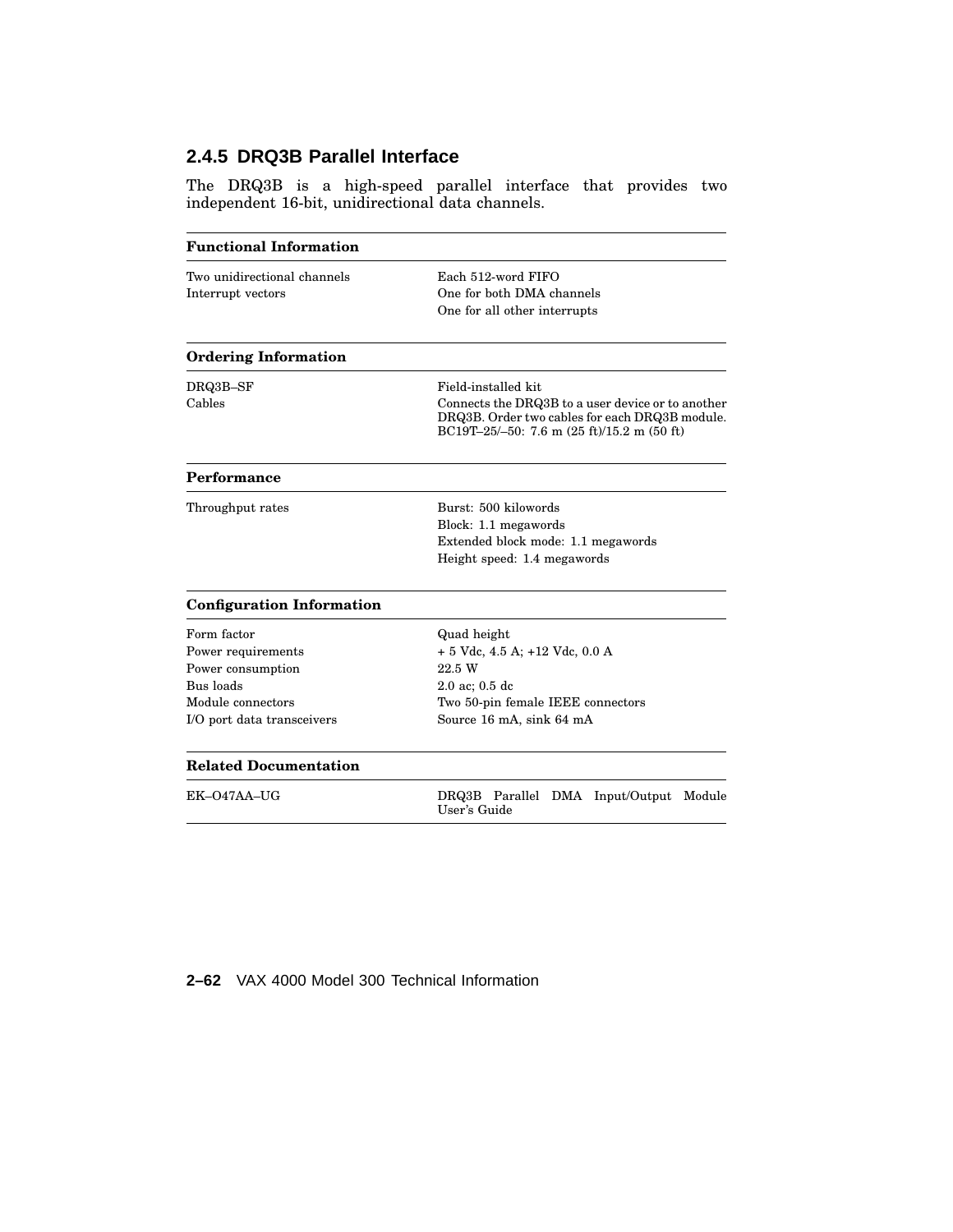### 2.4.5 DRQ3B Parallel Interface

The DRQ3B is a high-speed parallel interface that provides two independent 16-bit, unidirectional data channels.

| **Functional Information** | |
|---|---|
| Two unidirectional channels | Each 512-word FIFO |
| Interrupt vectors | One for both DMA channels |
| | One for all other interrupts |

| **Ordering Information** | |
|---|---|
| DRQ3B–SF | Field-installed kit |
| Cables | Connects the DRQ3B to a user device or to another DRQ3B. Order two cables for each DRQ3B module. BC19T–25/–50: 7.6 m (25 ft)/15.2 m (50 ft) |

| **Performance** | |
|---|---|
| Throughput rates | Burst: 500 kilowords |
| | Block: 1.1 megawords |
| | Extended block mode: 1.1 megawords |
| | Height speed: 1.4 megawords |

| **Configuration Information** | |
|---|---|
| Form factor | Quad height |
| Power requirements | + 5 Vdc, 4.5 A; +12 Vdc, 0.0 A |
| Power consumption | 22.5 W |
| Bus loads | 2.0 ac; 0.5 dc |
| Module connectors | Two 50-pin female IEEE connectors |
| I/O port data transceivers | Source 16 mA, sink 64 mA |

| **Related Documentation** | |
|---|---|
| EK–O47AA–UG | DRQ3B Parallel DMA Input/Output Module User's Guide |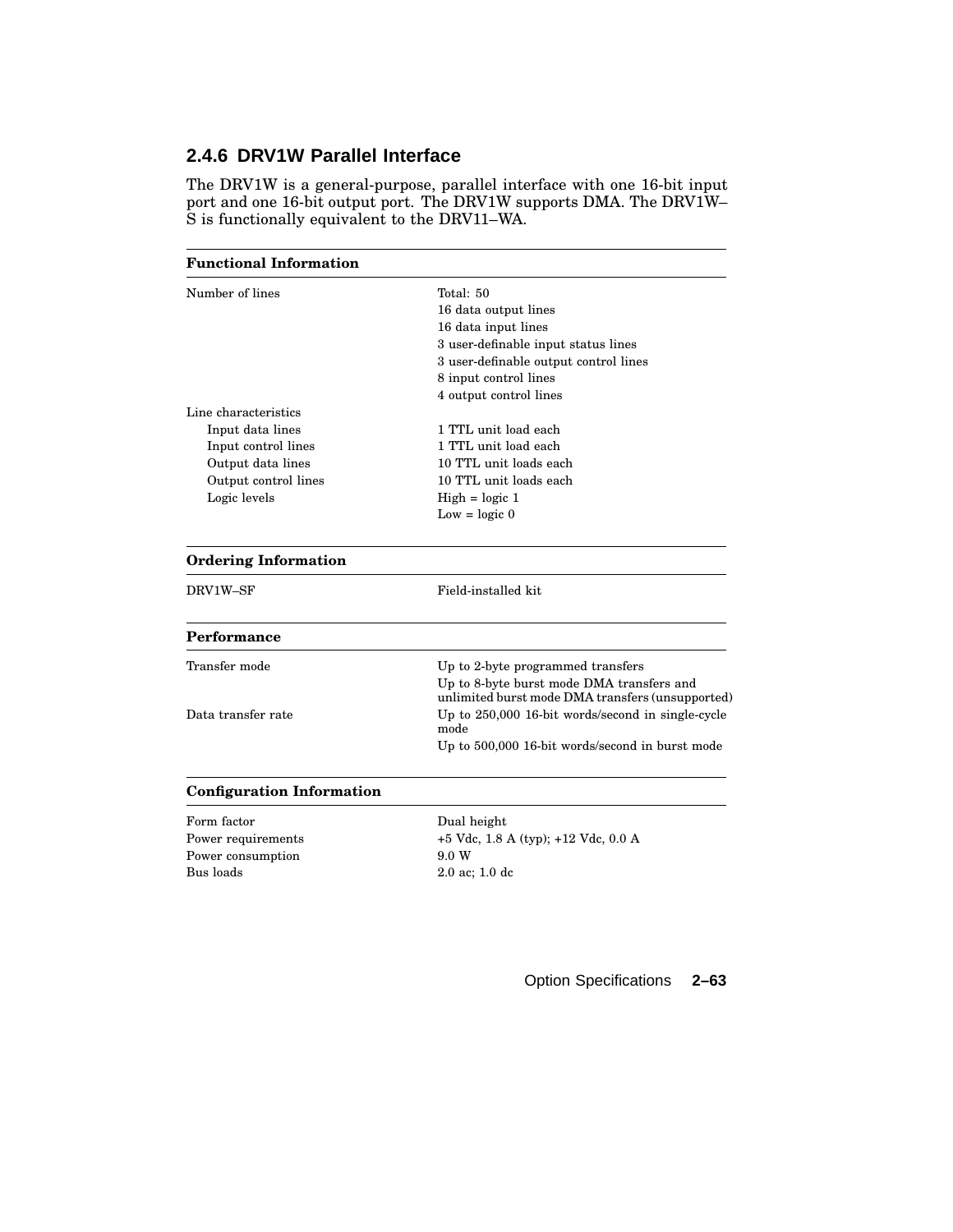### 2.4.6 DRV1W Parallel Interface

The DRV1W is a general-purpose, parallel interface with one 16-bit input port and one 16-bit output port. The DRV1W supports DMA. The DRV1W–S is functionally equivalent to the DRV11–WA.

| **Functional Information** | |
|---|---|
| Number of lines | Total: 50<br>16 data output lines<br>16 data input lines<br>3 user-definable input status lines<br>3 user-definable output control lines<br>8 input control lines<br>4 output control lines |
| Line characteristics | |
| Input data lines | 1 TTL unit load each |
| Input control lines | 1 TTL unit load each |
| Output data lines | 10 TTL unit loads each |
| Output control lines | 10 TTL unit loads each |
| Logic levels | High = logic 1<br>Low = logic 0 |

| **Ordering Information** | |
|---|---|
| DRV1W–SF | Field-installed kit |

| **Performance** | |
|---|---|
| Transfer mode | Up to 2-byte programmed transfers<br>Up to 8-byte burst mode DMA transfers and unlimited burst mode DMA transfers (unsupported) |
| Data transfer rate | Up to 250,000 16-bit words/second in single-cycle mode<br>Up to 500,000 16-bit words/second in burst mode |

| **Configuration Information** | |
|---|---|
| Form factor | Dual height |
| Power requirements | +5 Vdc, 1.8 A (typ); +12 Vdc, 0.0 A |
| Power consumption | 9.0 W |
| Bus loads | 2.0 ac; 1.0 dc |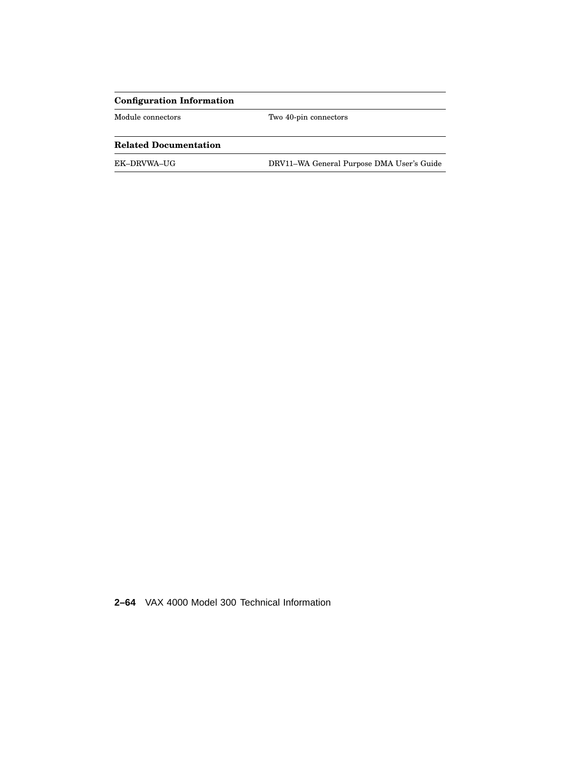| Configuration Information | |
|---|---|
| Module connectors | Two 40-pin connectors |

| Related Documentation | |
|---|---|
| EK–DRVWA–UG | DRV11–WA General Purpose DMA User's Guide |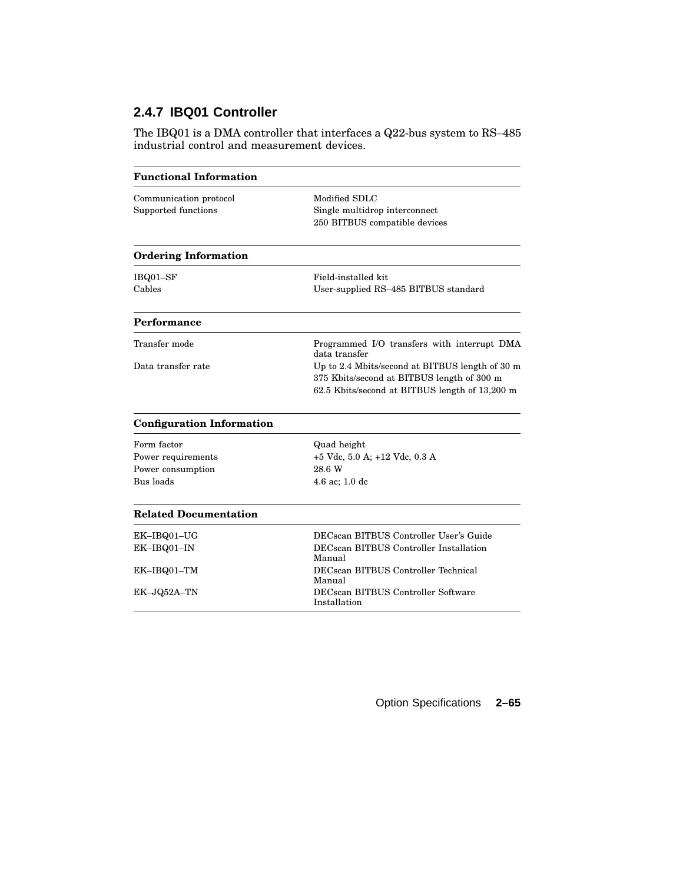### 2.4.7 IBQ01 Controller

The IBQ01 is a DMA controller that interfaces a Q22-bus system to RS–485 industrial control and measurement devices.

| **Functional Information** | |
|---|---|
| Communication protocol | Modified SDLC |
| Supported functions | Single multidrop interconnect |
| | 250 BITBUS compatible devices |

| **Ordering Information** | |
|---|---|
| IBQ01–SF | Field-installed kit |
| Cables | User-supplied RS–485 BITBUS standard |

| **Performance** | |
|---|---|
| Transfer mode | Programmed I/O transfers with interrupt DMA data transfer |
| Data transfer rate | Up to 2.4 Mbits/second at BITBUS length of 30 m |
| | 375 Kbits/second at BITBUS length of 300 m |
| | 62.5 Kbits/second at BITBUS length of 13,200 m |

| **Configuration Information** | |
|---|---|
| Form factor | Quad height |
| Power requirements | +5 Vdc, 5.0 A; +12 Vdc, 0.3 A |
| Power consumption | 28.6 W |
| Bus loads | 4.6 ac; 1.0 dc |

| **Related Documentation** | |
|---|---|
| EK–IBQ01–UG | DECscan BITBUS Controller User's Guide |
| EK–IBQ01–IN | DECscan BITBUS Controller Installation Manual |
| EK–IBQ01–TM | DECscan BITBUS Controller Technical Manual |
| EK–JQ52A–TN | DECscan BITBUS Controller Software Installation |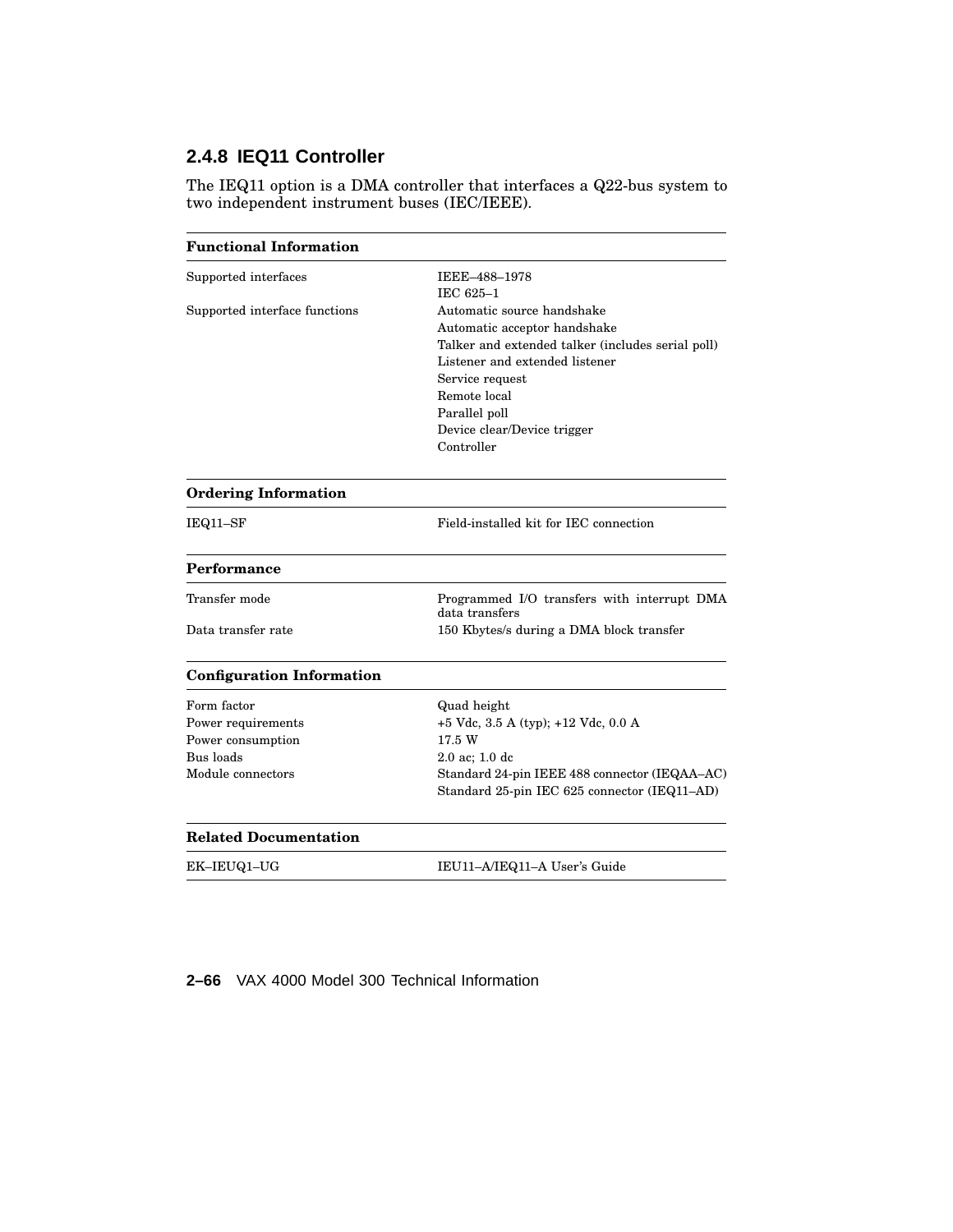### 2.4.8 IEQ11 Controller

The IEQ11 option is a DMA controller that interfaces a Q22-bus system to two independent instrument buses (IEC/IEEE).

| **Functional Information** | |
|---|---|
| Supported interfaces | IEEE–488–1978 |
| | IEC 625–1 |
| Supported interface functions | Automatic source handshake |
| | Automatic acceptor handshake |
| | Talker and extended talker (includes serial poll) |
| | Listener and extended listener |
| | Service request |
| | Remote local |
| | Parallel poll |
| | Device clear/Device trigger |
| | Controller |

| **Ordering Information** | |
|---|---|
| IEQ11–SF | Field-installed kit for IEC connection |

| **Performance** | |
|---|---|
| Transfer mode | Programmed I/O transfers with interrupt DMA data transfers |
| Data transfer rate | 150 Kbytes/s during a DMA block transfer |

| **Configuration Information** | |
|---|---|
| Form factor | Quad height |
| Power requirements | +5 Vdc, 3.5 A (typ); +12 Vdc, 0.0 A |
| Power consumption | 17.5 W |
| Bus loads | 2.0 ac; 1.0 dc |
| Module connectors | Standard 24-pin IEEE 488 connector (IEQAA–AC) |
| | Standard 25-pin IEC 625 connector (IEQ11–AD) |

| **Related Documentation** | |
|---|---|
| EK–IEUQ1–UG | IEU11–A/IEQ11–A User's Guide |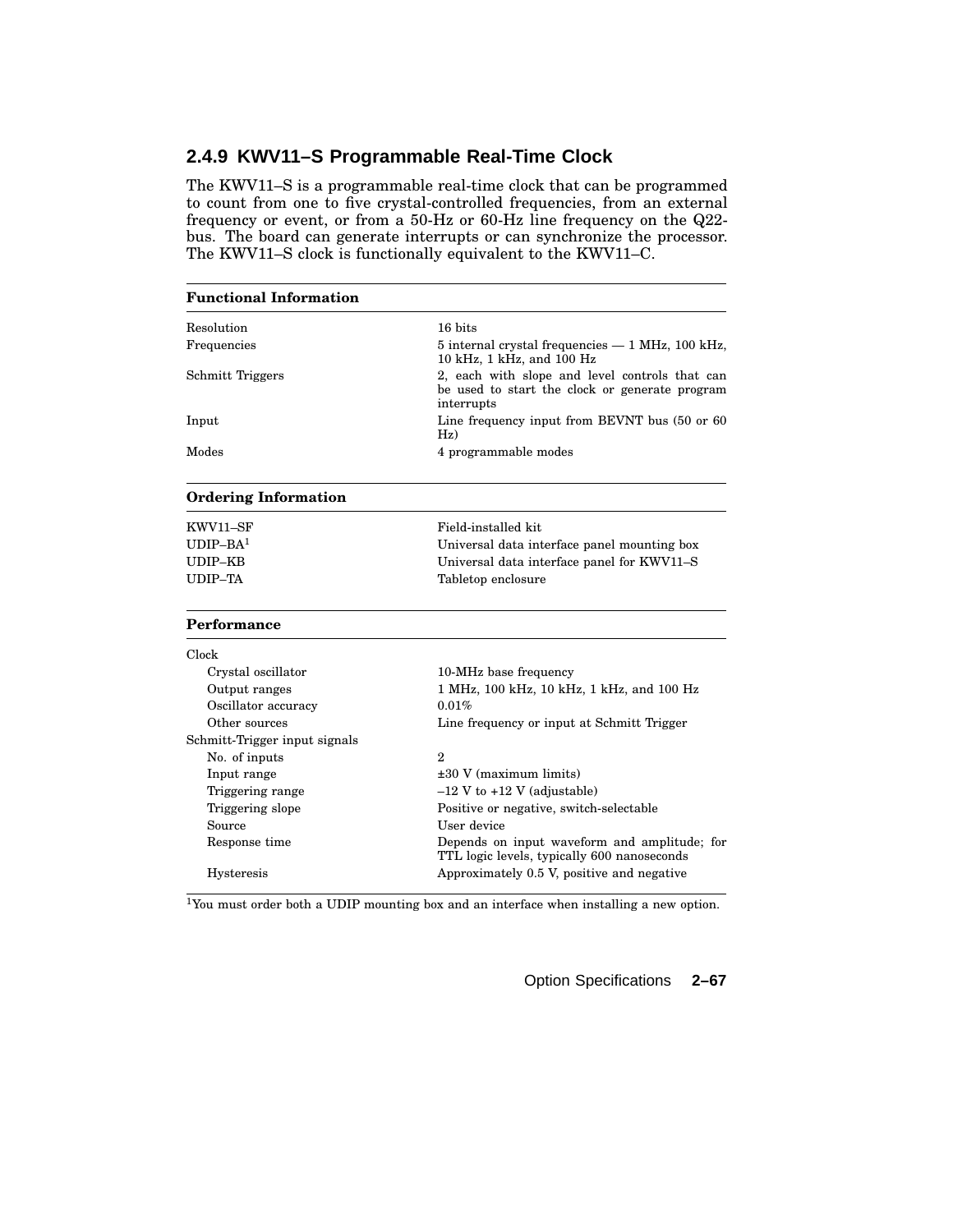### 2.4.9 KWV11–S Programmable Real-Time Clock

The KWV11–S is a programmable real-time clock that can be programmed to count from one to five crystal-controlled frequencies, from an external frequency or event, or from a 50-Hz or 60-Hz line frequency on the Q22-bus. The board can generate interrupts or can synchronize the processor. The KWV11–S clock is functionally equivalent to the KWV11–C.

| **Functional Information** | |
|---|---|
| Resolution | 16 bits |
| Frequencies | 5 internal crystal frequencies — 1 MHz, 100 kHz, 10 kHz, 1 kHz, and 100 Hz |
| Schmitt Triggers | 2, each with slope and level controls that can be used to start the clock or generate program interrupts |
| Input | Line frequency input from BEVNT bus (50 or 60 Hz) |
| Modes | 4 programmable modes |

| **Ordering Information** | |
|---|---|
| KWV11–SF | Field-installed kit |
| UDIP–BA[1] | Universal data interface panel mounting box |
| UDIP–KB | Universal data interface panel for KWV11–S |
| UDIP–TA | Tabletop enclosure |

| **Performance** | |
|---|---|
| Clock | |
| Crystal oscillator | 10-MHz base frequency |
| Output ranges | 1 MHz, 100 kHz, 10 kHz, 1 kHz, and 100 Hz |
| Oscillator accuracy | 0.01% |
| Other sources | Line frequency or input at Schmitt Trigger |
| Schmitt-Trigger input signals | |
| No. of inputs | 2 |
| Input range | ±30 V (maximum limits) |
| Triggering range | –12 V to +12 V (adjustable) |
| Triggering slope | Positive or negative, switch-selectable |
| Source | User device |
| Response time | Depends on input waveform and amplitude; for TTL logic levels, typically 600 nanoseconds |
| Hysteresis | Approximately 0.5 V, positive and negative |

[1]You must order both a UDIP mounting box and an interface when installing a new option.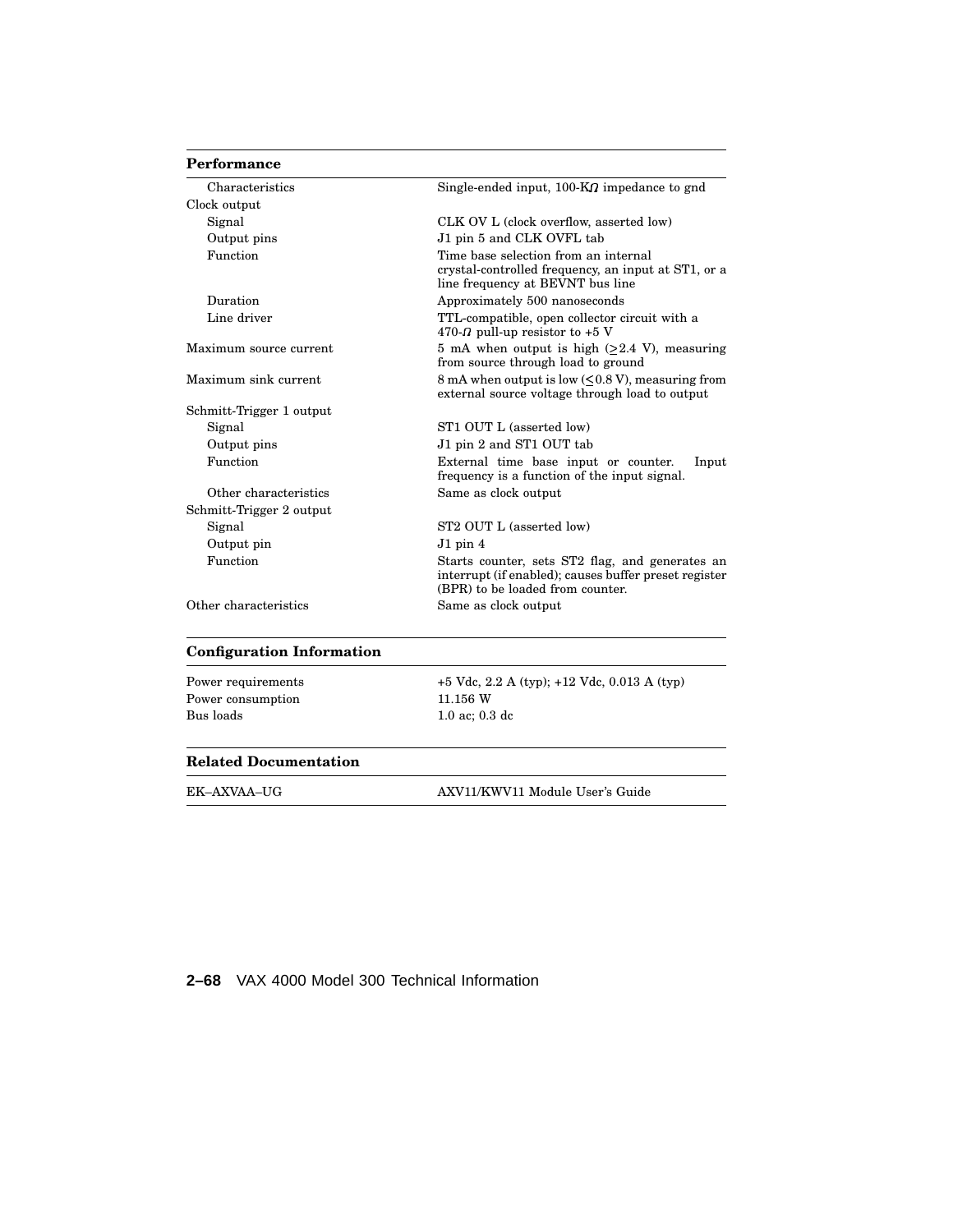| Performance | |
|---|---|
| Characteristics | Single-ended input, 100-KΩ impedance to gnd |
| Clock output | |
| Signal | CLK OV L (clock overflow, asserted low) |
| Output pins | J1 pin 5 and CLK OVFL tab |
| Function | Time base selection from an internal crystal-controlled frequency, an input at ST1, or a line frequency at BEVNT bus line |
| Duration | Approximately 500 nanoseconds |
| Line driver | TTL-compatible, open collector circuit with a 470-Ω pull-up resistor to +5 V |
| Maximum source current | 5 mA when output is high ($\geq$2.4 V), measuring from source through load to ground |
| Maximum sink current | 8 mA when output is low ($\leq$0.8 V), measuring from external source voltage through load to output |
| Schmitt-Trigger 1 output | |
| Signal | ST1 OUT L (asserted low) |
| Output pins | J1 pin 2 and ST1 OUT tab |
| Function | External time base input or counter. Input frequency is a function of the input signal. |
| Other characteristics | Same as clock output |
| Schmitt-Trigger 2 output | |
| Signal | ST2 OUT L (asserted low) |
| Output pin | J1 pin 4 |
| Function | Starts counter, sets ST2 flag, and generates an interrupt (if enabled); causes buffer preset register (BPR) to be loaded from counter. |
| Other characteristics | Same as clock output |

| Configuration Information | |
|---|---|
| Power requirements | +5 Vdc, 2.2 A (typ); +12 Vdc, 0.013 A (typ) |
| Power consumption | 11.156 W |
| Bus loads | 1.0 ac; 0.3 dc |

| Related Documentation | |
|---|---|
| EK–AXVAA–UG | AXV11/KWV11 Module User's Guide |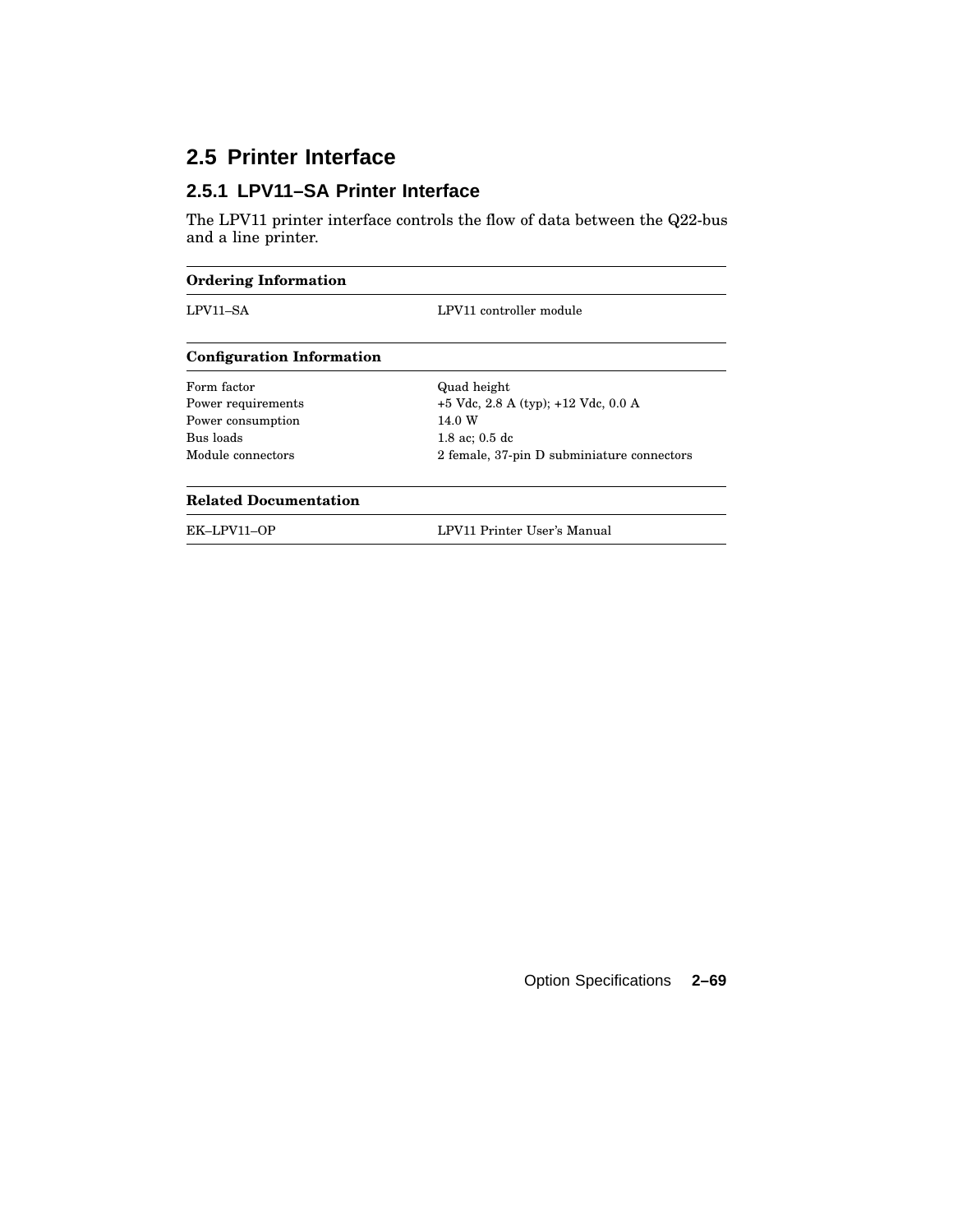## 2.5 Printer Interface

### 2.5.1 LPV11–SA Printer Interface

The LPV11 printer interface controls the flow of data between the Q22-bus and a line printer.

| **Ordering Information** | |
|---|---|
| LPV11–SA | LPV11 controller module |

| **Configuration Information** | |
|---|---|
| Form factor | Quad height |
| Power requirements | +5 Vdc, 2.8 A (typ); +12 Vdc, 0.0 A |
| Power consumption | 14.0 W |
| Bus loads | 1.8 ac; 0.5 dc |
| Module connectors | 2 female, 37-pin D subminiature connectors |

| **Related Documentation** | |
|---|---|
| EK–LPV11–OP | LPV11 Printer User's Manual |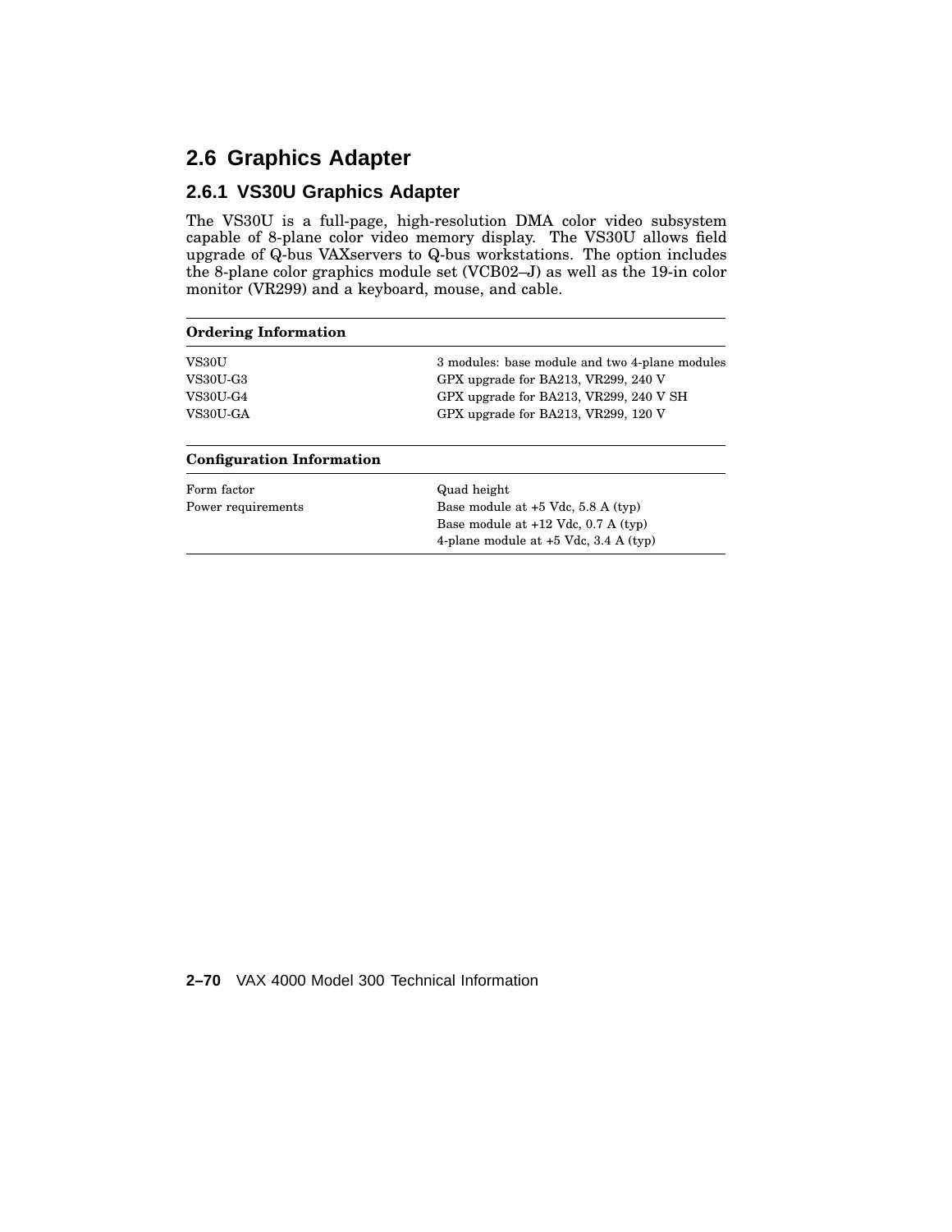## 2.6 Graphics Adapter

### 2.6.1 VS30U Graphics Adapter

The VS30U is a full-page, high-resolution DMA color video subsystem capable of 8-plane color video memory display. The VS30U allows field upgrade of Q-bus VAXservers to Q-bus workstations. The option includes the 8-plane color graphics module set (VCB02–J) as well as the 19-in color monitor (VR299) and a keyboard, mouse, and cable.

| **Ordering Information** | |
|---|---|
| VS30U | 3 modules: base module and two 4-plane modules |
| VS30U-G3 | GPX upgrade for BA213, VR299, 240 V |
| VS30U-G4 | GPX upgrade for BA213, VR299, 240 V SH |
| VS30U-GA | GPX upgrade for BA213, VR299, 120 V |

| **Configuration Information** | |
|---|---|
| Form factor | Quad height |
| Power requirements | Base module at +5 Vdc, 5.8 A (typ) |
| | Base module at +12 Vdc, 0.7 A (typ) |
| | 4-plane module at +5 Vdc, 3.4 A (typ) |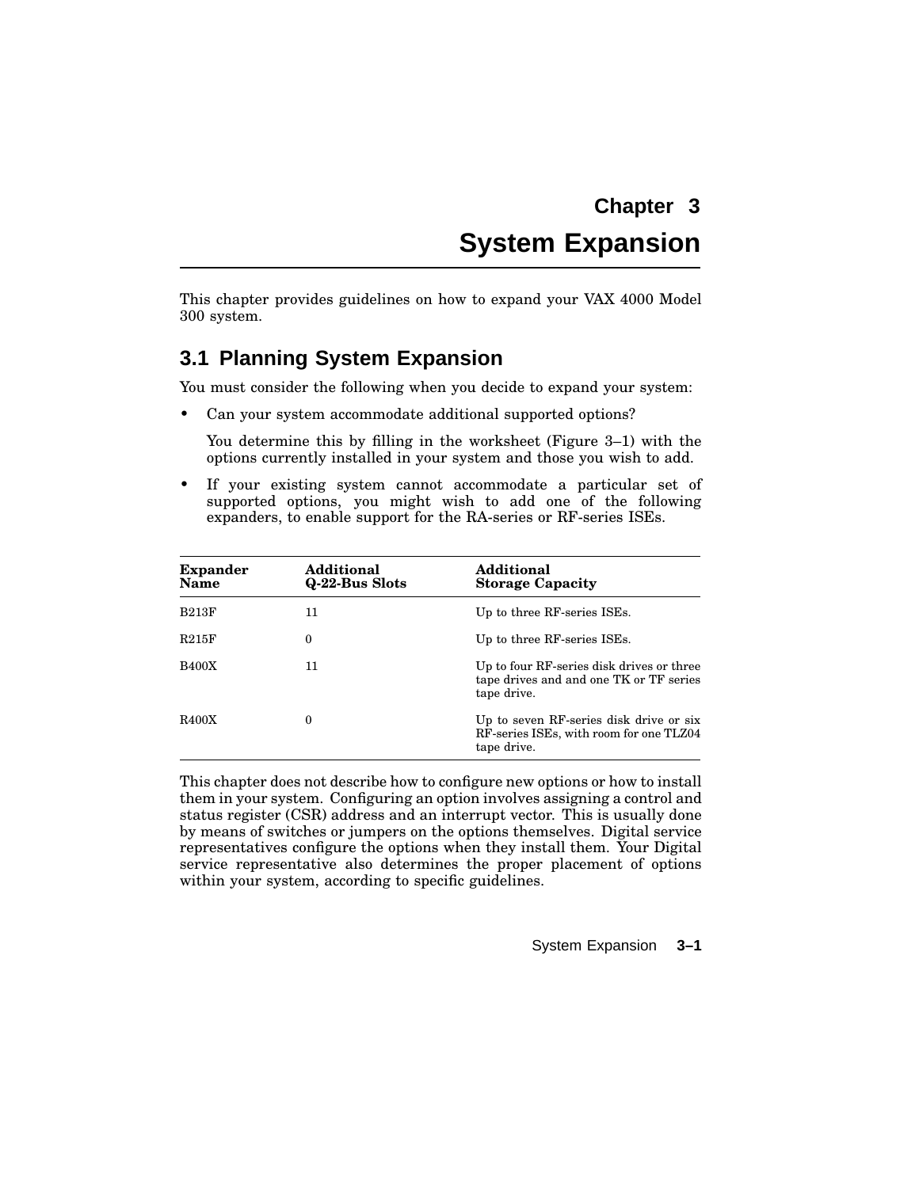# Chapter 3

# System Expansion

This chapter provides guidelines on how to expand your VAX 4000 Model 300 system.

## 3.1 Planning System Expansion

You must consider the following when you decide to expand your system:

- Can your system accommodate additional supported options?

  You determine this by filling in the worksheet (Figure 3–1) with the options currently installed in your system and those you wish to add.

- If your existing system cannot accommodate a particular set of supported options, you might wish to add one of the following expanders, to enable support for the RA-series or RF-series ISEs.

| Expander Name | Additional Q-22-Bus Slots | Additional Storage Capacity |
|---|---|---|
| B213F | 11 | Up to three RF-series ISEs. |
| R215F | 0 | Up to three RF-series ISEs. |
| B400X | 11 | Up to four RF-series disk drives or three tape drives and and one TK or TF series tape drive. |
| R400X | 0 | Up to seven RF-series disk drive or six RF-series ISEs, with room for one TLZ04 tape drive. |

This chapter does not describe how to configure new options or how to install them in your system. Configuring an option involves assigning a control and status register (CSR) address and an interrupt vector. This is usually done by means of switches or jumpers on the options themselves. Digital service representatives configure the options when they install them. Your Digital service representative also determines the proper placement of options within your system, according to specific guidelines.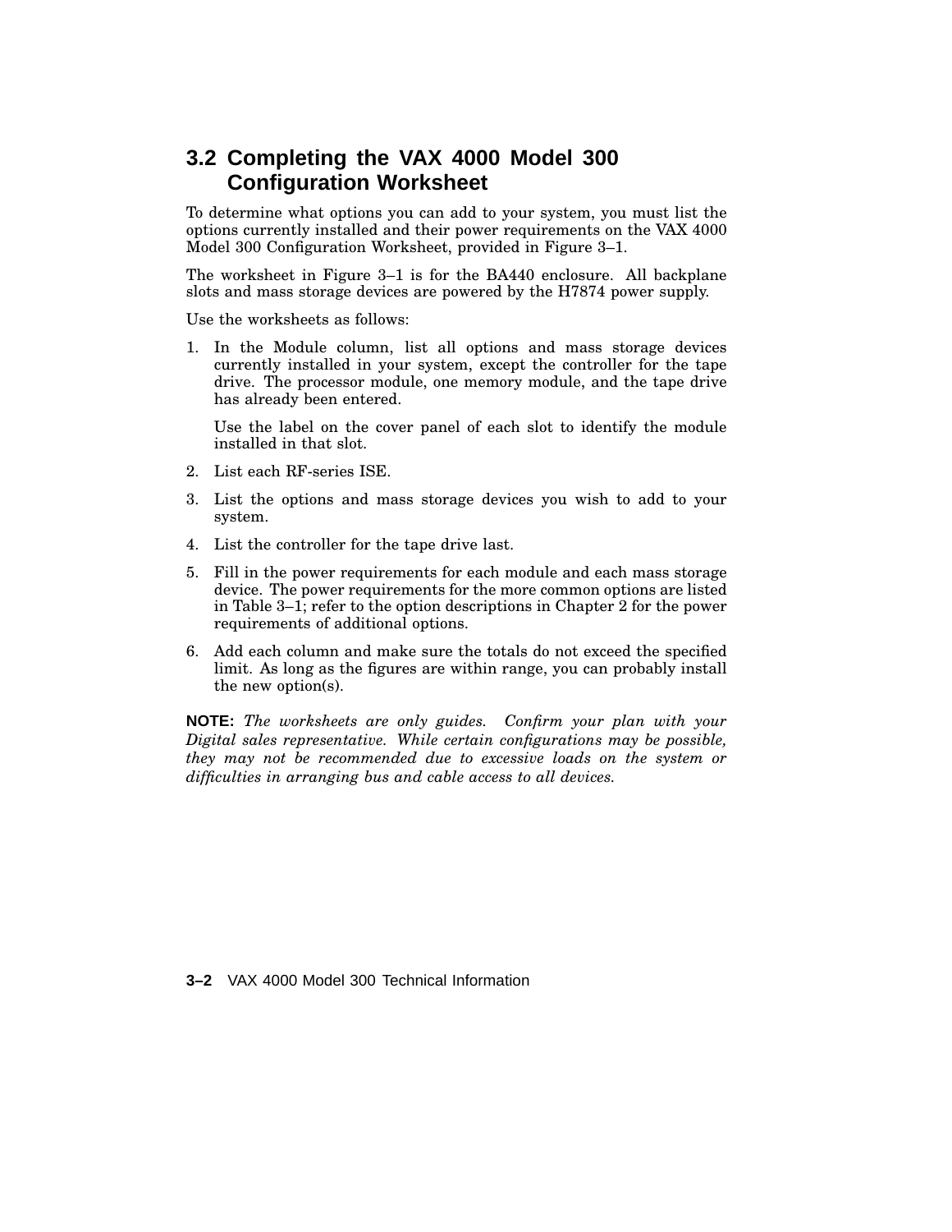## 3.2 Completing the VAX 4000 Model 300 Configuration Worksheet

To determine what options you can add to your system, you must list the options currently installed and their power requirements on the VAX 4000 Model 300 Configuration Worksheet, provided in Figure 3–1.

The worksheet in Figure 3–1 is for the BA440 enclosure. All backplane slots and mass storage devices are powered by the H7874 power supply.

Use the worksheets as follows:

1. In the Module column, list all options and mass storage devices currently installed in your system, except the controller for the tape drive. The processor module, one memory module, and the tape drive has already been entered.

   Use the label on the cover panel of each slot to identify the module installed in that slot.

2. List each RF-series ISE.
3. List the options and mass storage devices you wish to add to your system.
4. List the controller for the tape drive last.
5. Fill in the power requirements for each module and each mass storage device. The power requirements for the more common options are listed in Table 3–1; refer to the option descriptions in Chapter 2 for the power requirements of additional options.
6. Add each column and make sure the totals do not exceed the specified limit. As long as the figures are within range, you can probably install the new option(s).

**NOTE:** *The worksheets are only guides. Confirm your plan with your Digital sales representative. While certain configurations may be possible, they may not be recommended due to excessive loads on the system or difficulties in arranging bus and cable access to all devices.*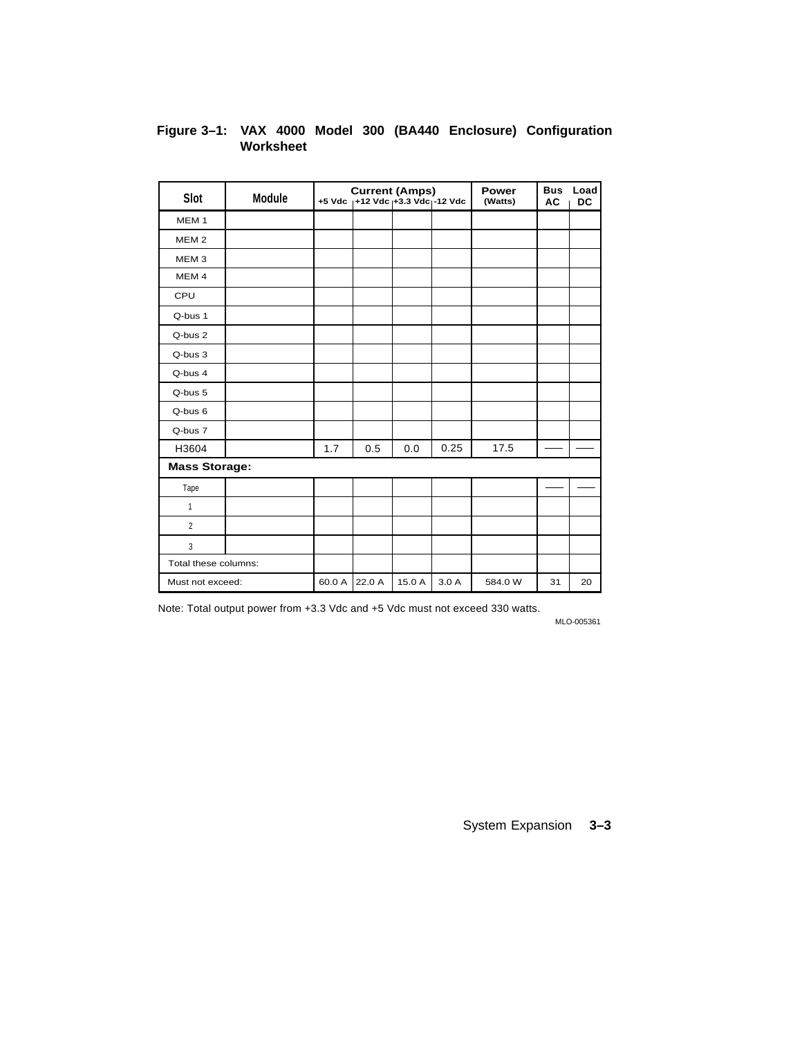**Figure 3–1: VAX 4000 Model 300 (BA440 Enclosure) Configuration Worksheet**

| Slot | Module | Current (Amps) +5 Vdc | +12 Vdc | +3.3 Vdc | -12 Vdc | Power (Watts) | Bus AC | Load DC |
|---|---|---|---|---|---|---|---|---|
| MEM 1 | | | | | | | | |
| MEM 2 | | | | | | | | |
| MEM 3 | | | | | | | | |
| MEM 4 | | | | | | | | |
| CPU | | | | | | | | |
| Q-bus 1 | | | | | | | | |
| Q-bus 2 | | | | | | | | |
| Q-bus 3 | | | | | | | | |
| Q-bus 4 | | | | | | | | |
| Q-bus 5 | | | | | | | | |
| Q-bus 6 | | | | | | | | |
| Q-bus 7 | | | | | | | | |
| H3604 | | 1.7 | 0.5 | 0.0 | 0.25 | 17.5 | — | — |
| **Mass Storage:** | | | | | | | | |
| Tape | | | | | | | — | — |
| 1 | | | | | | | | |
| 2 | | | | | | | | |
| 3 | | | | | | | | |
| Total these columns: | | | | | | | | |
| Must not exceed: | | 60.0 A | 22.0 A | 15.0 A | 3.0 A | 584.0 W | 31 | 20 |

Note: Total output power from +3.3 Vdc and +5 Vdc must not exceed 330 watts.

MLO-005361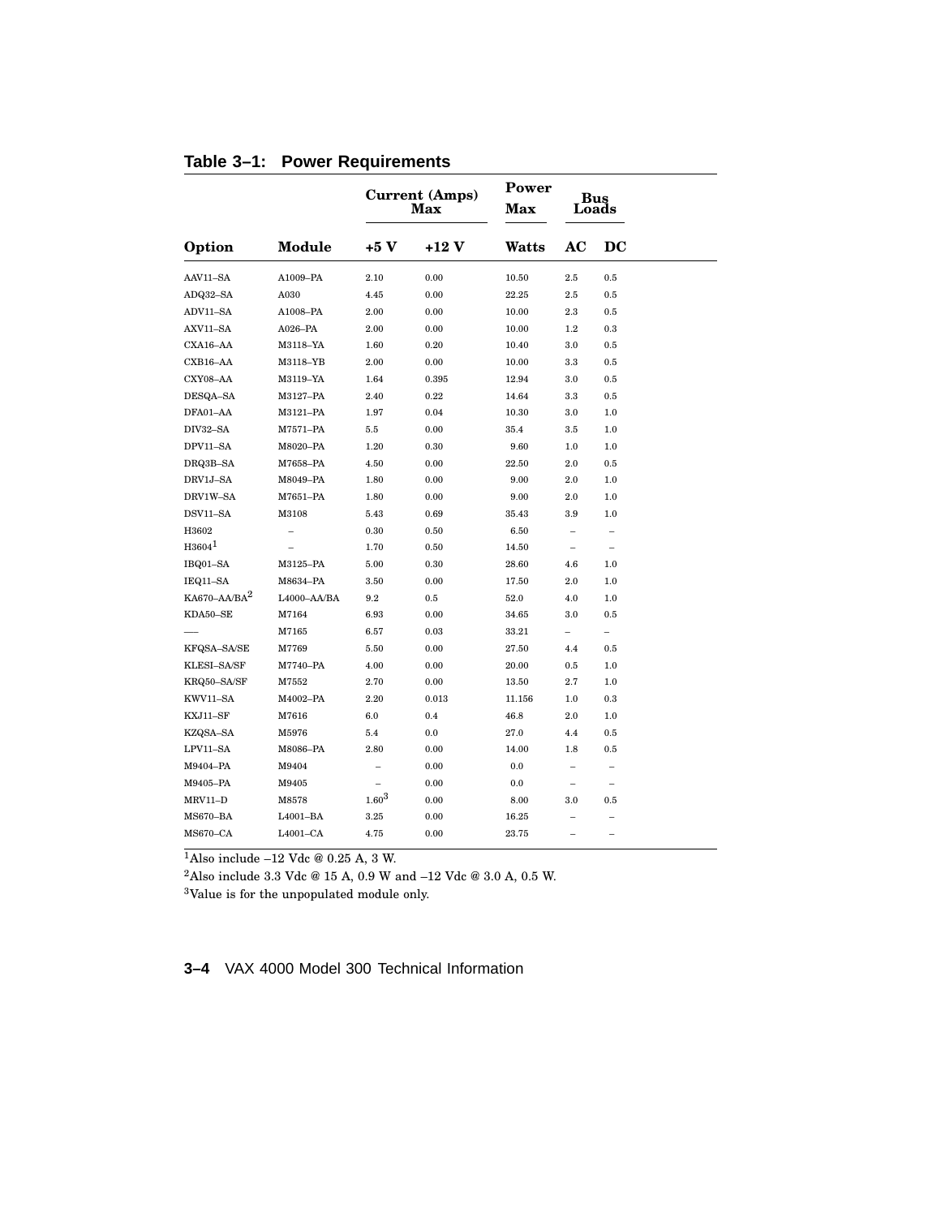**Table 3–1: Power Requirements**

| | | Current (Amps) Max | | Power Max | Bus Loads | |
|---|---|---|---|---|---|---|
| Option | Module | +5 V | +12 V | Watts | AC | DC |
| AAV11–SA | A1009–PA | 2.10 | 0.00 | 10.50 | 2.5 | 0.5 |
| ADQ32–SA | A030 | 4.45 | 0.00 | 22.25 | 2.5 | 0.5 |
| ADV11–SA | A1008–PA | 2.00 | 0.00 | 10.00 | 2.3 | 0.5 |
| AXV11–SA | A026–PA | 2.00 | 0.00 | 10.00 | 1.2 | 0.3 |
| CXA16–AA | M3118–YA | 1.60 | 0.20 | 10.40 | 3.0 | 0.5 |
| CXB16–AA | M3118–YB | 2.00 | 0.00 | 10.00 | 3.3 | 0.5 |
| CXY08–AA | M3119–YA | 1.64 | 0.395 | 12.94 | 3.0 | 0.5 |
| DESQA–SA | M3127–PA | 2.40 | 0.22 | 14.64 | 3.3 | 0.5 |
| DFA01–AA | M3121–PA | 1.97 | 0.04 | 10.30 | 3.0 | 1.0 |
| DIV32–SA | M7571–PA | 5.5 | 0.00 | 35.4 | 3.5 | 1.0 |
| DPV11–SA | M8020–PA | 1.20 | 0.30 | 9.60 | 1.0 | 1.0 |
| DRQ3B–SA | M7658–PA | 4.50 | 0.00 | 22.50 | 2.0 | 0.5 |
| DRV1J–SA | M8049–PA | 1.80 | 0.00 | 9.00 | 2.0 | 1.0 |
| DRV1W–SA | M7651–PA | 1.80 | 0.00 | 9.00 | 2.0 | 1.0 |
| DSV11–SA | M3108 | 5.43 | 0.69 | 35.43 | 3.9 | 1.0 |
| H3602 | – | 0.30 | 0.50 | 6.50 | – | – |
| H3604[1] | – | 1.70 | 0.50 | 14.50 | – | – |
| IBQ01–SA | M3125–PA | 5.00 | 0.30 | 28.60 | 4.6 | 1.0 |
| IEQ11–SA | M8634–PA | 3.50 | 0.00 | 17.50 | 2.0 | 1.0 |
| KA670–AA/BA[2] | L4000–AA/BA | 9.2 | 0.5 | 52.0 | 4.0 | 1.0 |
| KDA50–SE | M7164 | 6.93 | 0.00 | 34.65 | 3.0 | 0.5 |
| — | M7165 | 6.57 | 0.03 | 33.21 | – | – |
| KFQSA–SA/SE | M7769 | 5.50 | 0.00 | 27.50 | 4.4 | 0.5 |
| KLESI–SA/SF | M7740–PA | 4.00 | 0.00 | 20.00 | 0.5 | 1.0 |
| KRQ50–SA/SF | M7552 | 2.70 | 0.00 | 13.50 | 2.7 | 1.0 |
| KWV11–SA | M4002–PA | 2.20 | 0.013 | 11.156 | 1.0 | 0.3 |
| KXJ11–SF | M7616 | 6.0 | 0.4 | 46.8 | 2.0 | 1.0 |
| KZQSA–SA | M5976 | 5.4 | 0.0 | 27.0 | 4.4 | 0.5 |
| LPV11–SA | M8086–PA | 2.80 | 0.00 | 14.00 | 1.8 | 0.5 |
| M9404–PA | M9404 | – | 0.00 | 0.0 | – | – |
| M9405–PA | M9405 | – | 0.00 | 0.0 | – | – |
| MRV11–D | M8578 | 1.60[3] | 0.00 | 8.00 | 3.0 | 0.5 |
| MS670–BA | L4001–BA | 3.25 | 0.00 | 16.25 | – | – |
| MS670–CA | L4001–CA | 4.75 | 0.00 | 23.75 | – | – |

[1]Also include –12 Vdc @ 0.25 A, 3 W.

[2]Also include 3.3 Vdc @ 15 A, 0.9 W and –12 Vdc @ 3.0 A, 0.5 W.

[3]Value is for the unpopulated module only.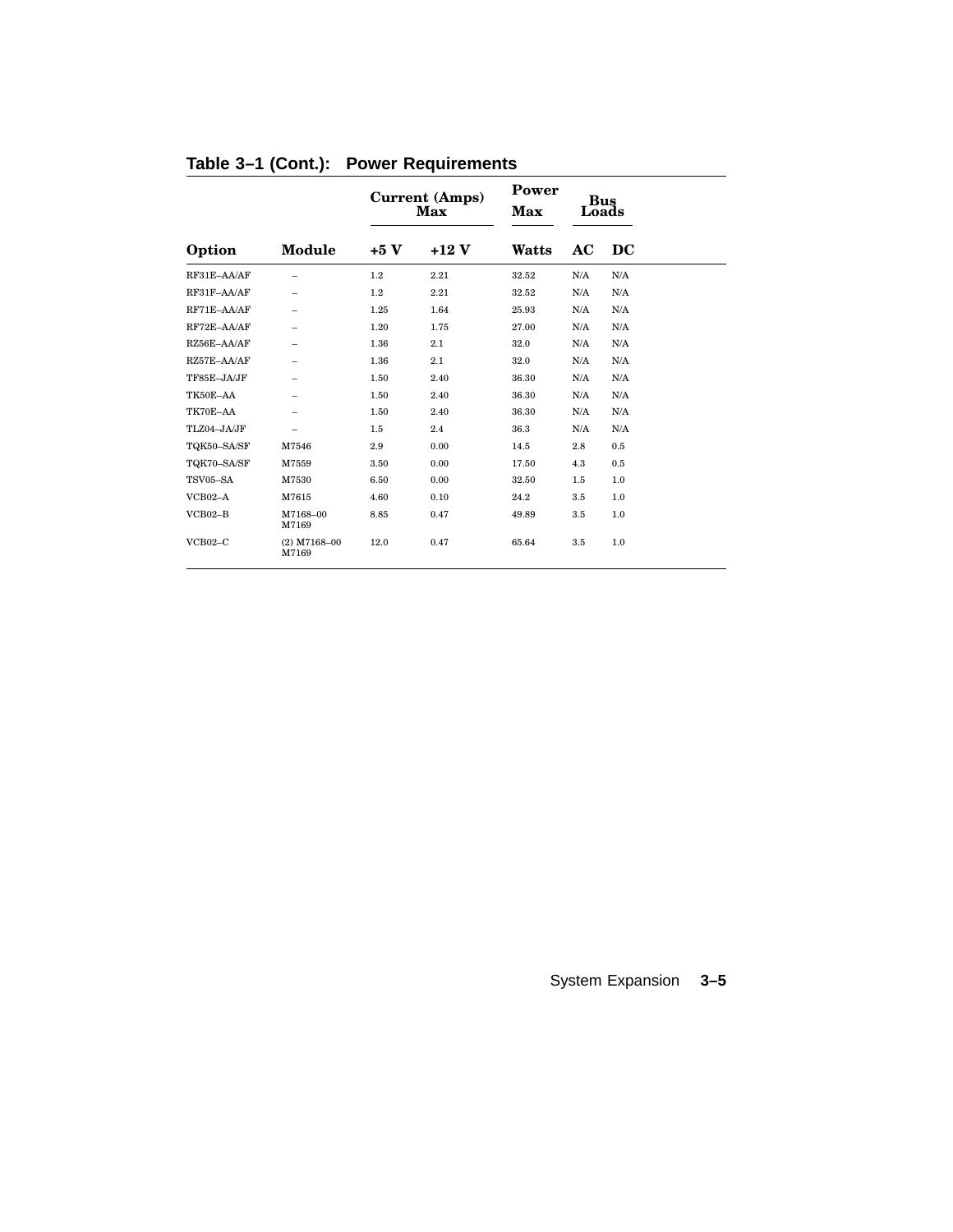**Table 3–1 (Cont.): Power Requirements**

| | | Current (Amps) Max | | Power Max | Bus Loads | |
|---|---|---|---|---|---|---|
| **Option** | **Module** | **+5 V** | **+12 V** | **Watts** | **AC** | **DC** |
| RF31E–AA/AF | – | 1.2 | 2.21 | 32.52 | N/A | N/A |
| RF31F–AA/AF | – | 1.2 | 2.21 | 32.52 | N/A | N/A |
| RF71E–AA/AF | – | 1.25 | 1.64 | 25.93 | N/A | N/A |
| RF72E–AA/AF | – | 1.20 | 1.75 | 27.00 | N/A | N/A |
| RZ56E–AA/AF | – | 1.36 | 2.1 | 32.0 | N/A | N/A |
| RZ57E–AA/AF | – | 1.36 | 2.1 | 32.0 | N/A | N/A |
| TF85E–JA/JF | – | 1.50 | 2.40 | 36.30 | N/A | N/A |
| TK50E–AA | – | 1.50 | 2.40 | 36.30 | N/A | N/A |
| TK70E–AA | – | 1.50 | 2.40 | 36.30 | N/A | N/A |
| TLZ04–JA/JF | – | 1.5 | 2.4 | 36.3 | N/A | N/A |
| TQK50–SA/SF | M7546 | 2.9 | 0.00 | 14.5 | 2.8 | 0.5 |
| TQK70–SA/SF | M7559 | 3.50 | 0.00 | 17.50 | 4.3 | 0.5 |
| TSV05–SA | M7530 | 6.50 | 0.00 | 32.50 | 1.5 | 1.0 |
| VCB02–A | M7615 | 4.60 | 0.10 | 24.2 | 3.5 | 1.0 |
| VCB02–B | M7168–00 M7169 | 8.85 | 0.47 | 49.89 | 3.5 | 1.0 |
| VCB02–C | (2) M7168–00 M7169 | 12.0 | 0.47 | 65.64 | 3.5 | 1.0 |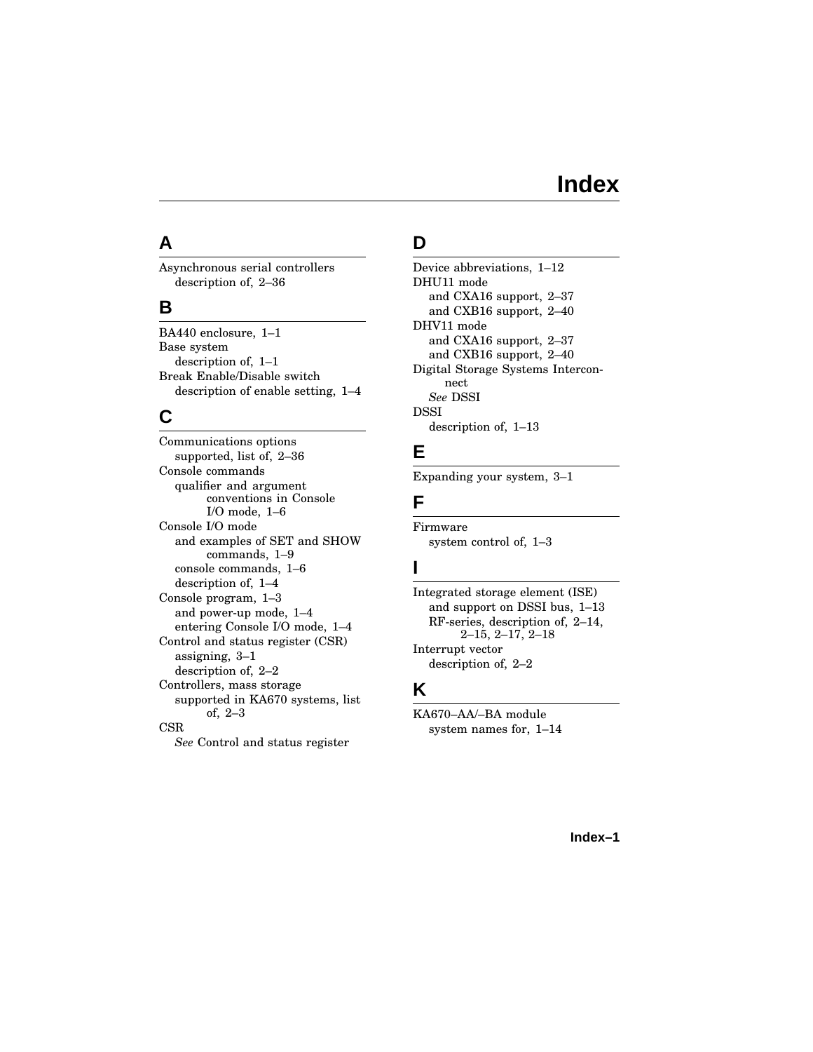# Index

## A

Asynchronous serial controllers
  description of, 2–36

## B

BA440 enclosure, 1–1
Base system
  description of, 1–1
Break Enable/Disable switch
  description of enable setting, 1–4

## C

Communications options
  supported, list of, 2–36
Console commands
  qualifier and argument conventions in Console I/O mode, 1–6
Console I/O mode
  and examples of SET and SHOW commands, 1–9
  console commands, 1–6
  description of, 1–4
Console program, 1–3
  and power-up mode, 1–4
  entering Console I/O mode, 1–4
Control and status register (CSR)
  assigning, 3–1
  description of, 2–2
Controllers, mass storage
  supported in KA670 systems, list of, 2–3
CSR
  *See* Control and status register

## D

Device abbreviations, 1–12
DHU11 mode
  and CXA16 support, 2–37
  and CXB16 support, 2–40
DHV11 mode
  and CXA16 support, 2–37
  and CXB16 support, 2–40
Digital Storage Systems Interconnect
  *See* DSSI
DSSI
  description of, 1–13

## E

Expanding your system, 3–1

## F

Firmware
  system control of, 1–3

## I

Integrated storage element (ISE)
  and support on DSSI bus, 1–13
  RF-series, description of, 2–14, 2–15, 2–17, 2–18
Interrupt vector
  description of, 2–2

## K

KA670–AA/–BA module
  system names for, 1–14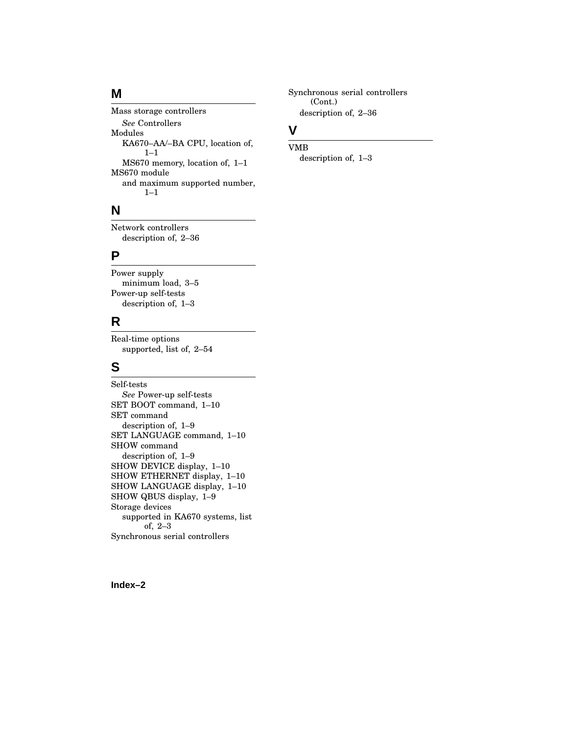## M

Mass storage controllers
  *See* Controllers
Modules
  KA670–AA/–BA CPU, location of, 1–1
  MS670 memory, location of, 1–1
MS670 module
  and maximum supported number, 1–1

## N

Network controllers
  description of, 2–36

## P

Power supply
  minimum load, 3–5
Power-up self-tests
  description of, 1–3

## R

Real-time options
  supported, list of, 2–54

## S

Self-tests
  *See* Power-up self-tests
SET BOOT command, 1–10
SET command
  description of, 1–9
SET LANGUAGE command, 1–10
SHOW command
  description of, 1–9
SHOW DEVICE display, 1–10
SHOW ETHERNET display, 1–10
SHOW LANGUAGE display, 1–10
SHOW QBUS display, 1–9
Storage devices
  supported in KA670 systems, list of, 2–3
Synchronous serial controllers
  description of, 2–36

## V

VMB
  description of, 1–3